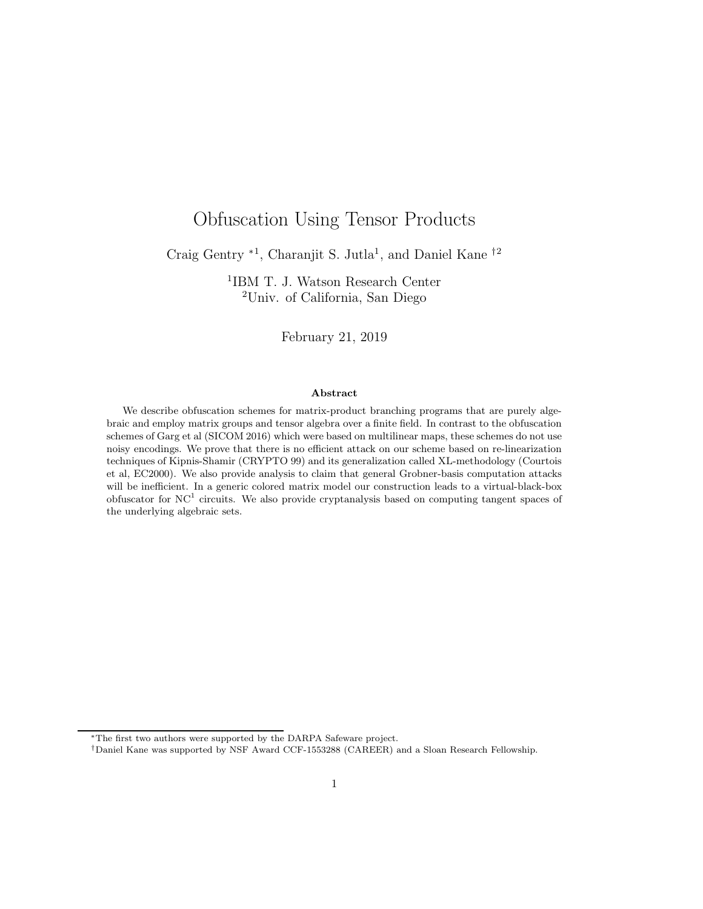# Obfuscation Using Tensor Products

Craig Gentry *[1], Charanjit S. Jutla[1], and Daniel Kane †[2]

[1]IBM T. J. Watson Research Center
[2]Univ. of California, San Diego

February 21, 2019

### Abstract

We describe obfuscation schemes for matrix-product branching programs that are purely algebraic and employ matrix groups and tensor algebra over a finite field. In contrast to the obfuscation schemes of Garg et al (SICOM 2016) which were based on multilinear maps, these schemes do not use noisy encodings. We prove that there is no efficient attack on our scheme based on re-linearization techniques of Kipnis-Shamir (CRYPTO 99) and its generalization called XL-methodology (Courtois et al, EC2000). We also provide analysis to claim that general Grobner-basis computation attacks will be inefficient. In a generic colored matrix model our construction leads to a virtual-black-box obfuscator for $\mathrm{NC}^1$ circuits. We also provide cryptanalysis based on computing tangent spaces of the underlying algebraic sets.

---

*The first two authors were supported by the DARPA Safeware project.

†Daniel Kane was supported by NSF Award CCF-1553288 (CAREER) and a Sloan Research Fellowship.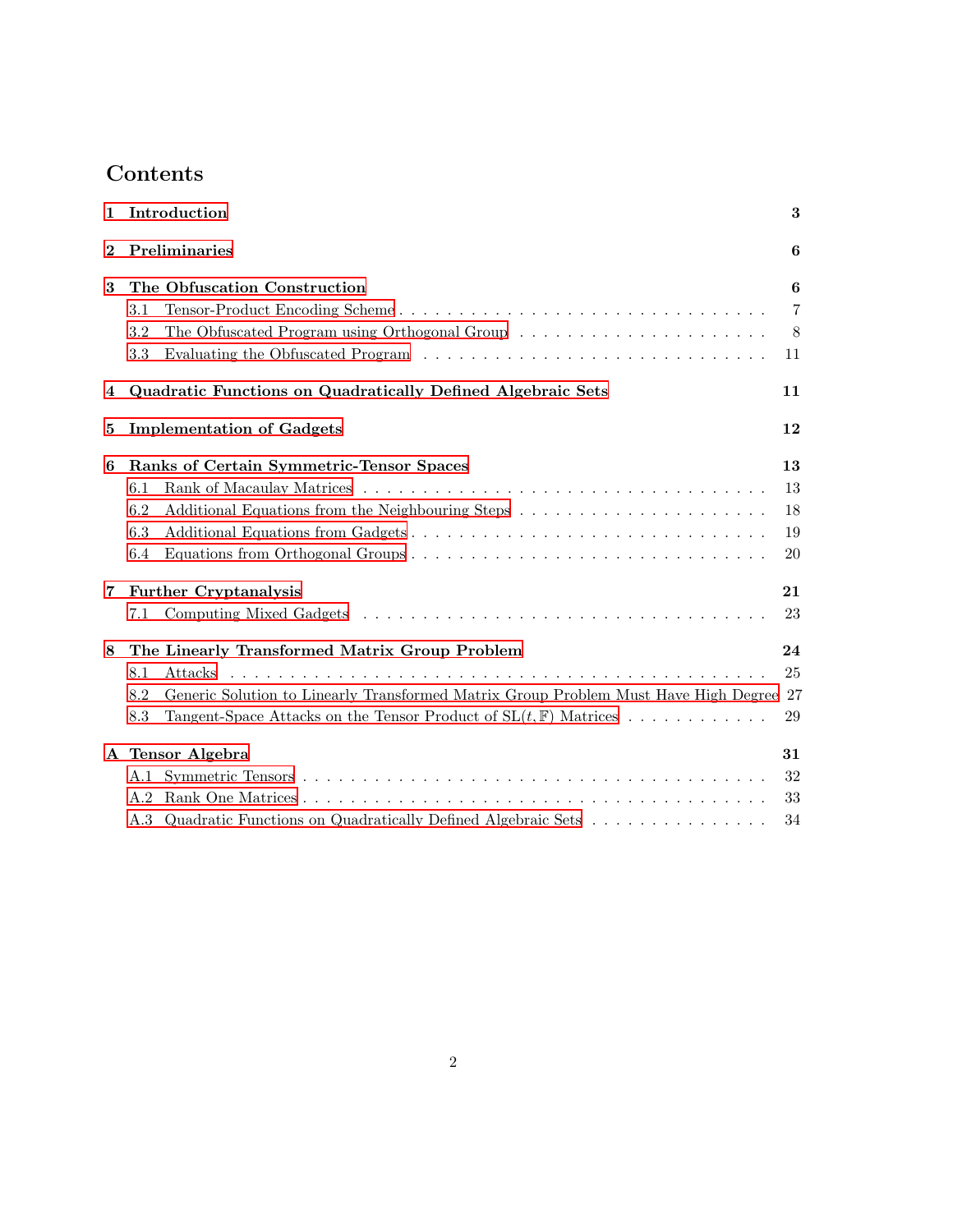# Contents

**1 Introduction** 3

**2 Preliminaries** 6

**3 The Obfuscation Construction** 6

- 3.1 Tensor-Product Encoding Scheme 7
- 3.2 The Obfuscated Program using Orthogonal Group 8
- 3.3 Evaluating the Obfuscated Program 11

**4 Quadratic Functions on Quadratically Defined Algebraic Sets** 11

**5 Implementation of Gadgets** 12

**6 Ranks of Certain Symmetric-Tensor Spaces** 13

- 6.1 Rank of Macaulay Matrices 13
- 6.2 Additional Equations from the Neighbouring Steps 18
- 6.3 Additional Equations from Gadgets 19
- 6.4 Equations from Orthogonal Groups 20

**7 Further Cryptanalysis** 21

- 7.1 Computing Mixed Gadgets 23

**8 The Linearly Transformed Matrix Group Problem** 24

- 8.1 Attacks 25
- 8.2 Generic Solution to Linearly Transformed Matrix Group Problem Must Have High Degree 27
- 8.3 Tangent-Space Attacks on the Tensor Product of $\mathrm{SL}(t, \mathbb{F})$ Matrices 29

**A Tensor Algebra** 31

- A.1 Symmetric Tensors 32
- A.2 Rank One Matrices 33
- A.3 Quadratic Functions on Quadratically Defined Algebraic Sets 34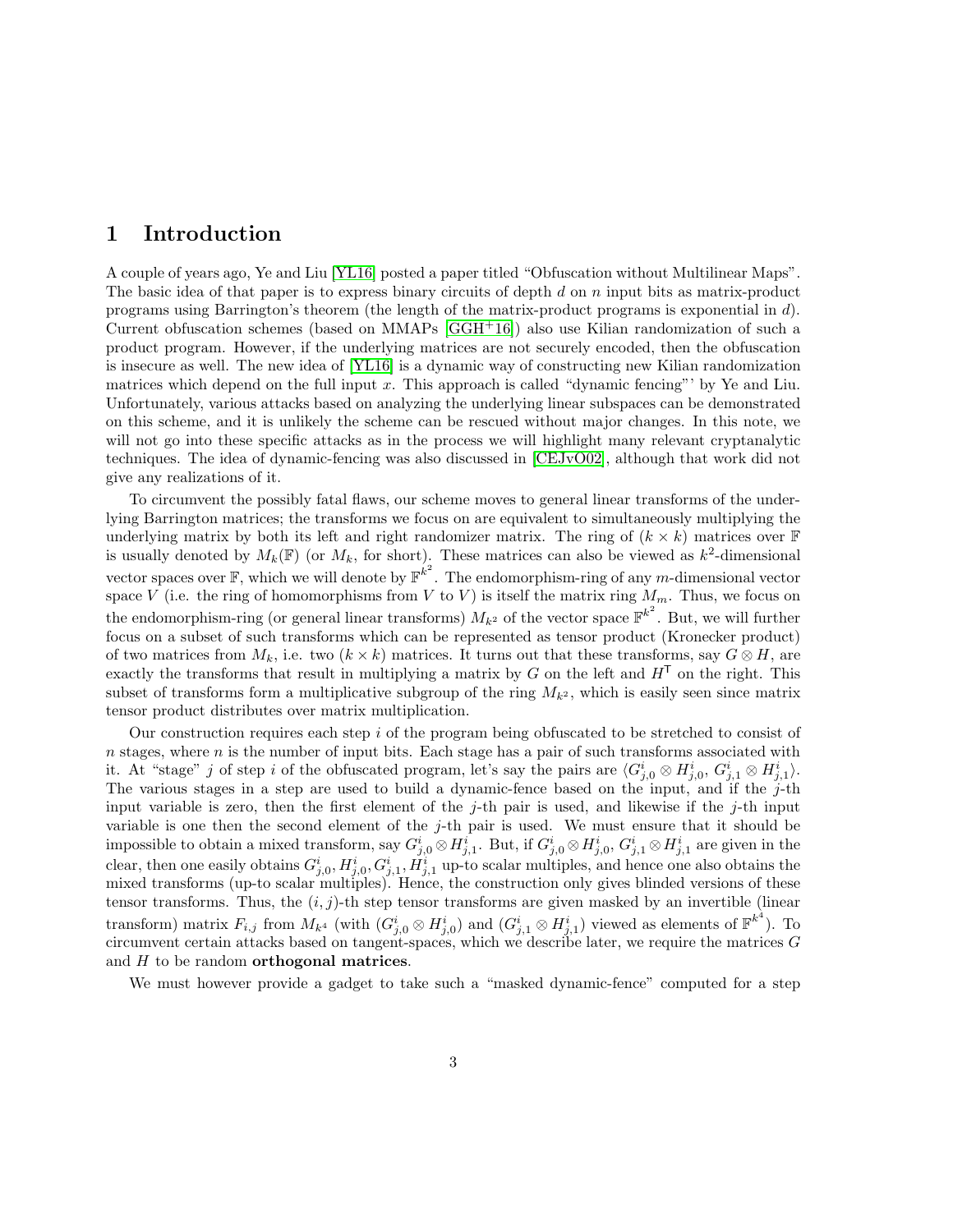# 1 Introduction

A couple of years ago, Ye and Liu [YL16] posted a paper titled "Obfuscation without Multilinear Maps". The basic idea of that paper is to express binary circuits of depth $d$ on $n$ input bits as matrix-product programs using Barrington's theorem (the length of the matrix-product programs is exponential in $d$). Current obfuscation schemes (based on MMAPs [GGH+16]) also use Kilian randomization of such a product program. However, if the underlying matrices are not securely encoded, then the obfuscation is insecure as well. The new idea of [YL16] is a dynamic way of constructing new Kilian randomization matrices which depend on the full input $x$. This approach is called "dynamic fencing"' by Ye and Liu. Unfortunately, various attacks based on analyzing the underlying linear subspaces can be demonstrated on this scheme, and it is unlikely the scheme can be rescued without major changes. In this note, we will not go into these specific attacks as in the process we will highlight many relevant cryptanalytic techniques. The idea of dynamic-fencing was also discussed in [CEJvO02], although that work did not give any realizations of it.

To circumvent the possibly fatal flaws, our scheme moves to general linear transforms of the underlying Barrington matrices; the transforms we focus on are equivalent to simultaneously multiplying the underlying matrix by both its left and right randomizer matrix. The ring of $(k \times k)$ matrices over $\mathbb{F}$ is usually denoted by $M_k(\mathbb{F})$ (or $M_k$, for short). These matrices can also be viewed as $k^2$-dimensional vector spaces over $\mathbb{F}$, which we will denote by $\mathbb{F}^{k^2}$. The endomorphism-ring of any $m$-dimensional vector space $V$ (i.e. the ring of homomorphisms from $V$ to $V$) is itself the matrix ring $M_m$. Thus, we focus on the endomorphism-ring (or general linear transforms) $M_{k^2}$ of the vector space $\mathbb{F}^{k^2}$. But, we will further focus on a subset of such transforms which can be represented as tensor product (Kronecker product) of two matrices from $M_k$, i.e. two $(k \times k)$ matrices. It turns out that these transforms, say $G \otimes H$, are exactly the transforms that result in multiplying a matrix by $G$ on the left and $H^{\mathsf{T}}$ on the right. This subset of transforms form a multiplicative subgroup of the ring $M_{k^2}$, which is easily seen since matrix tensor product distributes over matrix multiplication.

Our construction requires each step $i$ of the program being obfuscated to be stretched to consist of $n$ stages, where $n$ is the number of input bits. Each stage has a pair of such transforms associated with it. At "stage" $j$ of step $i$ of the obfuscated program, let's say the pairs are $\langle G^i_{j,0} \otimes H^i_{j,0},\, G^i_{j,1} \otimes H^i_{j,1} \rangle$. The various stages in a step are used to build a dynamic-fence based on the input, and if the $j$-th input variable is zero, then the first element of the $j$-th pair is used, and likewise if the $j$-th input variable is one then the second element of the $j$-th pair is used. We must ensure that it should be impossible to obtain a mixed transform, say $G^i_{j,0} \otimes H^i_{j,1}$. But, if $G^i_{j,0} \otimes H^i_{j,0}$, $G^i_{j,1} \otimes H^i_{j,1}$ are given in the clear, then one easily obtains $G^i_{j,0}, H^i_{j,0}, G^i_{j,1}, H^i_{j,1}$ up-to scalar multiples, and hence one also obtains the mixed transforms (up-to scalar multiples). Hence, the construction only gives blinded versions of these tensor transforms. Thus, the $(i,j)$-th step tensor transforms are given masked by an invertible (linear transform) matrix $F_{i,j}$ from $M_{k^4}$ (with $(G^i_{j,0} \otimes H^i_{j,0})$ and $(G^i_{j,1} \otimes H^i_{j,1})$ viewed as elements of $\mathbb{F}^{k^4}$). To circumvent certain attacks based on tangent-spaces, which we describe later, we require the matrices $G$ and $H$ to be random **orthogonal matrices**.

We must however provide a gadget to take such a "masked dynamic-fence" computed for a step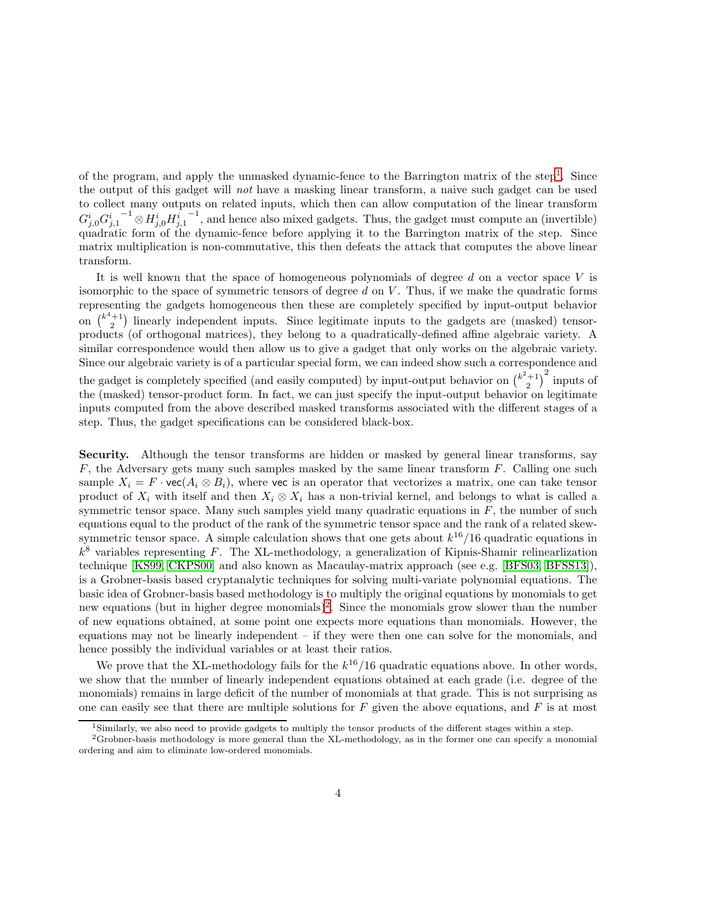of the program, and apply the unmasked dynamic-fence to the Barrington matrix of the step[1]. Since the output of this gadget will *not* have a masking linear transform, a naive such gadget can be used to collect many outputs on related inputs, which then can allow computation of the linear transform $G^i_{j,0}{G^i_{j,1}}^{-1} \otimes H^i_{j,0}{H^i_{j,1}}^{-1}$, and hence also mixed gadgets. Thus, the gadget must compute an (invertible) quadratic form of the dynamic-fence before applying it to the Barrington matrix of the step. Since matrix multiplication is non-commutative, this then defeats the attack that computes the above linear transform.

It is well known that the space of homogeneous polynomials of degree $d$ on a vector space $V$ is isomorphic to the space of symmetric tensors of degree $d$ on $V$. Thus, if we make the quadratic forms representing the gadgets homogeneous then these are completely specified by input-output behavior on $\binom{k^4+1}{2}$ linearly independent inputs. Since legitimate inputs to the gadgets are (masked) tensor-products (of orthogonal matrices), they belong to a quadratically-defined affine algebraic variety. A similar correspondence would then allow us to give a gadget that only works on the algebraic variety. Since our algebraic variety is of a particular special form, we can indeed show such a correspondence and the gadget is completely specified (and easily computed) by input-output behavior on $\binom{k^2+1}{2}^2$ inputs of the (masked) tensor-product form. In fact, we can just specify the input-output behavior on legitimate inputs computed from the above described masked transforms associated with the different stages of a step. Thus, the gadget specifications can be considered black-box.

**Security.** Although the tensor transforms are hidden or masked by general linear transforms, say $F$, the Adversary gets many such samples masked by the same linear transform $F$. Calling one such sample $X_i = F \cdot \mathsf{vec}(A_i \otimes B_i)$, where $\mathsf{vec}$ is an operator that vectorizes a matrix, one can take tensor product of $X_i$ with itself and then $X_i \otimes X_i$ has a non-trivial kernel, and belongs to what is called a symmetric tensor space. Many such samples yield many quadratic equations in $F$, the number of such equations equal to the product of the rank of the symmetric tensor space and the rank of a related skew-symmetric tensor space. A simple calculation shows that one gets about $k^{16}/16$ quadratic equations in $k^8$ variables representing $F$. The XL-methodology, a generalization of Kipnis-Shamir relinearlization technique [KS99, CKPS00] and also known as Macaulay-matrix approach (see e.g. [BFS03, BFSS13]), is a Grobner-basis based cryptanalytic techniques for solving multi-variate polynomial equations. The basic idea of Grobner-basis based methodology is to multiply the original equations by monomials to get new equations (but in higher degree monomials)[2]. Since the monomials grow slower than the number of new equations obtained, at some point one expects more equations than monomials. However, the equations may not be linearly independent – if they were then one can solve for the monomials, and hence possibly the individual variables or at least their ratios.

We prove that the XL-methodology fails for the $k^{16}/16$ quadratic equations above. In other words, we show that the number of linearly independent equations obtained at each grade (i.e. degree of the monomials) remains in large deficit of the number of monomials at that grade. This is not surprising as one can easily see that there are multiple solutions for $F$ given the above equations, and $F$ is at most

[1] Similarly, we also need to provide gadgets to multiply the tensor products of the different stages within a step.

[2] Grobner-basis methodology is more general than the XL-methodology, as in the former one can specify a monomial ordering and aim to eliminate low-ordered monomials.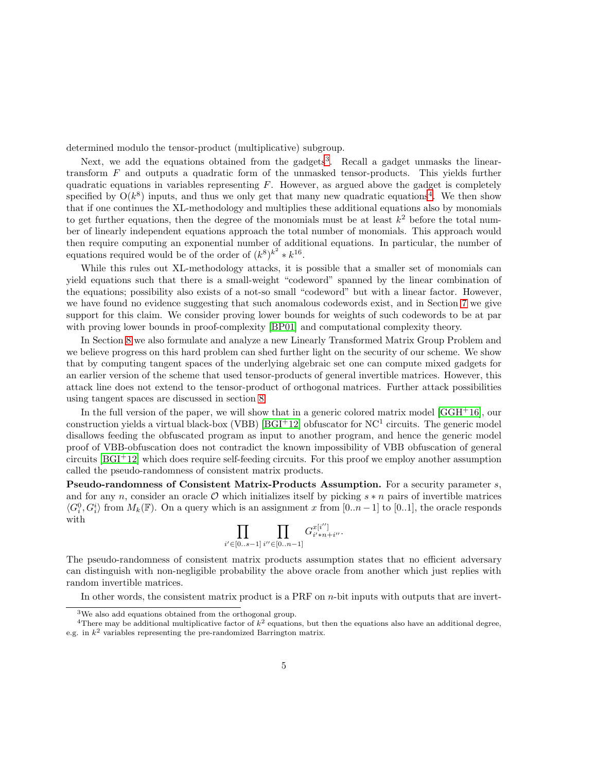determined modulo the tensor-product (multiplicative) subgroup.

Next, we add the equations obtained from the gadgets[3]. Recall a gadget unmasks the linear-transform $F$ and outputs a quadratic form of the unmasked tensor-products. This yields further quadratic equations in variables representing $F$. However, as argued above the gadget is completely specified by $O(k^8)$ inputs, and thus we only get that many new quadratic equations[4]. We then show that if one continues the XL-methodology and multiplies these additional equations also by monomials to get further equations, then the degree of the monomials must be at least $k^2$ before the total number of linearly independent equations approach the total number of monomials. This approach would then require computing an exponential number of additional equations. In particular, the number of equations required would be of the order of $(k^8)^{k^2} * k^{16}$.

While this rules out XL-methodology attacks, it is possible that a smaller set of monomials can yield equations such that there is a small-weight "codeword" spanned by the linear combination of the equations; possibility also exists of a not-so small "codeword" but with a linear factor. However, we have found no evidence suggesting that such anomalous codewords exist, and in Section 7 we give support for this claim. We consider proving lower bounds for weights of such codewords to be at par with proving lower bounds in proof-complexity [BP01] and computational complexity theory.

In Section 8 we also formulate and analyze a new Linearly Transformed Matrix Group Problem and we believe progress on this hard problem can shed further light on the security of our scheme. We show that by computing tangent spaces of the underlying algebraic set one can compute mixed gadgets for an earlier version of the scheme that used tensor-products of general invertible matrices. However, this attack line does not extend to the tensor-product of orthogonal matrices. Further attack possibilities using tangent spaces are discussed in section 8.

In the full version of the paper, we will show that in a generic colored matrix model [GGH+16], our construction yields a virtual black-box (VBB) [BGI+12] obfuscator for $NC^1$ circuits. The generic model disallows feeding the obfuscated program as input to another program, and hence the generic model proof of VBB-obfuscation does not contradict the known impossibility of VBB obfuscation of general circuits [BGI+12] which does require self-feeding circuits. For this proof we employ another assumption called the pseudo-randomness of consistent matrix products.

**Pseudo-randomness of Consistent Matrix-Products Assumption.** For a security parameter $s$, and for any $n$, consider an oracle $\mathcal{O}$ which initializes itself by picking $s * n$ pairs of invertible matrices $\langle G_i^0, G_i^i \rangle$ from $M_k(\mathbb{F})$. On a query which is an assignment $x$ from $[0..n-1]$ to $[0..1]$, the oracle responds with

$$\prod_{i' \in [0..s-1]} \prod_{i'' \in [0..n-1]} G_{i'*n+i''}^{x[i'']}.$$

The pseudo-randomness of consistent matrix products assumption states that no efficient adversary can distinguish with non-negligible probability the above oracle from another which just replies with random invertible matrices.

In other words, the consistent matrix product is a PRF on $n$-bit inputs with outputs that are invert-

[3] We also add equations obtained from the orthogonal group.

[4] There may be additional multiplicative factor of $k^2$ equations, but then the equations also have an additional degree, e.g. in $k^2$ variables representing the pre-randomized Barrington matrix.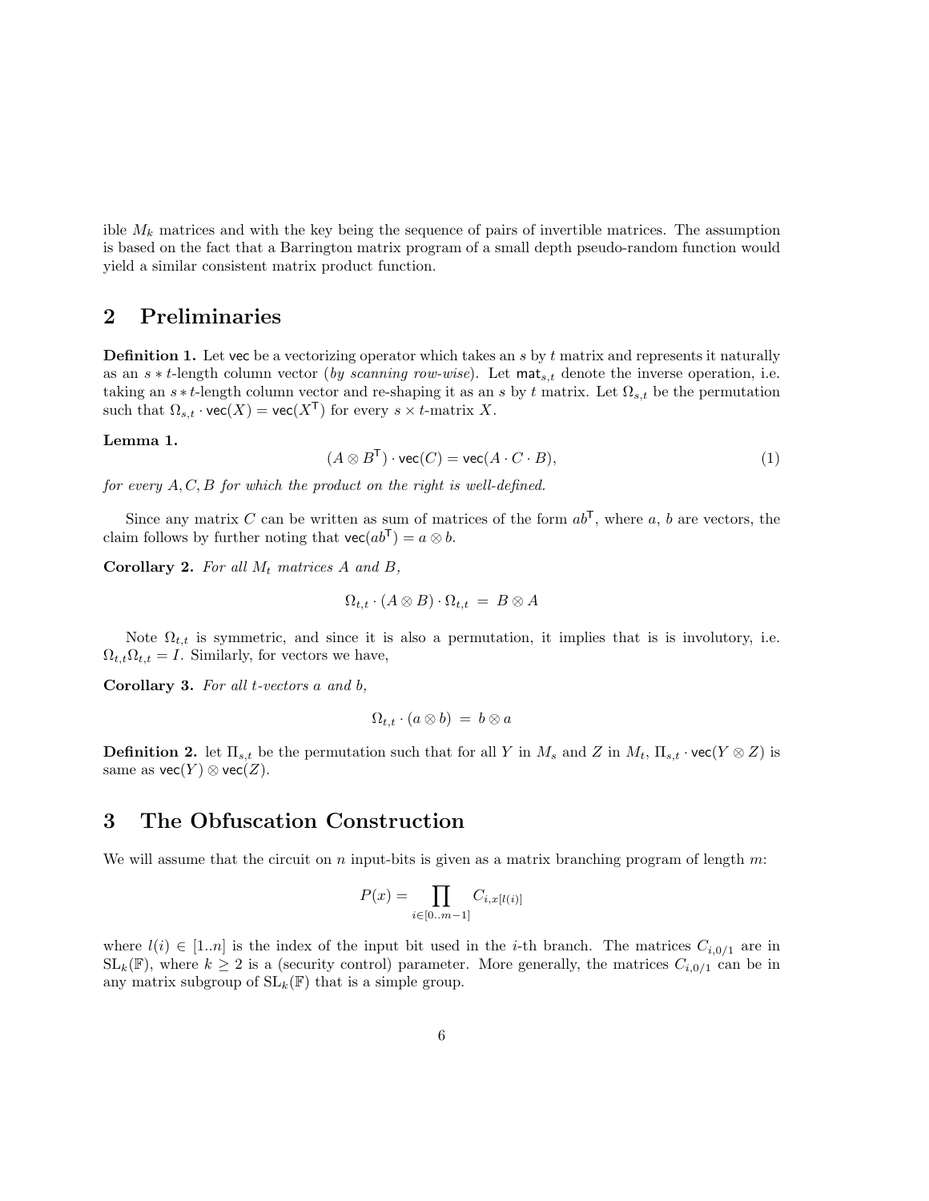ible $M_k$ matrices and with the key being the sequence of pairs of invertible matrices. The assumption is based on the fact that a Barrington matrix program of a small depth pseudo-random function would yield a similar consistent matrix product function.

## 2 Preliminaries

**Definition 1.** Let $\mathsf{vec}$ be a vectorizing operator which takes an $s$ by $t$ matrix and represents it naturally as an $s * t$-length column vector (*by scanning row-wise*). Let $\mathsf{mat}_{s,t}$ denote the inverse operation, i.e. taking an $s * t$-length column vector and re-shaping it as an $s$ by $t$ matrix. Let $\Omega_{s,t}$ be the permutation such that $\Omega_{s,t} \cdot \mathsf{vec}(X) = \mathsf{vec}(X^{\mathsf{T}})$ for every $s \times t$-matrix $X$.

**Lemma 1.**

$$(A \otimes B^{\mathsf{T}}) \cdot \mathsf{vec}(C) = \mathsf{vec}(A \cdot C \cdot B), \tag{1}$$

*for every $A, C, B$ for which the product on the right is well-defined.*

Since any matrix $C$ can be written as sum of matrices of the form $ab^{\mathsf{T}}$, where $a$, $b$ are vectors, the claim follows by further noting that $\mathsf{vec}(ab^{\mathsf{T}}) = a \otimes b$.

**Corollary 2.** *For all $M_t$ matrices $A$ and $B$,*

$$\Omega_{t,t} \cdot (A \otimes B) \cdot \Omega_{t,t} \;=\; B \otimes A$$

Note $\Omega_{t,t}$ is symmetric, and since it is also a permutation, it implies that is is involutory, i.e. $\Omega_{t,t}\Omega_{t,t} = I$. Similarly, for vectors we have,

**Corollary 3.** *For all $t$-vectors $a$ and $b$,*

$$\Omega_{t,t} \cdot (a \otimes b) \;=\; b \otimes a$$

**Definition 2.** let $\Pi_{s,t}$ be the permutation such that for all $Y$ in $M_s$ and $Z$ in $M_t$, $\Pi_{s,t} \cdot \mathsf{vec}(Y \otimes Z)$ is same as $\mathsf{vec}(Y) \otimes \mathsf{vec}(Z)$.

## 3 The Obfuscation Construction

We will assume that the circuit on $n$ input-bits is given as a matrix branching program of length $m$:

$$P(x) = \prod_{i \in [0..m-1]} C_{i,x[l(i)]}$$

where $l(i) \in [1..n]$ is the index of the input bit used in the $i$-th branch. The matrices $C_{i,0/1}$ are in $\mathrm{SL}_k(\mathbb{F})$, where $k \geq 2$ is a (security control) parameter. More generally, the matrices $C_{i,0/1}$ can be in any matrix subgroup of $\mathrm{SL}_k(\mathbb{F})$ that is a simple group.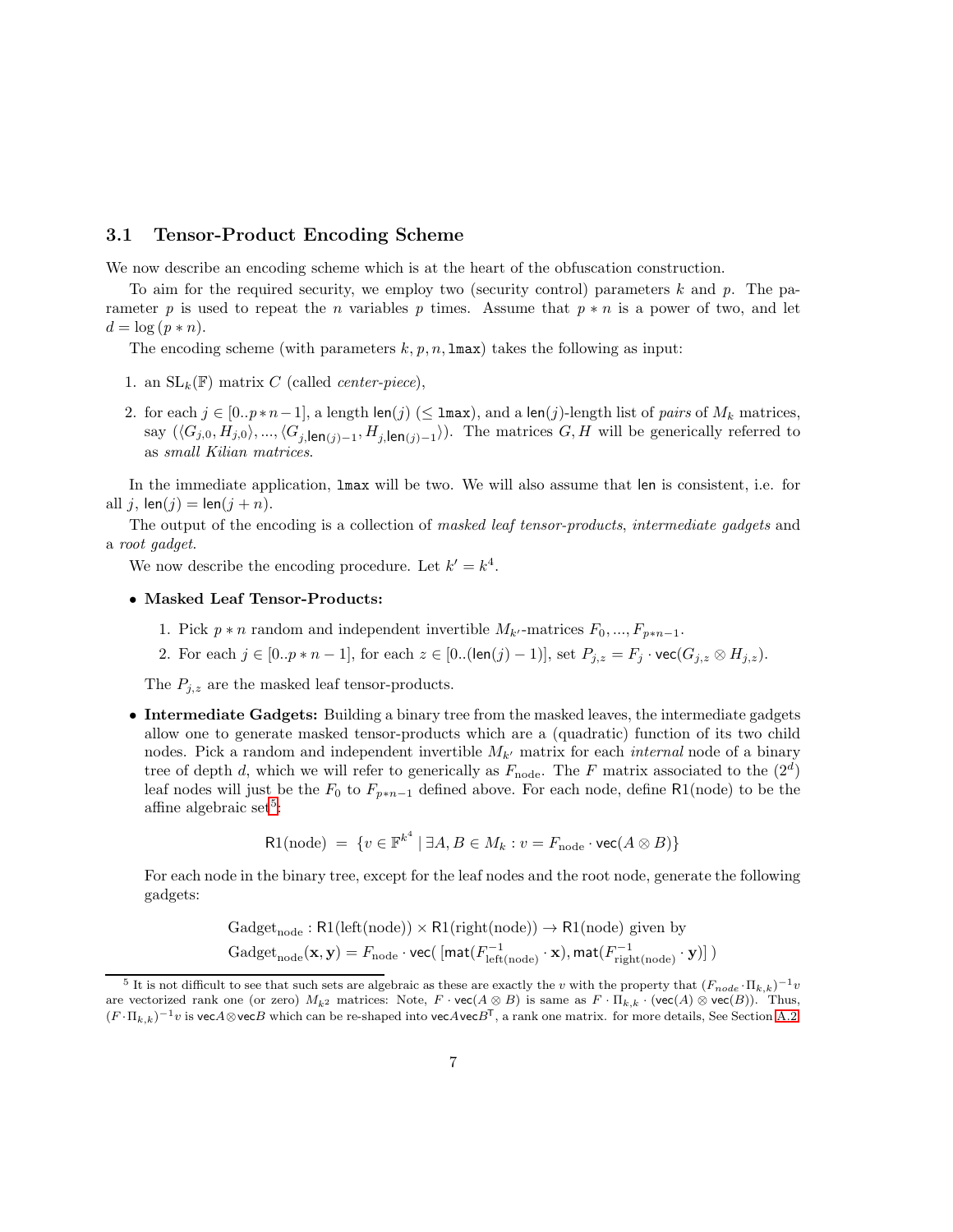### 3.1 Tensor-Product Encoding Scheme

We now describe an encoding scheme which is at the heart of the obfuscation construction.

To aim for the required security, we employ two (security control) parameters $k$ and $p$. The parameter $p$ is used to repeat the $n$ variables $p$ times. Assume that $p * n$ is a power of two, and let $d = \log{(p * n)}$.

The encoding scheme (with parameters $k, p, n, \texttt{lmax}$) takes the following as input:

1. an $\mathrm{SL}_k(\mathbb{F})$ matrix $C$ (called *center-piece*),
2. for each $j \in [0..p*n-1]$, a length $\mathsf{len}(j)$ ($\leq \texttt{lmax}$), and a $\mathsf{len}(j)$-length list of *pairs* of $M_k$ matrices, say $(\langle G_{j,0}, H_{j,0}\rangle, ..., \langle G_{j,\mathsf{len}(j)-1}, H_{j,\mathsf{len}(j)-1}\rangle)$. The matrices $G, H$ will be generically referred to as *small Kilian matrices*.

In the immediate application, $\texttt{lmax}$ will be two. We will also assume that $\mathsf{len}$ is consistent, i.e. for all $j$, $\mathsf{len}(j) = \mathsf{len}(j+n)$.

The output of the encoding is a collection of *masked leaf tensor-products*, *intermediate gadgets* and a *root gadget*.

We now describe the encoding procedure. Let $k' = k^4$.

- **Masked Leaf Tensor-Products:**
  1. Pick $p * n$ random and independent invertible $M_{k'}$-matrices $F_0, ..., F_{p*n-1}$.
  2. For each $j \in [0..p*n-1]$, for each $z \in [0..(\mathsf{len}(j)-1)]$, set $P_{j,z} = F_j \cdot \mathsf{vec}(G_{j,z} \otimes H_{j,z})$.

  The $P_{j,z}$ are the masked leaf tensor-products.

- **Intermediate Gadgets:** Building a binary tree from the masked leaves, the intermediate gadgets allow one to generate masked tensor-products which are a (quadratic) function of its two child nodes. Pick a random and independent invertible $M_{k'}$ matrix for each *internal* node of a binary tree of depth $d$, which we will refer to generically as $F_{\text{node}}$. The $F$ matrix associated to the $(2^d)$ leaf nodes will just be the $F_0$ to $F_{p*n-1}$ defined above. For each node, define $\mathsf{R1}(\text{node})$ to be the affine algebraic set[5]:

$$\mathsf{R1}(\text{node}) \;=\; \{v \in \mathbb{F}^{k^4} \mid \exists A, B \in M_k : v = F_{\text{node}} \cdot \mathsf{vec}(A \otimes B)\}$$

  For each node in the binary tree, except for the leaf nodes and the root node, generate the following gadgets:

$$\text{Gadget}_{\text{node}} : \mathsf{R1}(\text{left}(\text{node})) \times \mathsf{R1}(\text{right}(\text{node})) \rightarrow \mathsf{R1}(\text{node}) \text{ given by}$$
$$\text{Gadget}_{\text{node}}(\mathbf{x}, \mathbf{y}) = F_{\text{node}} \cdot \mathsf{vec}(\;[\mathsf{mat}(F^{-1}_{\text{left}(\text{node})} \cdot \mathbf{x}), \mathsf{mat}(F^{-1}_{\text{right}(\text{node})} \cdot \mathbf{y})]\;)$$

[5] It is not difficult to see that such sets are algebraic as these are exactly the $v$ with the property that $(F_{node} \cdot \Pi_{k,k})^{-1}v$ are vectorized rank one (or zero) $M_{k^2}$ matrices: Note, $F \cdot \mathsf{vec}(A \otimes B)$ is same as $F \cdot \Pi_{k,k} \cdot (\mathsf{vec}(A) \otimes \mathsf{vec}(B))$. Thus, $(F \cdot \Pi_{k,k})^{-1}v$ is $\mathsf{vec}A \otimes \mathsf{vec}B$ which can be re-shaped into $\mathsf{vec}A\mathsf{vec}B^{\mathsf{T}}$, a rank one matrix. for more details, See Section A.2.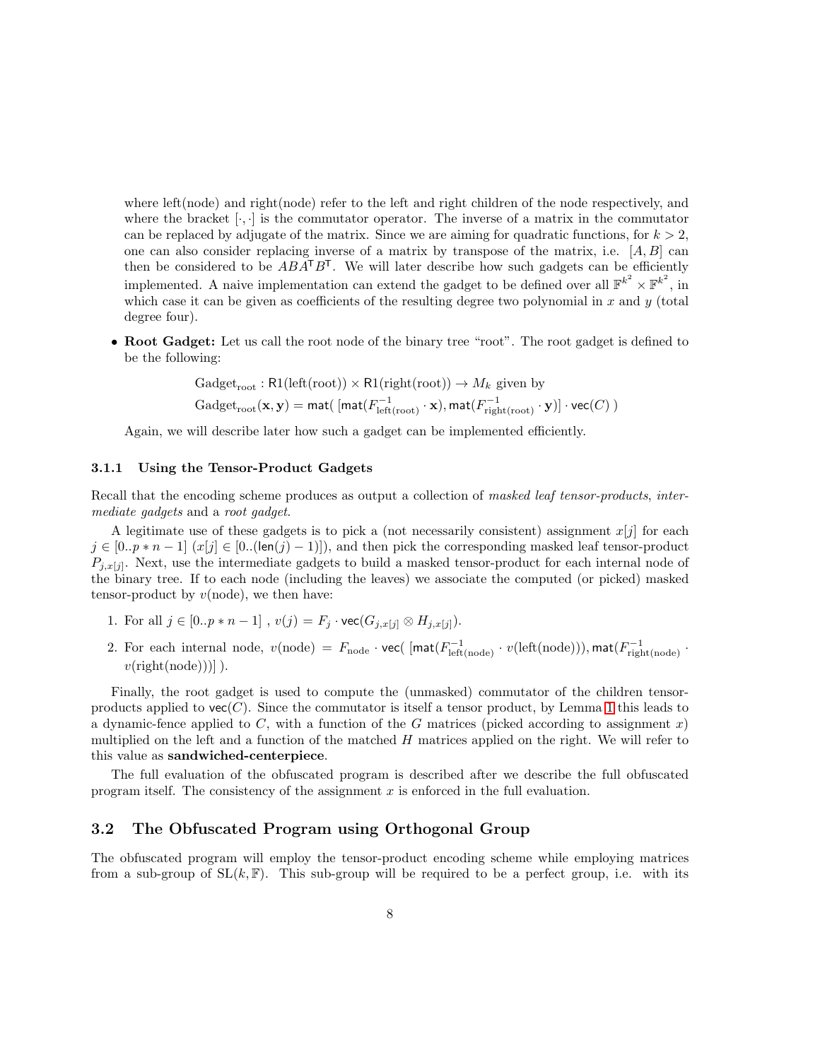where left(node) and right(node) refer to the left and right children of the node respectively, and where the bracket $[\cdot,\cdot]$ is the commutator operator. The inverse of a matrix in the commutator can be replaced by adjugate of the matrix. Since we are aiming for quadratic functions, for $k > 2$, one can also consider replacing inverse of a matrix by transpose of the matrix, i.e. $[A, B]$ can then be considered to be $ABA^{\mathsf{T}}B^{\mathsf{T}}$. We will later describe how such gadgets can be efficiently implemented. A naive implementation can extend the gadget to be defined over all $\mathbb{F}^{k^2} \times \mathbb{F}^{k^2}$, in which case it can be given as coefficients of the resulting degree two polynomial in $x$ and $y$ (total degree four).

- **Root Gadget:** Let us call the root node of the binary tree "root". The root gadget is defined to be the following:

$$\text{Gadget}_{\text{root}} : \mathsf{R1}(\text{left}(\text{root})) \times \mathsf{R1}(\text{right}(\text{root})) \to M_k \text{ given by}$$

$$\text{Gadget}_{\text{root}}(\mathbf{x}, \mathbf{y}) = \mathsf{mat}(\ [\mathsf{mat}(F^{-1}_{\text{left(root)}} \cdot \mathbf{x}), \mathsf{mat}(F^{-1}_{\text{right(root)}} \cdot \mathbf{y})] \cdot \mathsf{vec}(C)\ )$$

  Again, we will describe later how such a gadget can be implemented efficiently.

### 3.1.1 Using the Tensor-Product Gadgets

Recall that the encoding scheme produces as output a collection of *masked leaf tensor-products*, *intermediate gadgets* and a *root gadget*.

A legitimate use of these gadgets is to pick a (not necessarily consistent) assignment $x[j]$ for each $j \in [0..p*n-1]$ ($x[j] \in [0..(\mathsf{len}(j)-1)]$), and then pick the corresponding masked leaf tensor-product $P_{j,x[j]}$. Next, use the intermediate gadgets to build a masked tensor-product for each internal node of the binary tree. If to each node (including the leaves) we associate the computed (or picked) masked tensor-product by $v(\text{node})$, we then have:

1. For all $j \in [0..p*n-1]$ , $v(j) = F_j \cdot \mathsf{vec}(G_{j,x[j]} \otimes H_{j,x[j]})$.
2. For each internal node, $v(\text{node}) = F_{\text{node}} \cdot \mathsf{vec}(\ [\mathsf{mat}(F^{-1}_{\text{left(node)}} \cdot v(\text{left(node)})), \mathsf{mat}(F^{-1}_{\text{right(node)}} \cdot v(\text{right(node)}))]\ )$.

Finally, the root gadget is used to compute the (unmasked) commutator of the children tensor-products applied to $\mathsf{vec}(C)$. Since the commutator is itself a tensor product, by Lemma 1 this leads to a dynamic-fence applied to $C$, with a function of the $G$ matrices (picked according to assignment $x$) multiplied on the left and a function of the matched $H$ matrices applied on the right. We will refer to this value as **sandwiched-centerpiece**.

The full evaluation of the obfuscated program is described after we describe the full obfuscated program itself. The consistency of the assignment $x$ is enforced in the full evaluation.

## 3.2 The Obfuscated Program using Orthogonal Group

The obfuscated program will employ the tensor-product encoding scheme while employing matrices from a sub-group of $\mathrm{SL}(k, \mathbb{F})$. This sub-group will be required to be a perfect group, i.e. with its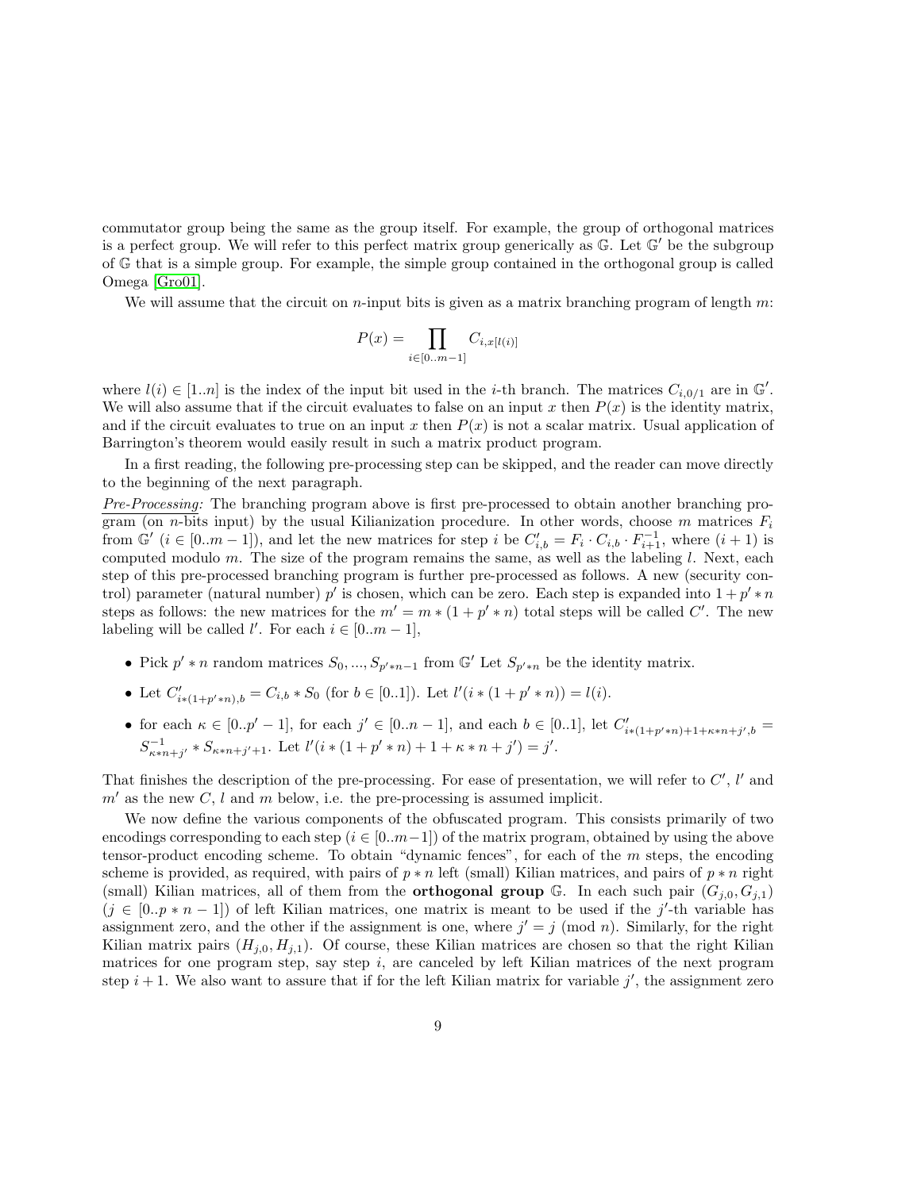commutator group being the same as the group itself. For example, the group of orthogonal matrices is a perfect group. We will refer to this perfect matrix group generically as $\mathbb{G}$. Let $\mathbb{G}'$ be the subgroup of $\mathbb{G}$ that is a simple group. For example, the simple group contained in the orthogonal group is called Omega [Gro01].

We will assume that the circuit on $n$-input bits is given as a matrix branching program of length $m$:

$$P(x) = \prod_{i \in [0..m-1]} C_{i,x[l(i)]}$$

where $l(i) \in [1..n]$ is the index of the input bit used in the $i$-th branch. The matrices $C_{i,0/1}$ are in $\mathbb{G}'$. We will also assume that if the circuit evaluates to false on an input $x$ then $P(x)$ is the identity matrix, and if the circuit evaluates to true on an input $x$ then $P(x)$ is not a scalar matrix. Usual application of Barrington's theorem would easily result in such a matrix product program.

In a first reading, the following pre-processing step can be skipped, and the reader can move directly to the beginning of the next paragraph.

*Pre-Processing:* The branching program above is first pre-processed to obtain another branching program (on $n$-bits input) by the usual Kilianization procedure. In other words, choose $m$ matrices $F_i$ from $\mathbb{G}'$ ($i \in [0..m-1]$), and let the new matrices for step $i$ be $C'_{i,b} = F_i \cdot C_{i,b} \cdot F_{i+1}^{-1}$, where $(i+1)$ is computed modulo $m$. The size of the program remains the same, as well as the labeling $l$. Next, each step of this pre-processed branching program is further pre-processed as follows. A new (security control) parameter (natural number) $p'$ is chosen, which can be zero. Each step is expanded into $1 + p' * n$ steps as follows: the new matrices for the $m' = m * (1 + p' * n)$ total steps will be called $C'$. The new labeling will be called $l'$. For each $i \in [0..m-1]$,

- Pick $p' * n$ random matrices $S_0, ..., S_{p'*n-1}$ from $\mathbb{G}'$ Let $S_{p'*n}$ be the identity matrix.
- Let $C'_{i*(1+p'*n),b} = C_{i,b} * S_0$ (for $b \in [0..1]$). Let $l'(i * (1 + p' * n)) = l(i)$.
- for each $\kappa \in [0..p' - 1]$, for each $j' \in [0..n-1]$, and each $b \in [0..1]$, let $C'_{i*(1+p'*n)+1+\kappa*n+j',b} = S^{-1}_{\kappa*n+j'} * S_{\kappa*n+j'+1}$. Let $l'(i * (1 + p' * n) + 1 + \kappa * n + j') = j'$.

That finishes the description of the pre-processing. For ease of presentation, we will refer to $C'$, $l'$ and $m'$ as the new $C$, $l$ and $m$ below, i.e. the pre-processing is assumed implicit.

We now define the various components of the obfuscated program. This consists primarily of two encodings corresponding to each step ($i \in [0..m-1]$) of the matrix program, obtained by using the above tensor-product encoding scheme. To obtain "dynamic fences", for each of the $m$ steps, the encoding scheme is provided, as required, with pairs of $p * n$ left (small) Kilian matrices, and pairs of $p * n$ right (small) Kilian matrices, all of them from the **orthogonal group** $\mathbb{G}$. In each such pair $(G_{j,0}, G_{j,1})$ ($j \in [0..p * n - 1]$) of left Kilian matrices, one matrix is meant to be used if the $j'$-th variable has assignment zero, and the other if the assignment is one, where $j' = j \pmod n$. Similarly, for the right Kilian matrix pairs $(H_{j,0}, H_{j,1})$. Of course, these Kilian matrices are chosen so that the right Kilian matrices for one program step, say step $i$, are canceled by left Kilian matrices of the next program step $i + 1$. We also want to assure that if for the left Kilian matrix for variable $j'$, the assignment zero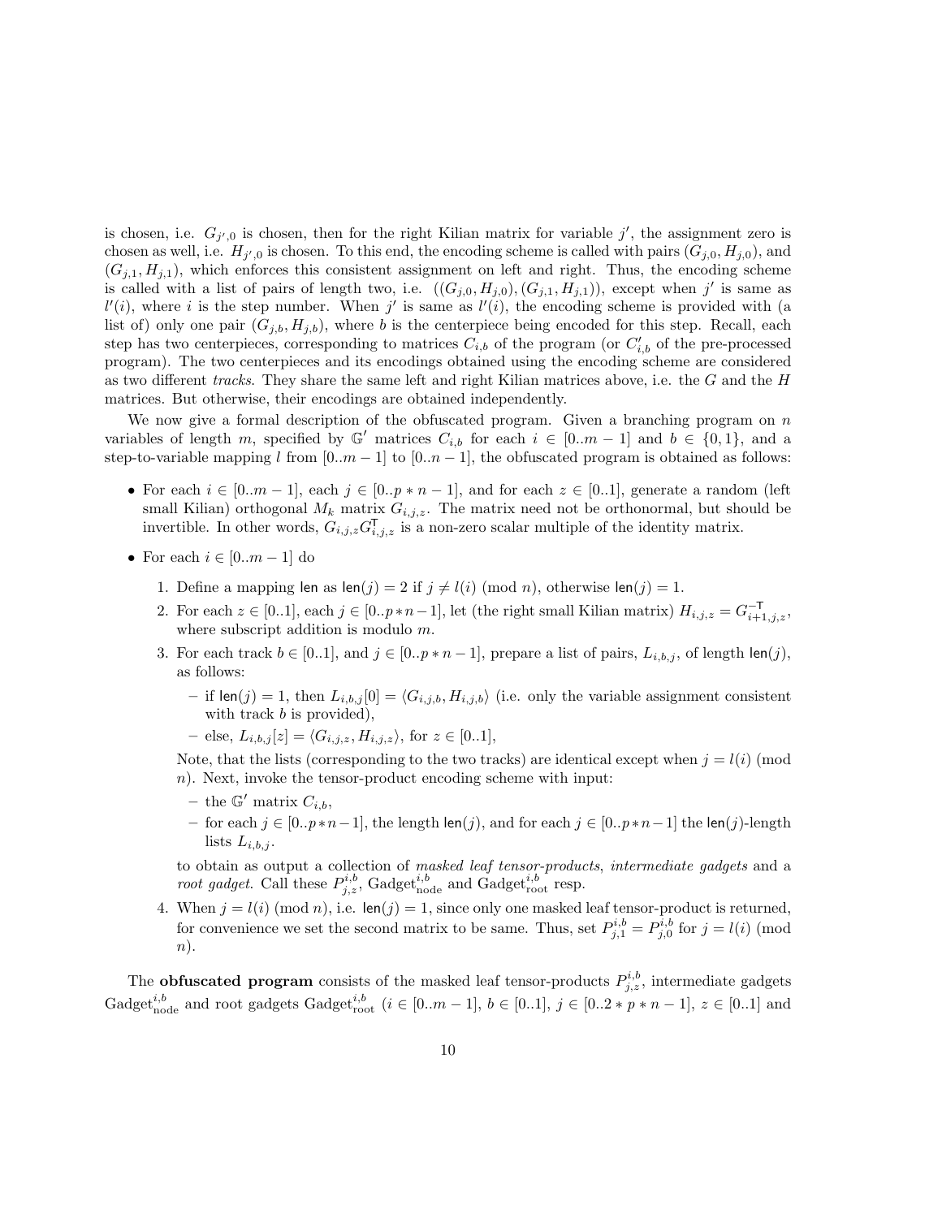is chosen, i.e. $G_{j',0}$ is chosen, then for the right Kilian matrix for variable $j'$, the assignment zero is chosen as well, i.e. $H_{j',0}$ is chosen. To this end, the encoding scheme is called with pairs $(G_{j,0}, H_{j,0})$, and $(G_{j,1}, H_{j,1})$, which enforces this consistent assignment on left and right. Thus, the encoding scheme is called with a list of pairs of length two, i.e. $((G_{j,0}, H_{j,0}), (G_{j,1}, H_{j,1}))$, except when $j'$ is same as $l'(i)$, where $i$ is the step number. When $j'$ is same as $l'(i)$, the encoding scheme is provided with (a list of) only one pair $(G_{j,b}, H_{j,b})$, where $b$ is the centerpiece being encoded for this step. Recall, each step has two centerpieces, corresponding to matrices $C_{i,b}$ of the program (or $C'_{i,b}$ of the pre-processed program). The two centerpieces and its encodings obtained using the encoding scheme are considered as two different *tracks*. They share the same left and right Kilian matrices above, i.e. the $G$ and the $H$ matrices. But otherwise, their encodings are obtained independently.

We now give a formal description of the obfuscated program. Given a branching program on $n$ variables of length $m$, specified by $\mathbb{G}'$ matrices $C_{i,b}$ for each $i \in [0..m-1]$ and $b \in \{0,1\}$, and a step-to-variable mapping $l$ from $[0..m-1]$ to $[0..n-1]$, the obfuscated program is obtained as follows:

- For each $i \in [0..m-1]$, each $j \in [0..p*n-1]$, and for each $z \in [0..1]$, generate a random (left small Kilian) orthogonal $M_k$ matrix $G_{i,j,z}$. The matrix need not be orthonormal, but should be invertible. In other words, $G_{i,j,z}G_{i,j,z}^{\mathsf{T}}$ is a non-zero scalar multiple of the identity matrix.
- For each $i \in [0..m-1]$ do
  1. Define a mapping $\mathsf{len}$ as $\mathsf{len}(j) = 2$ if $j \neq l(i) \pmod{n}$, otherwise $\mathsf{len}(j) = 1$.
  2. For each $z \in [0..1]$, each $j \in [0..p*n-1]$, let (the right small Kilian matrix) $H_{i,j,z} = G_{i+1,j,z}^{-\mathsf{T}}$, where subscript addition is modulo $m$.
  3. For each track $b \in [0..1]$, and $j \in [0..p*n-1]$, prepare a list of pairs, $L_{i,b,j}$, of length $\mathsf{len}(j)$, as follows:
     - if $\mathsf{len}(j) = 1$, then $L_{i,b,j}[0] = \langle G_{i,j,b}, H_{i,j,b}\rangle$ (i.e. only the variable assignment consistent with track $b$ is provided),
     - else, $L_{i,b,j}[z] = \langle G_{i,j,z}, H_{i,j,z}\rangle$, for $z \in [0..1]$,

     Note, that the lists (corresponding to the two tracks) are identical except when $j = l(i) \pmod{n}$. Next, invoke the tensor-product encoding scheme with input:
     - the $\mathbb{G}'$ matrix $C_{i,b}$,
     - for each $j \in [0..p*n-1]$, the length $\mathsf{len}(j)$, and for each $j \in [0..p*n-1]$ the $\mathsf{len}(j)$-length lists $L_{i,b,j}$.

     to obtain as output a collection of *masked leaf tensor-products*, *intermediate gadgets* and a *root gadget*. Call these $P^{i,b}_{j,z}$, $\text{Gadget}^{i,b}_{\text{node}}$ and $\text{Gadget}^{i,b}_{\text{root}}$ resp.
  4. When $j = l(i) \pmod{n}$, i.e. $\mathsf{len}(j) = 1$, since only one masked leaf tensor-product is returned, for convenience we set the second matrix to be same. Thus, set $P^{i,b}_{j,1} = P^{i,b}_{j,0}$ for $j = l(i) \pmod{n}$.

The **obfuscated program** consists of the masked leaf tensor-products $P^{i,b}_{j,z}$, intermediate gadgets $\text{Gadget}^{i,b}_{\text{node}}$ and root gadgets $\text{Gadget}^{i,b}_{\text{root}}$ ($i \in [0..m-1]$, $b \in [0..1]$, $j \in [0..2*p*n-1]$, $z \in [0..1]$ and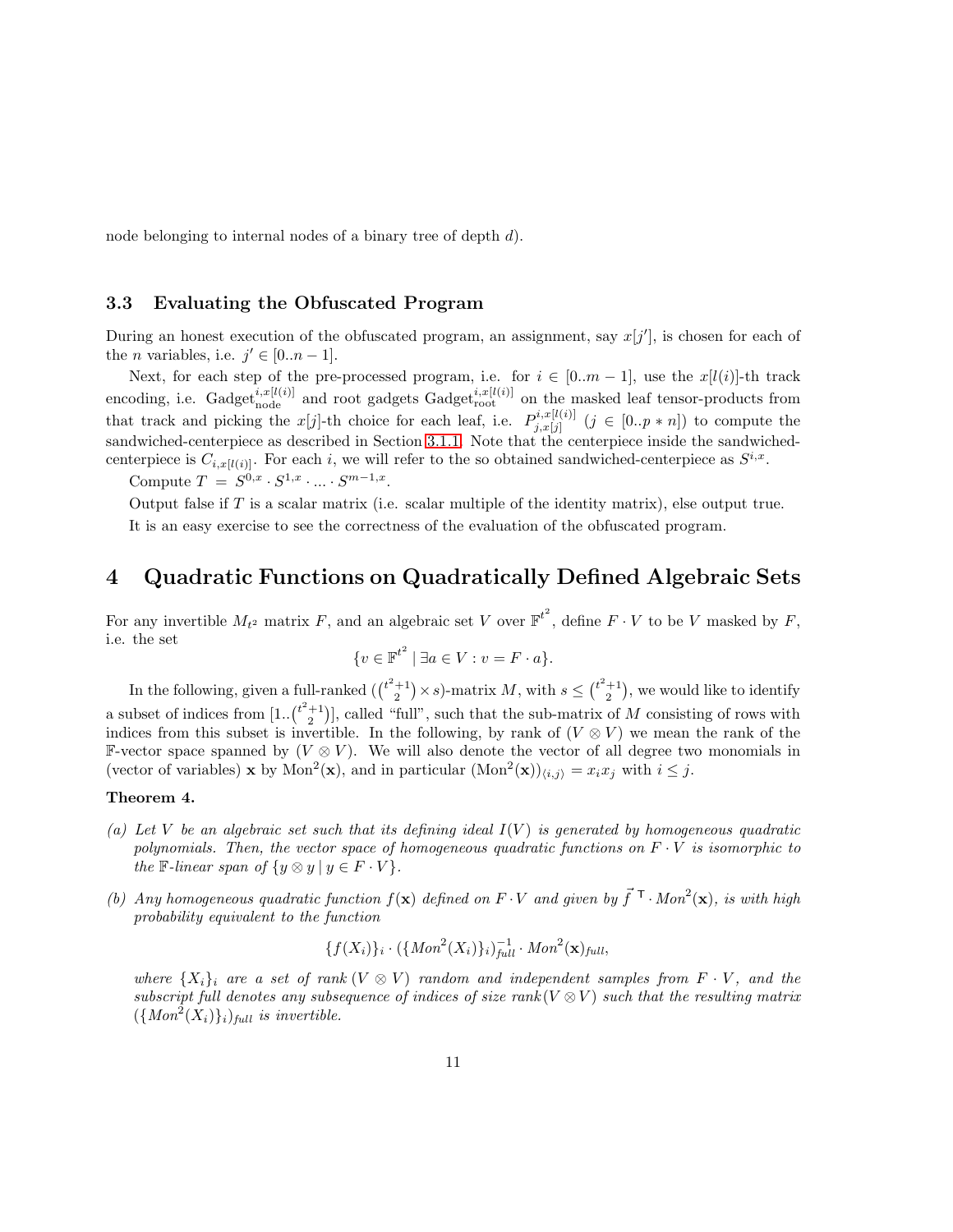node belonging to internal nodes of a binary tree of depth $d$).

### 3.3 Evaluating the Obfuscated Program

During an honest execution of the obfuscated program, an assignment, say $x[j']$, is chosen for each of the $n$ variables, i.e. $j' \in [0..n-1]$.

Next, for each step of the pre-processed program, i.e. for $i \in [0..m-1]$, use the $x[l(i)]$-th track encoding, i.e. $\text{Gadget}_{\text{node}}^{i,x[l(i)]}$ and root gadgets $\text{Gadget}_{\text{root}}^{i,x[l(i)]}$ on the masked leaf tensor-products from that track and picking the $x[j]$-th choice for each leaf, i.e. $P_{j,x[j]}^{i,x[l(i)]}$ ($j \in [0..p*n]$) to compute the sandwiched-centerpiece as described in Section 3.1.1. Note that the centerpiece inside the sandwiched-centerpiece is $C_{i,x[l(i)]}$. For each $i$, we will refer to the so obtained sandwiched-centerpiece as $S^{i,x}$.

Compute $T = S^{0,x} \cdot S^{1,x} \cdot ... \cdot S^{m-1,x}$.

Output false if $T$ is a scalar matrix (i.e. scalar multiple of the identity matrix), else output true.

It is an easy exercise to see the correctness of the evaluation of the obfuscated program.

## 4 Quadratic Functions on Quadratically Defined Algebraic Sets

For any invertible $M_{t^2}$ matrix $F$, and an algebraic set $V$ over $\mathbb{F}^{t^2}$, define $F \cdot V$ to be $V$ masked by $F$, i.e. the set

$$\{v \in \mathbb{F}^{t^2} \mid \exists a \in V : v = F \cdot a\}.$$

In the following, given a full-ranked $(\binom{t^2+1}{2} \times s)$-matrix $M$, with $s \le \binom{t^2+1}{2}$, we would like to identify a subset of indices from $[1..\binom{t^2+1}{2}]$, called "full", such that the sub-matrix of $M$ consisting of rows with indices from this subset is invertible. In the following, by rank of $(V \otimes V)$ we mean the rank of the $\mathbb{F}$-vector space spanned by $(V \otimes V)$. We will also denote the vector of all degree two monomials in (vector of variables) $\mathbf{x}$ by $\text{Mon}^2(\mathbf{x})$, and in particular $(\text{Mon}^2(\mathbf{x}))_{\langle i,j \rangle} = x_i x_j$ with $i \le j$.

**Theorem 4.**

*(a) Let $V$ be an algebraic set such that its defining ideal $I(V)$ is generated by homogeneous quadratic polynomials. Then, the vector space of homogeneous quadratic functions on $F \cdot V$ is isomorphic to the $\mathbb{F}$-linear span of $\{y \otimes y \mid y \in F \cdot V\}$.*

*(b) Any homogeneous quadratic function $f(\mathbf{x})$ defined on $F \cdot V$ and given by $\vec{f}^{\top} \cdot Mon^2(\mathbf{x})$, is with high probability equivalent to the function*

$$\{f(X_i)\}_i \cdot (\{Mon^2(X_i)\}_i)^{-1}_{full} \cdot Mon^2(\mathbf{x})_{full},$$

*where $\{X_i\}_i$ are a set of rank $(V \otimes V)$ random and independent samples from $F \cdot V$, and the subscript full denotes any subsequence of indices of size rank$(V \otimes V)$ such that the resulting matrix $(\{Mon^2(X_i)\}_i)_{full}$ is invertible.*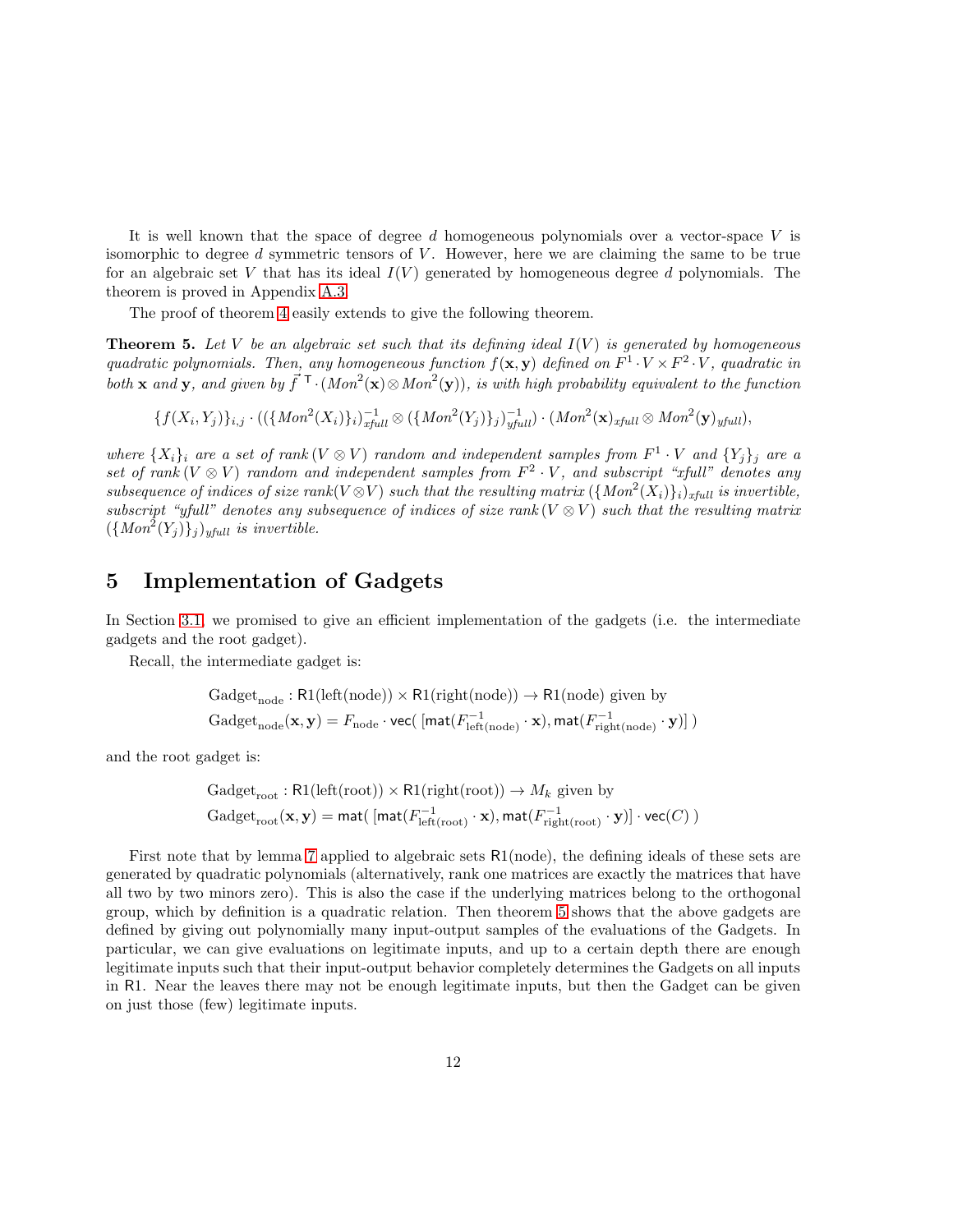It is well known that the space of degree $d$ homogeneous polynomials over a vector-space $V$ is isomorphic to degree $d$ symmetric tensors of $V$. However, here we are claiming the same to be true for an algebraic set $V$ that has its ideal $I(V)$ generated by homogeneous degree $d$ polynomials. The theorem is proved in Appendix A.3.

The proof of theorem 4 easily extends to give the following theorem.

**Theorem 5.** *Let $V$ be an algebraic set such that its defining ideal $I(V)$ is generated by homogeneous quadratic polynomials. Then, any homogeneous function $f(\mathbf{x}, \mathbf{y})$ defined on $F^1 \cdot V \times F^2 \cdot V$, quadratic in both $\mathbf{x}$ and $\mathbf{y}$, and given by $\vec{f}^{\top} \cdot (Mon^2(\mathbf{x}) \otimes Mon^2(\mathbf{y}))$, is with high probability equivalent to the function*

$$\{f(X_i, Y_j)\}_{i,j} \cdot ((\{Mon^2(X_i)\}_i)^{-1}_{xfull} \otimes (\{Mon^2(Y_j)\}_j)^{-1}_{yfull}) \cdot (Mon^2(\mathbf{x})_{xfull} \otimes Mon^2(\mathbf{y})_{yfull}),$$

*where $\{X_i\}_i$ are a set of rank$(V \otimes V)$ random and independent samples from $F^1 \cdot V$ and $\{Y_j\}_j$ are a set of rank$(V \otimes V)$ random and independent samples from $F^2 \cdot V$, and subscript "xfull" denotes any subsequence of indices of size rank$(V \otimes V)$ such that the resulting matrix $(\{Mon^2(X_i)\}_i)_{xfull}$ is invertible, subscript "yfull" denotes any subsequence of indices of size rank$(V \otimes V)$ such that the resulting matrix $(\{Mon^2(Y_j)\}_j)_{yfull}$ is invertible.*

## 5 Implementation of Gadgets

In Section 3.1, we promised to give an efficient implementation of the gadgets (i.e. the intermediate gadgets and the root gadget).

Recall, the intermediate gadget is:

$$\text{Gadget}_{\text{node}} : \mathsf{R1}(\text{left}(\text{node})) \times \mathsf{R1}(\text{right}(\text{node})) \to \mathsf{R1}(\text{node}) \text{ given by}$$
$$\text{Gadget}_{\text{node}}(\mathbf{x}, \mathbf{y}) = F_{\text{node}} \cdot \mathsf{vec}(\ [\mathsf{mat}(F^{-1}_{\text{left}(\text{node})} \cdot \mathbf{x}), \mathsf{mat}(F^{-1}_{\text{right}(\text{node})} \cdot \mathbf{y})]\ )$$

and the root gadget is:

$$\text{Gadget}_{\text{root}} : \mathsf{R1}(\text{left}(\text{root})) \times \mathsf{R1}(\text{right}(\text{root})) \to M_k \text{ given by}$$
$$\text{Gadget}_{\text{root}}(\mathbf{x}, \mathbf{y}) = \mathsf{mat}(\ [\mathsf{mat}(F^{-1}_{\text{left}(\text{root})} \cdot \mathbf{x}), \mathsf{mat}(F^{-1}_{\text{right}(\text{root})} \cdot \mathbf{y})] \cdot \mathsf{vec}(C)\ )$$

First note that by lemma 7 applied to algebraic sets $\mathsf{R1}(\text{node})$, the defining ideals of these sets are generated by quadratic polynomials (alternatively, rank one matrices are exactly the matrices that have all two by two minors zero). This is also the case if the underlying matrices belong to the orthogonal group, which by definition is a quadratic relation. Then theorem 5 shows that the above gadgets are defined by giving out polynomially many input-output samples of the evaluations of the Gadgets. In particular, we can give evaluations on legitimate inputs, and up to a certain depth there are enough legitimate inputs such that their input-output behavior completely determines the Gadgets on all inputs in $\mathsf{R1}$. Near the leaves there may not be enough legitimate inputs, but then the Gadget can be given on just those (few) legitimate inputs.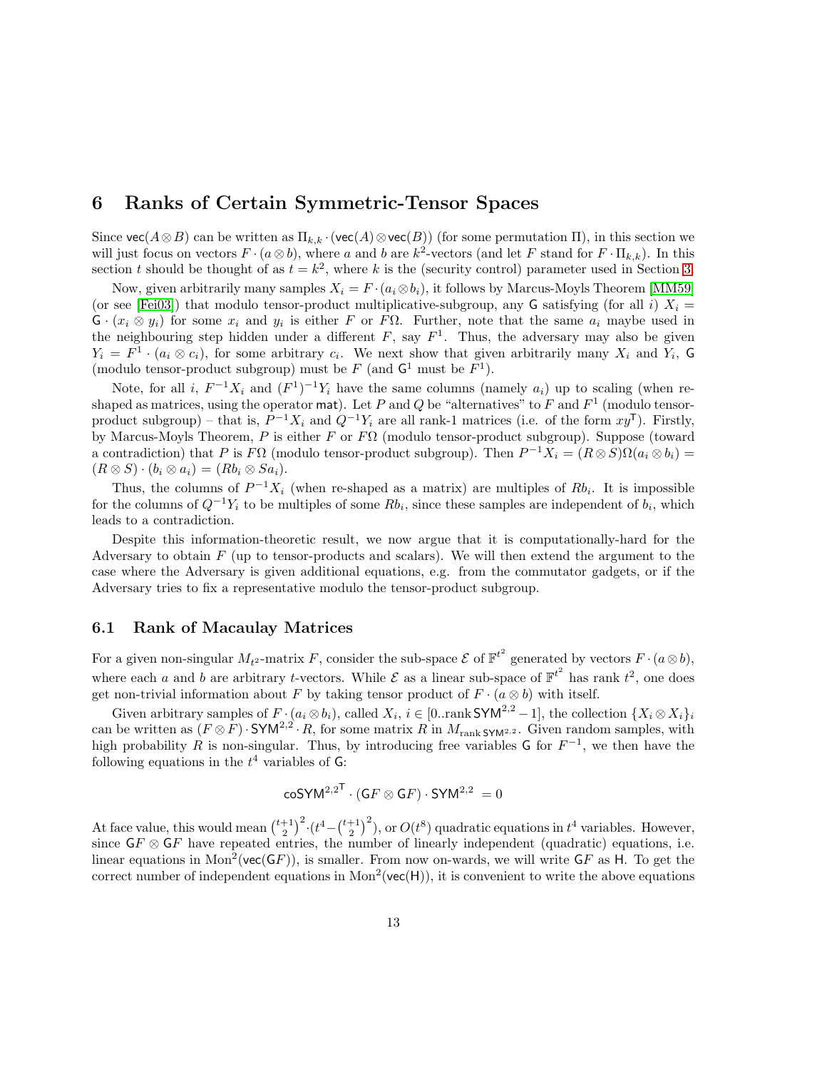## 6 Ranks of Certain Symmetric-Tensor Spaces

Since $\mathsf{vec}(A \otimes B)$ can be written as $\Pi_{k,k} \cdot (\mathsf{vec}(A) \otimes \mathsf{vec}(B))$ (for some permutation $\Pi$), in this section we will just focus on vectors $F \cdot (a \otimes b)$, where $a$ and $b$ are $k^2$-vectors (and let $F$ stand for $F \cdot \Pi_{k,k}$). In this section $t$ should be thought of as $t = k^2$, where $k$ is the (security control) parameter used in Section 3.

Now, given arbitrarily many samples $X_i = F \cdot (a_i \otimes b_i)$, it follows by Marcus-Moyls Theorem [MM59] (or see [Fei03]) that modulo tensor-product multiplicative-subgroup, any $\mathsf{G}$ satisfying (for all $i$) $X_i = \mathsf{G} \cdot (x_i \otimes y_i)$ for some $x_i$ and $y_i$ is either $F$ or $F\Omega$. Further, note that the same $a_i$ maybe used in the neighbouring step hidden under a different $F$, say $F^1$. Thus, the adversary may also be given $Y_i = F^1 \cdot (a_i \otimes c_i)$, for some arbitrary $c_i$. We next show that given arbitrarily many $X_i$ and $Y_i$, $\mathsf{G}$ (modulo tensor-product subgroup) must be $F$ (and $\mathsf{G}^1$ must be $F^1$).

Note, for all $i$, $F^{-1}X_i$ and $(F^1)^{-1}Y_i$ have the same columns (namely $a_i$) up to scaling (when re-shaped as matrices, using the operator $\mathsf{mat}$). Let $P$ and $Q$ be "alternatives" to $F$ and $F^1$ (modulo tensor-product subgroup) – that is, $P^{-1}X_i$ and $Q^{-1}Y_i$ are all rank-1 matrices (i.e. of the form $xy^{\mathsf{T}}$). Firstly, by Marcus-Moyls Theorem, $P$ is either $F$ or $F\Omega$ (modulo tensor-product subgroup). Suppose (toward a contradiction) that $P$ is $F\Omega$ (modulo tensor-product subgroup). Then $P^{-1}X_i = (R \otimes S)\Omega(a_i \otimes b_i) = (R \otimes S) \cdot (b_i \otimes a_i) = (Rb_i \otimes Sa_i)$.

Thus, the columns of $P^{-1}X_i$ (when re-shaped as a matrix) are multiples of $Rb_i$. It is impossible for the columns of $Q^{-1}Y_i$ to be multiples of some $Rb_i$, since these samples are independent of $b_i$, which leads to a contradiction.

Despite this information-theoretic result, we now argue that it is computationally-hard for the Adversary to obtain $F$ (up to tensor-products and scalars). We will then extend the argument to the case where the Adversary is given additional equations, e.g. from the commutator gadgets, or if the Adversary tries to fix a representative modulo the tensor-product subgroup.

### 6.1 Rank of Macaulay Matrices

For a given non-singular $M_{t^2}$-matrix $F$, consider the sub-space $\mathcal{E}$ of $\mathbb{F}^{t^2}$ generated by vectors $F \cdot (a \otimes b)$, where each $a$ and $b$ are arbitrary $t$-vectors. While $\mathcal{E}$ as a linear sub-space of $\mathbb{F}^{t^2}$ has rank $t^2$, one does get non-trivial information about $F$ by taking tensor product of $F \cdot (a \otimes b)$ with itself.

Given arbitrary samples of $F \cdot (a_i \otimes b_i)$, called $X_i$, $i \in [0..\mathrm{rank}\,\mathsf{SYM}^{2,2} - 1]$, the collection $\{X_i \otimes X_i\}_i$ can be written as $(F \otimes F) \cdot \mathsf{SYM}^{2,2} \cdot R$, for some matrix $R$ in $M_{\mathrm{rank}\,\mathsf{SYM}^{2,2}}$. Given random samples, with high probability $R$ is non-singular. Thus, by introducing free variables $\mathsf{G}$ for $F^{-1}$, we then have the following equations in the $t^4$ variables of $\mathsf{G}$:

$$\mathsf{coSYM}^{2,2\,\mathsf{T}} \cdot (\mathsf{G}F \otimes \mathsf{G}F) \cdot \mathsf{SYM}^{2,2} \ = 0$$

At face value, this would mean $\binom{t+1}{2}^2 \cdot (t^4 - \binom{t+1}{2}^2)$, or $O(t^8)$ quadratic equations in $t^4$ variables. However, since $\mathsf{G}F \otimes \mathsf{G}F$ have repeated entries, the number of linearly independent (quadratic) equations, i.e. linear equations in $\mathrm{Mon}^2(\mathsf{vec}(\mathsf{G}F))$, is smaller. From now on-wards, we will write $\mathsf{G}F$ as $\mathsf{H}$. To get the correct number of independent equations in $\mathrm{Mon}^2(\mathsf{vec}(\mathsf{H}))$, it is convenient to write the above equations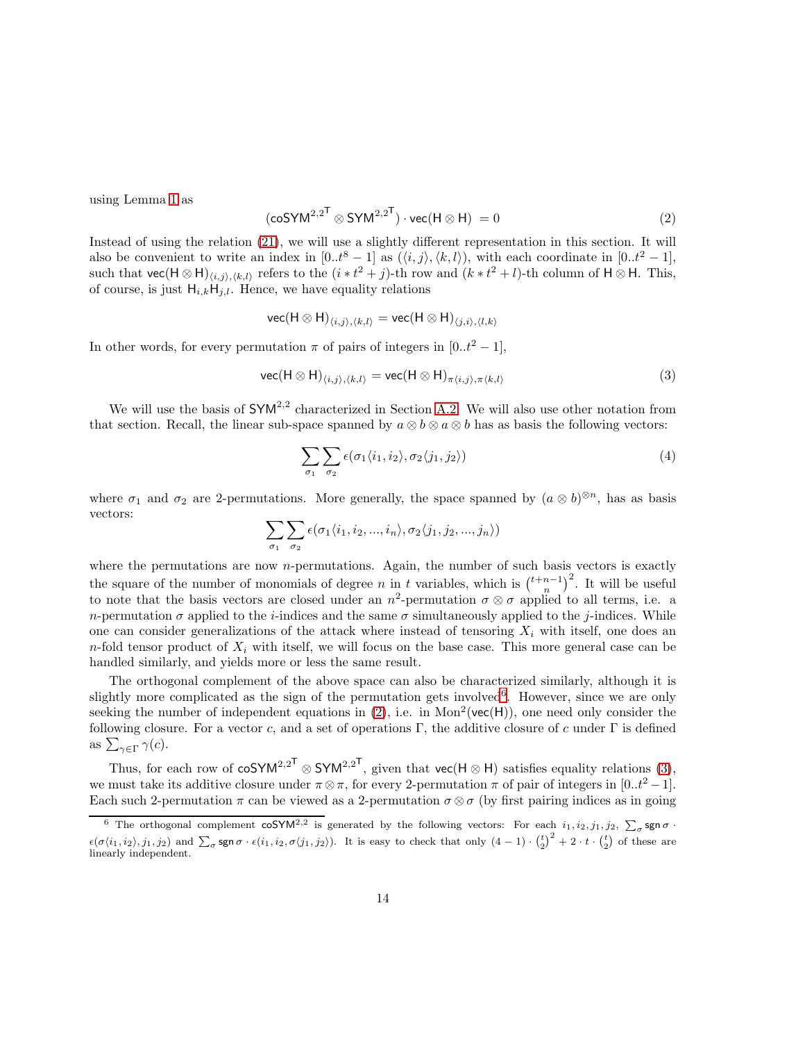using Lemma 1 as

$$(\mathsf{coSYM}^{2,2^{\mathsf{T}}} \otimes \mathsf{SYM}^{2,2^{\mathsf{T}}}) \cdot \mathsf{vec}(\mathsf{H} \otimes \mathsf{H}) \ = 0 \tag{2}$$

Instead of using the relation (21), we will use a slightly different representation in this section. It will also be convenient to write an index in $[0..t^8-1]$ as $(\langle i,j\rangle, \langle k,l\rangle)$, with each coordinate in $[0..t^2-1]$, such that $\mathsf{vec}(\mathsf{H}\otimes\mathsf{H})_{\langle i,j\rangle,\langle k,l\rangle}$ refers to the $(i * t^2 + j)$-th row and $(k * t^2 + l)$-th column of $\mathsf{H}\otimes\mathsf{H}$. This, of course, is just $\mathsf{H}_{i,k}\mathsf{H}_{j,l}$. Hence, we have equality relations

$$\mathsf{vec}(\mathsf{H}\otimes\mathsf{H})_{\langle i,j\rangle,\langle k,l\rangle} = \mathsf{vec}(\mathsf{H}\otimes\mathsf{H})_{\langle j,i\rangle,\langle l,k\rangle}$$

In other words, for every permutation $\pi$ of pairs of integers in $[0..t^2-1]$,

$$\mathsf{vec}(\mathsf{H}\otimes\mathsf{H})_{\langle i,j\rangle,\langle k,l\rangle} = \mathsf{vec}(\mathsf{H}\otimes\mathsf{H})_{\pi\langle i,j\rangle,\pi\langle k,l\rangle} \tag{3}$$

We will use the basis of $\mathsf{SYM}^{2,2}$ characterized in Section A.2. We will also use other notation from that section. Recall, the linear sub-space spanned by $a\otimes b\otimes a\otimes b$ has as basis the following vectors:

$$\sum_{\sigma_1}\sum_{\sigma_2} \epsilon(\sigma_1\langle i_1,i_2\rangle, \sigma_2\langle j_1,j_2\rangle) \tag{4}$$

where $\sigma_1$ and $\sigma_2$ are 2-permutations. More generally, the space spanned by $(a\otimes b)^{\otimes n}$, has as basis vectors:

$$\sum_{\sigma_1}\sum_{\sigma_2} \epsilon(\sigma_1\langle i_1,i_2,...,i_n\rangle, \sigma_2\langle j_1,j_2,...,j_n\rangle)$$

where the permutations are now $n$-permutations. Again, the number of such basis vectors is exactly the square of the number of monomials of degree $n$ in $t$ variables, which is $\binom{t+n-1}{n}^2$. It will be useful to note that the basis vectors are closed under an $n^2$-permutation $\sigma\otimes\sigma$ applied to all terms, i.e. a $n$-permutation $\sigma$ applied to the $i$-indices and the same $\sigma$ simultaneously applied to the $j$-indices. While one can consider generalizations of the attack where instead of tensoring $X_i$ with itself, one does an $n$-fold tensor product of $X_i$ with itself, we will focus on the base case. This more general case can be handled similarly, and yields more or less the same result.

The orthogonal complement of the above space can also be characterized similarly, although it is slightly more complicated as the sign of the permutation gets involved[6]. However, since we are only seeking the number of independent equations in (2), i.e. in $\mathrm{Mon}^2(\mathsf{vec}(\mathsf{H}))$, one need only consider the following closure. For a vector $c$, and a set of operations $\Gamma$, the additive closure of $c$ under $\Gamma$ is defined as $\sum_{\gamma\in\Gamma}\gamma(c)$.

Thus, for each row of $\mathsf{coSYM}^{2,2^{\mathsf{T}}} \otimes \mathsf{SYM}^{2,2^{\mathsf{T}}}$, given that $\mathsf{vec}(\mathsf{H}\otimes\mathsf{H})$ satisfies equality relations (3), we must take its additive closure under $\pi\otimes\pi$, for every 2-permutation $\pi$ of pair of integers in $[0..t^2-1]$. Each such 2-permutation $\pi$ can be viewed as a 2-permutation $\sigma\otimes\sigma$ (by first pairing indices as in going

---

[6] The orthogonal complement $\mathsf{coSYM}^{2,2}$ is generated by the following vectors: For each $i_1, i_2, j_1, j_2$, $\sum_\sigma \mathsf{sgn}\,\sigma \cdot \epsilon(\sigma\langle i_1,i_2\rangle, j_1, j_2)$ and $\sum_\sigma \mathsf{sgn}\,\sigma \cdot \epsilon(i_1, i_2, \sigma\langle j_1, j_2\rangle)$. It is easy to check that only $(4-1)\cdot\binom{t}{2}^2 + 2\cdot t\cdot\binom{t}{2}$ of these are linearly independent.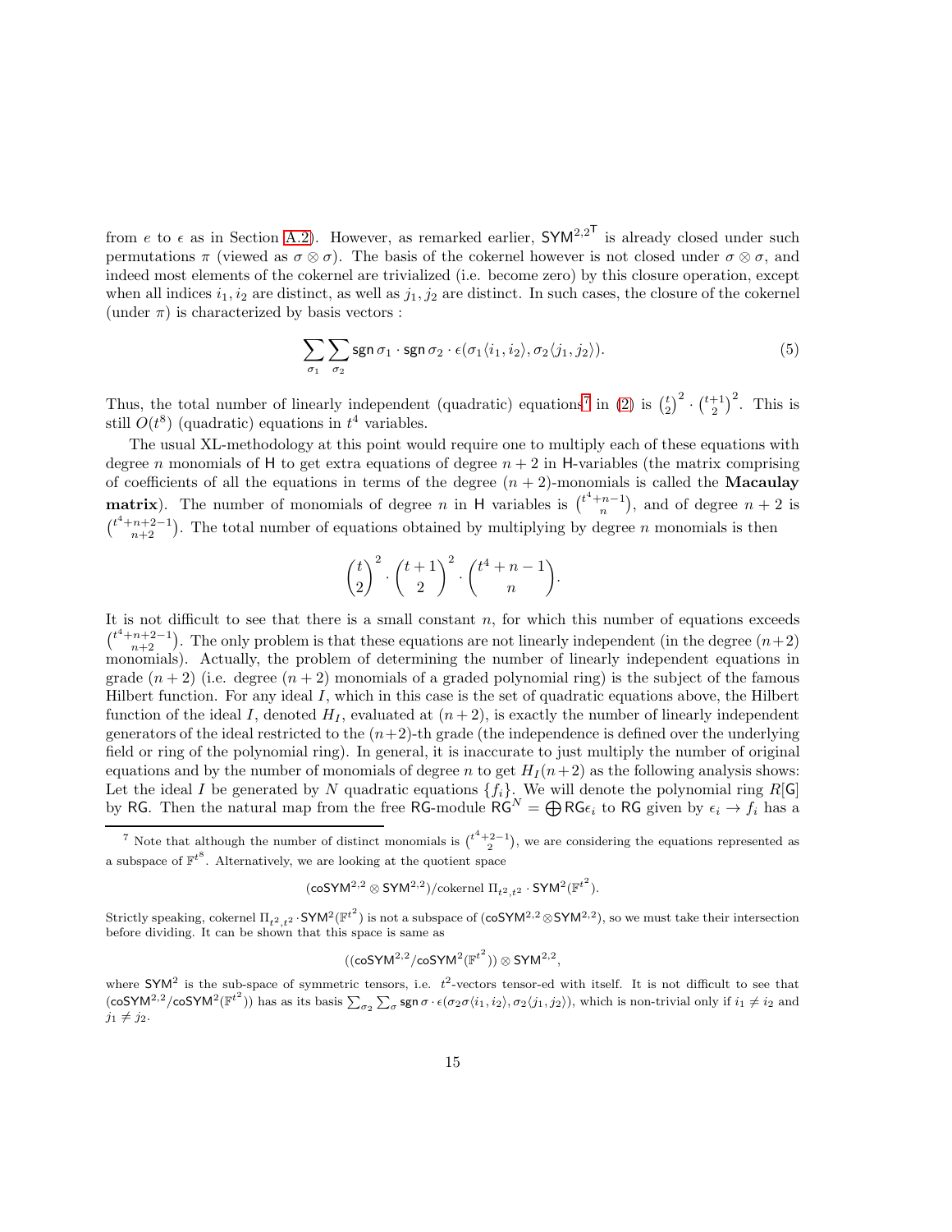from $e$ to $\epsilon$ as in Section A.2). However, as remarked earlier, $\mathsf{SYM}^{2,2^\mathsf{T}}$ is already closed under such permutations $\pi$ (viewed as $\sigma \otimes \sigma$). The basis of the cokernel however is not closed under $\sigma \otimes \sigma$, and indeed most elements of the cokernel are trivialized (i.e. become zero) by this closure operation, except when all indices $i_1, i_2$ are distinct, as well as $j_1, j_2$ are distinct. In such cases, the closure of the cokernel (under $\pi$) is characterized by basis vectors :

$$\sum_{\sigma_1} \sum_{\sigma_2} \mathsf{sgn}\, \sigma_1 \cdot \mathsf{sgn}\, \sigma_2 \cdot \epsilon(\sigma_1 \langle i_1, i_2 \rangle, \sigma_2 \langle j_1, j_2 \rangle). \tag{5}$$

Thus, the total number of linearly independent (quadratic) equations[7] in (2) is $\binom{t}{2}^2 \cdot \binom{t+1}{2}^2$. This is still $O(t^8)$ (quadratic) equations in $t^4$ variables.

The usual XL-methodology at this point would require one to multiply each of these equations with degree $n$ monomials of $\mathsf{H}$ to get extra equations of degree $n+2$ in $\mathsf{H}$-variables (the matrix comprising of coefficients of all the equations in terms of the degree $(n+2)$-monomials is called the **Macaulay matrix**). The number of monomials of degree $n$ in $\mathsf{H}$ variables is $\binom{t^4+n-1}{n}$, and of degree $n+2$ is $\binom{t^4+n+2-1}{n+2}$. The total number of equations obtained by multiplying by degree $n$ monomials is then

$$\binom{t}{2}^2 \cdot \binom{t+1}{2}^2 \cdot \binom{t^4+n-1}{n}.$$

It is not difficult to see that there is a small constant $n$, for which this number of equations exceeds $\binom{t^4+n+2-1}{n+2}$. The only problem is that these equations are not linearly independent (in the degree $(n+2)$ monomials). Actually, the problem of determining the number of linearly independent equations in grade $(n+2)$ (i.e. degree $(n+2)$ monomials of a graded polynomial ring) is the subject of the famous Hilbert function. For any ideal $I$, which in this case is the set of quadratic equations above, the Hilbert function of the ideal $I$, denoted $H_I$, evaluated at $(n+2)$, is exactly the number of linearly independent generators of the ideal restricted to the $(n+2)$-th grade (the independence is defined over the underlying field or ring of the polynomial ring). In general, it is inaccurate to just multiply the number of original equations and by the number of monomials of degree $n$ to get $H_I(n+2)$ as the following analysis shows: Let the ideal $I$ be generated by $N$ quadratic equations $\{f_i\}$. We will denote the polynomial ring $R[\mathsf{G}]$ by $\mathsf{RG}$. Then the natural map from the free $\mathsf{RG}$-module $\mathsf{RG}^N = \bigoplus \mathsf{RG}\epsilon_i$ to $\mathsf{RG}$ given by $\epsilon_i \to f_i$ has a

---

[7] Note that although the number of distinct monomials is $\binom{t^4+2-1}{2}$, we are considering the equations represented as a subspace of $\mathbb{F}^{t^8}$. Alternatively, we are looking at the quotient space

$$(\mathsf{coSYM}^{2,2} \otimes \mathsf{SYM}^{2,2}) / \text{cokernel } \Pi_{t^2,t^2} \cdot \mathsf{SYM}^2(\mathbb{F}^{t^2}).$$

Strictly speaking, cokernel $\Pi_{t^2,t^2} \cdot \mathsf{SYM}^2(\mathbb{F}^{t^2})$ is not a subspace of $(\mathsf{coSYM}^{2,2} \otimes \mathsf{SYM}^{2,2})$, so we must take their intersection before dividing. It can be shown that this space is same as

$$((\mathsf{coSYM}^{2,2} / \mathsf{coSYM}^2(\mathbb{F}^{t^2})) \otimes \mathsf{SYM}^{2,2},$$

where $\mathsf{SYM}^2$ is the sub-space of symmetric tensors, i.e. $t^2$-vectors tensor-ed with itself. It is not difficult to see that $(\mathsf{coSYM}^{2,2} / \mathsf{coSYM}^2(\mathbb{F}^{t^2}))$ has as its basis $\sum_{\sigma_2} \sum_{\sigma} \mathsf{sgn}\, \sigma \cdot \epsilon(\sigma_2 \sigma \langle i_1, i_2 \rangle, \sigma_2 \langle j_1, j_2 \rangle)$, which is non-trivial only if $i_1 \neq i_2$ and $j_1 \neq j_2$.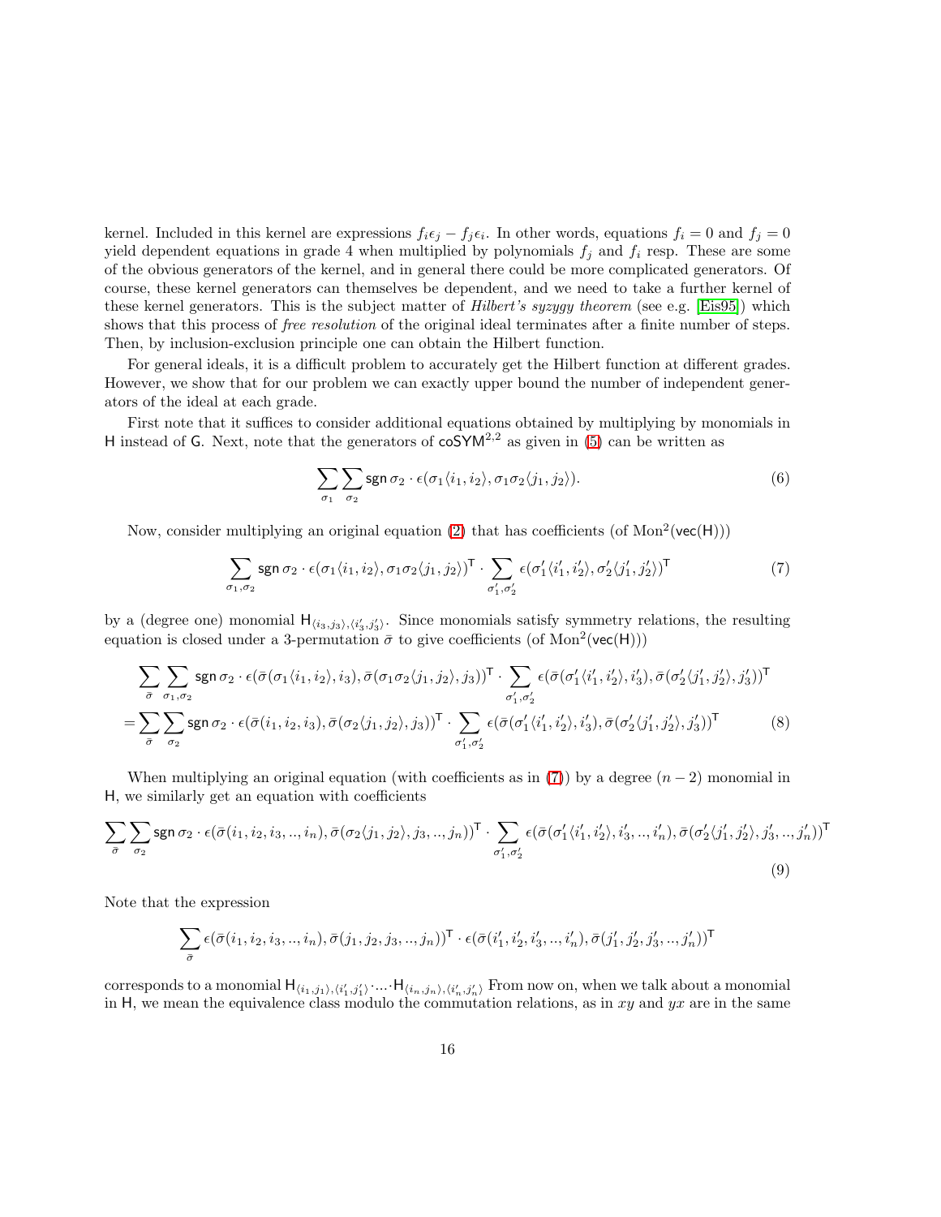kernel. Included in this kernel are expressions $f_i\epsilon_j - f_j\epsilon_i$. In other words, equations $f_i = 0$ and $f_j = 0$ yield dependent equations in grade 4 when multiplied by polynomials $f_j$ and $f_i$ resp. These are some of the obvious generators of the kernel, and in general there could be more complicated generators. Of course, these kernel generators can themselves be dependent, and we need to take a further kernel of these kernel generators. This is the subject matter of *Hilbert's syzygy theorem* (see e.g. [Eis95]) which shows that this process of *free resolution* of the original ideal terminates after a finite number of steps. Then, by inclusion-exclusion principle one can obtain the Hilbert function.

For general ideals, it is a difficult problem to accurately get the Hilbert function at different grades. However, we show that for our problem we can exactly upper bound the number of independent generators of the ideal at each grade.

First note that it suffices to consider additional equations obtained by multiplying by monomials in $\mathsf{H}$ instead of $\mathsf{G}$. Next, note that the generators of $\mathsf{coSYM}^{2,2}$ as given in (5) can be written as

$$\sum_{\sigma_1}\sum_{\sigma_2} \mathsf{sgn}\,\sigma_2 \cdot \epsilon(\sigma_1\langle i_1, i_2\rangle, \sigma_1\sigma_2\langle j_1, j_2\rangle). \tag{6}$$

Now, consider multiplying an original equation (2) that has coefficients (of $\mathrm{Mon}^2(\mathsf{vec}(\mathsf{H}))$)

$$\sum_{\sigma_1,\sigma_2} \mathsf{sgn}\,\sigma_2 \cdot \epsilon(\sigma_1\langle i_1, i_2\rangle, \sigma_1\sigma_2\langle j_1, j_2\rangle)^{\mathsf{T}} \cdot \sum_{\sigma_1',\sigma_2'} \epsilon(\sigma_1'\langle i_1', i_2'\rangle, \sigma_2'\langle j_1', j_2'\rangle)^{\mathsf{T}} \tag{7}$$

by a (degree one) monomial $\mathsf{H}_{\langle i_3, j_3\rangle, \langle i_3', j_3'\rangle}$. Since monomials satisfy symmetry relations, the resulting equation is closed under a 3-permutation $\bar\sigma$ to give coefficients (of $\mathrm{Mon}^2(\mathsf{vec}(\mathsf{H}))$)

$$\begin{aligned}
&\sum_{\bar\sigma}\sum_{\sigma_1,\sigma_2} \mathsf{sgn}\,\sigma_2 \cdot \epsilon(\bar\sigma(\sigma_1\langle i_1, i_2\rangle, i_3), \bar\sigma(\sigma_1\sigma_2\langle j_1, j_2\rangle, j_3))^{\mathsf{T}} \cdot \sum_{\sigma_1',\sigma_2'} \epsilon(\bar\sigma(\sigma_1'\langle i_1', i_2'\rangle, i_3'), \bar\sigma(\sigma_2'\langle j_1', j_2'\rangle, j_3'))^{\mathsf{T}} \\
=&\sum_{\bar\sigma}\sum_{\sigma_2} \mathsf{sgn}\,\sigma_2 \cdot \epsilon(\bar\sigma(i_1, i_2, i_3), \bar\sigma(\sigma_2\langle j_1, j_2\rangle, j_3))^{\mathsf{T}} \cdot \sum_{\sigma_1',\sigma_2'} \epsilon(\bar\sigma(\sigma_1'\langle i_1', i_2'\rangle, i_3'), \bar\sigma(\sigma_2'\langle j_1', j_2'\rangle, j_3'))^{\mathsf{T}}
\end{aligned} \tag{8}$$

When multiplying an original equation (with coefficients as in (7)) by a degree $(n-2)$ monomial in $\mathsf{H}$, we similarly get an equation with coefficients

$$\sum_{\bar\sigma}\sum_{\sigma_2} \mathsf{sgn}\,\sigma_2 \cdot \epsilon(\bar\sigma(i_1, i_2, i_3, .., i_n), \bar\sigma(\sigma_2\langle j_1, j_2\rangle, j_3, .., j_n))^{\mathsf{T}} \cdot \sum_{\sigma_1',\sigma_2'} \epsilon(\bar\sigma(\sigma_1'\langle i_1', i_2'\rangle, i_3', .., i_n'), \bar\sigma(\sigma_2'\langle j_1', j_2'\rangle, j_3', .., j_n'))^{\mathsf{T}} \tag{9}$$

Note that the expression

$$\sum_{\bar\sigma} \epsilon(\bar\sigma(i_1, i_2, i_3, .., i_n), \bar\sigma(j_1, j_2, j_3, .., j_n))^{\mathsf{T}} \cdot \epsilon(\bar\sigma(i_1', i_2', i_3', .., i_n'), \bar\sigma(j_1', j_2', j_3', .., j_n'))^{\mathsf{T}}$$

corresponds to a monomial $\mathsf{H}_{\langle i_1, j_1\rangle, \langle i_1', j_1'\rangle} \cdot ... \cdot \mathsf{H}_{\langle i_n, j_n\rangle, \langle i_n', j_n'\rangle}$ From now on, when we talk about a monomial in $\mathsf{H}$, we mean the equivalence class modulo the commutation relations, as in $xy$ and $yx$ are in the same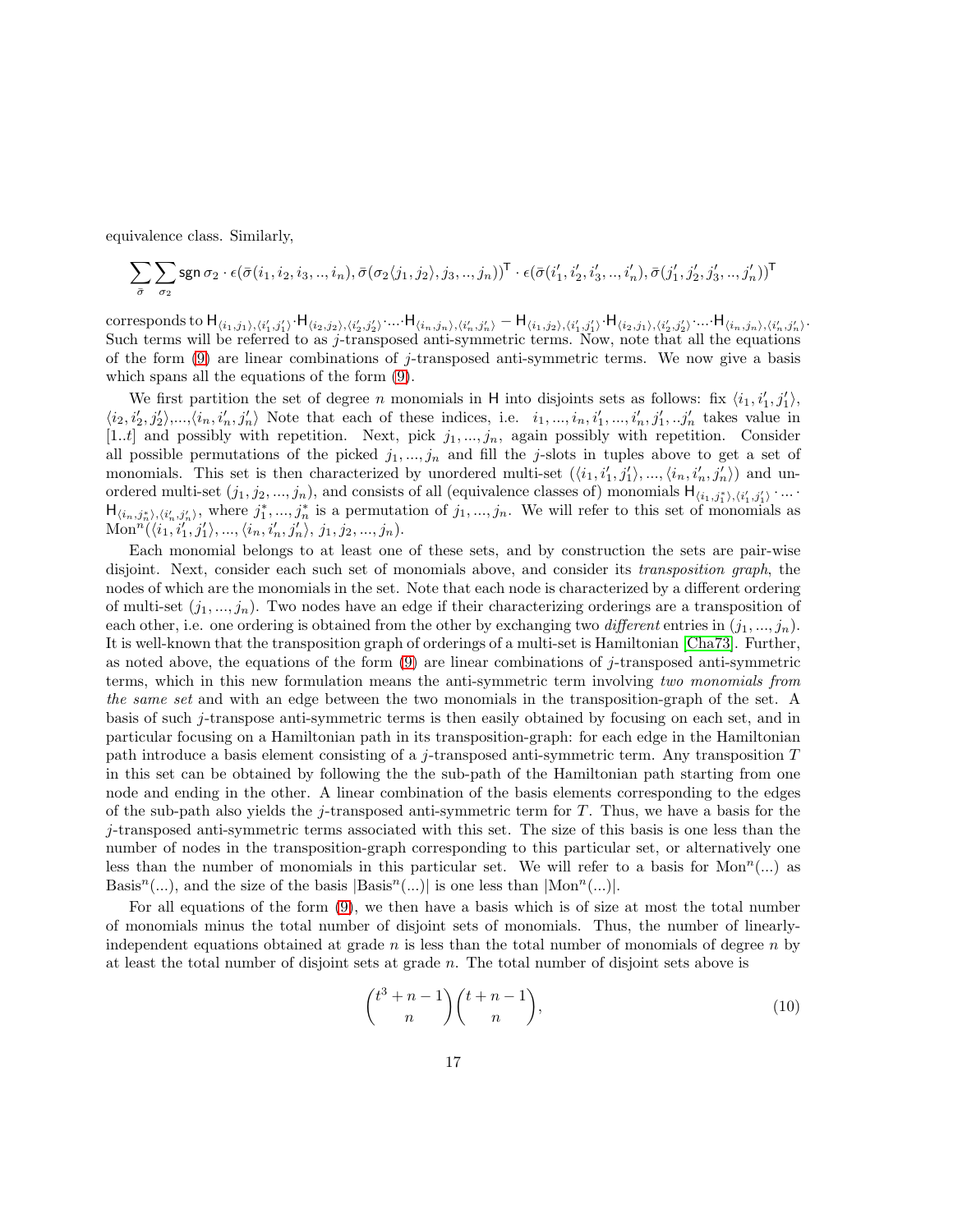equivalence class. Similarly,

$$\sum_{\bar{\sigma}} \sum_{\sigma_2} \mathsf{sgn}\,\sigma_2 \cdot \epsilon(\bar{\sigma}(i_1, i_2, i_3, .., i_n), \bar{\sigma}(\sigma_2\langle j_1, j_2\rangle, j_3, .., j_n))^{\mathsf{T}} \cdot \epsilon(\bar{\sigma}(i'_1, i'_2, i'_3, .., i'_n), \bar{\sigma}(j'_1, j'_2, j'_3, .., j'_n))^{\mathsf{T}}$$

corresponds to $\mathsf{H}_{\langle i_1, j_1\rangle, \langle i'_1, j'_1\rangle} \cdot \mathsf{H}_{\langle i_2, j_2\rangle, \langle i'_2, j'_2\rangle} \cdot ... \cdot \mathsf{H}_{\langle i_n, j_n\rangle, \langle i'_n, j'_n\rangle} - \mathsf{H}_{\langle i_1, j_2\rangle, \langle i'_1, j'_1\rangle} \cdot \mathsf{H}_{\langle i_2, j_1\rangle, \langle i'_2, j'_2\rangle} \cdot ... \cdot \mathsf{H}_{\langle i_n, j_n\rangle, \langle i'_n, j'_n\rangle}$. Such terms will be referred to as $j$-transposed anti-symmetric terms. Now, note that all the equations of the form (9) are linear combinations of $j$-transposed anti-symmetric terms. We now give a basis which spans all the equations of the form (9).

We first partition the set of degree $n$ monomials in $\mathsf{H}$ into disjoints sets as follows: fix $\langle i_1, i'_1, j'_1\rangle$, $\langle i_2, i'_2, j'_2\rangle$,...,$\langle i_n, i'_n, j'_n\rangle$ Note that each of these indices, i.e. $i_1, ..., i_n, i'_1, ..., i'_n, j'_1, ..j'_n$ takes value in $[1..t]$ and possibly with repetition. Next, pick $j_1, ..., j_n$, again possibly with repetition. Consider all possible permutations of the picked $j_1, ..., j_n$ and fill the $j$-slots in tuples above to get a set of monomials. This set is then characterized by unordered multi-set $(\langle i_1, i'_1, j'_1\rangle, ..., \langle i_n, i'_n, j'_n\rangle)$ and unordered multi-set $(j_1, j_2, ..., j_n)$, and consists of all (equivalence classes of) monomials $\mathsf{H}_{\langle i_1, j^*_1\rangle, \langle i'_1, j'_1\rangle} \cdot ... \cdot \mathsf{H}_{\langle i_n, j^*_n\rangle, \langle i'_n, j'_n\rangle}$, where $j^*_1, ..., j^*_n$ is a permutation of $j_1, ..., j_n$. We will refer to this set of monomials as $\mathrm{Mon}^n(\langle i_1, i'_1, j'_1\rangle, ..., \langle i_n, i'_n, j'_n\rangle, j_1, j_2, ..., j_n)$.

Each monomial belongs to at least one of these sets, and by construction the sets are pair-wise disjoint. Next, consider each such set of monomials above, and consider its *transposition graph*, the nodes of which are the monomials in the set. Note that each node is characterized by a different ordering of multi-set $(j_1, ..., j_n)$. Two nodes have an edge if their characterizing orderings are a transposition of each other, i.e. one ordering is obtained from the other by exchanging two *different* entries in $(j_1, ..., j_n)$. It is well-known that the transposition graph of orderings of a multi-set is Hamiltonian [Cha73]. Further, as noted above, the equations of the form (9) are linear combinations of $j$-transposed anti-symmetric terms, which in this new formulation means the anti-symmetric term involving *two monomials from the same set* and with an edge between the two monomials in the transposition-graph of the set. A basis of such $j$-transpose anti-symmetric terms is then easily obtained by focusing on each set, and in particular focusing on a Hamiltonian path in its transposition-graph: for each edge in the Hamiltonian path introduce a basis element consisting of a $j$-transposed anti-symmetric term. Any transposition $T$ in this set can be obtained by following the the sub-path of the Hamiltonian path starting from one node and ending in the other. A linear combination of the basis elements corresponding to the edges of the sub-path also yields the $j$-transposed anti-symmetric term for $T$. Thus, we have a basis for the $j$-transposed anti-symmetric terms associated with this set. The size of this basis is one less than the number of nodes in the transposition-graph corresponding to this particular set, or alternatively one less than the number of monomials in this particular set. We will refer to a basis for $\mathrm{Mon}^n(...)$ as $\mathrm{Basis}^n(...)$, and the size of the basis $|\mathrm{Basis}^n(...)|$ is one less than $|\mathrm{Mon}^n(...)|$.

For all equations of the form (9), we then have a basis which is of size at most the total number of monomials minus the total number of disjoint sets of monomials. Thus, the number of linearly-independent equations obtained at grade $n$ is less than the total number of monomials of degree $n$ by at least the total number of disjoint sets at grade $n$. The total number of disjoint sets above is

$$\binom{t^3 + n - 1}{n}\binom{t + n - 1}{n}, \tag{10}$$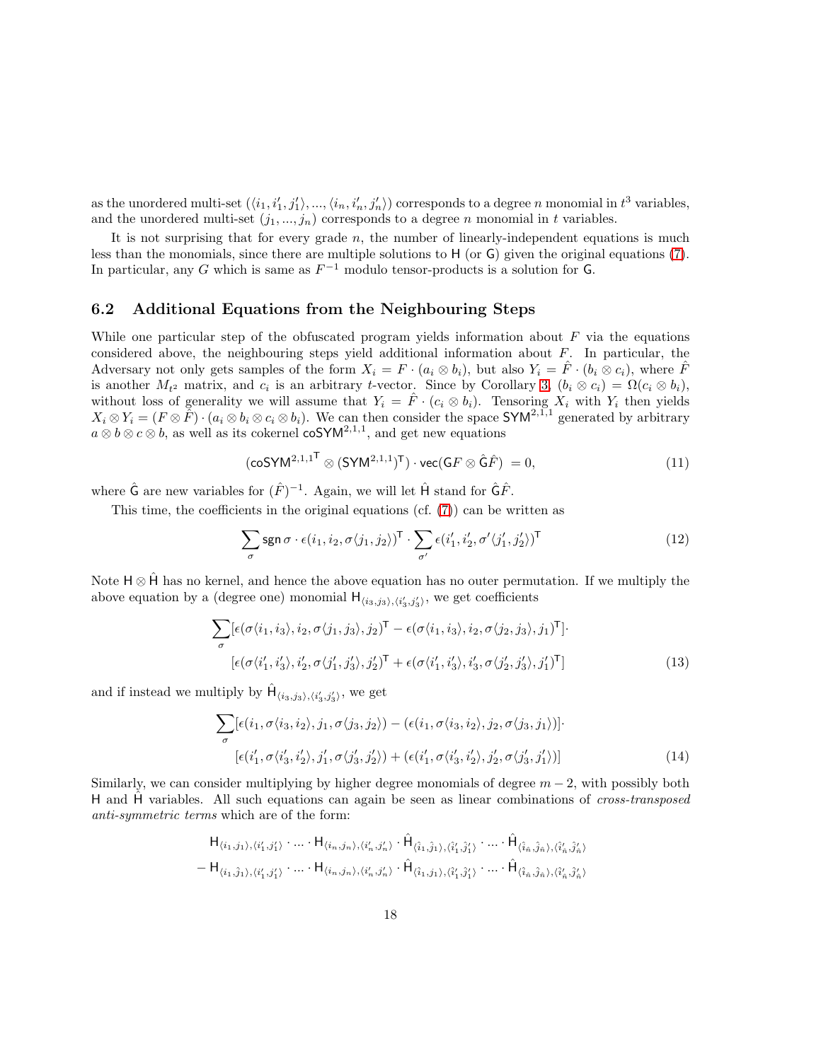as the unordered multi-set $(\langle i_1, i'_1, j'_1\rangle, ..., \langle i_n, i'_n, j'_n\rangle)$ corresponds to a degree $n$ monomial in $t^3$ variables, and the unordered multi-set $(j_1, ..., j_n)$ corresponds to a degree $n$ monomial in $t$ variables.

It is not surprising that for every grade $n$, the number of linearly-independent equations is much less than the monomials, since there are multiple solutions to $\mathsf{H}$ (or $\mathsf{G}$) given the original equations (7). In particular, any $G$ which is same as $F^{-1}$ modulo tensor-products is a solution for $\mathsf{G}$.

## 6.2 Additional Equations from the Neighbouring Steps

While one particular step of the obfuscated program yields information about $F$ via the equations considered above, the neighbouring steps yield additional information about $F$. In particular, the Adversary not only gets samples of the form $X_i = F \cdot (a_i \otimes b_i)$, but also $Y_i = \hat{F} \cdot (b_i \otimes c_i)$, where $\hat{F}$ is another $M_{t^2}$ matrix, and $c_i$ is an arbitrary $t$-vector. Since by Corollary 3, $(b_i \otimes c_i) = \Omega(c_i \otimes b_i)$, without loss of generality we will assume that $Y_i = \hat{F} \cdot (c_i \otimes b_i)$. Tensoring $X_i$ with $Y_i$ then yields $X_i \otimes Y_i = (F \otimes \hat{F}) \cdot (a_i \otimes b_i \otimes c_i \otimes b_i)$. We can then consider the space $\mathsf{SYM}^{2,1,1}$ generated by arbitrary $a \otimes b \otimes c \otimes b$, as well as its cokernel $\mathsf{coSYM}^{2,1,1}$, and get new equations

$$(\mathsf{coSYM}^{2,1,1^{\mathsf{T}}} \otimes (\mathsf{SYM}^{2,1,1})^{\mathsf{T}}) \cdot \mathsf{vec}(\mathsf{G}F \otimes \hat{\mathsf{G}}\hat{F}) \ = 0, \tag{11}$$

where $\hat{\mathsf{G}}$ are new variables for $(\hat{F})^{-1}$. Again, we will let $\hat{\mathsf{H}}$ stand for $\hat{\mathsf{G}}\hat{F}$.

This time, the coefficients in the original equations (cf. (7)) can be written as

$$\sum_{\sigma} \mathsf{sgn}\,\sigma \cdot \epsilon(i_1, i_2, \sigma\langle j_1, j_2\rangle)^{\mathsf{T}} \cdot \sum_{\sigma'} \epsilon(i'_1, i'_2, \sigma'\langle j'_1, j'_2\rangle)^{\mathsf{T}} \tag{12}$$

Note $\mathsf{H} \otimes \hat{\mathsf{H}}$ has no kernel, and hence the above equation has no outer permutation. If we multiply the above equation by a (degree one) monomial $\mathsf{H}_{\langle i_3, j_3\rangle, \langle i'_3, j'_3\rangle}$, we get coefficients

$$\begin{aligned}\sum_{\sigma} [&\epsilon(\sigma\langle i_1, i_3\rangle, i_2, \sigma\langle j_1, j_3\rangle, j_2)^{\mathsf{T}} - \epsilon(\sigma\langle i_1, i_3\rangle, i_2, \sigma\langle j_2, j_3\rangle, j_1)^{\mathsf{T}}]\cdot \\ &[\epsilon(\sigma\langle i'_1, i'_3\rangle, i'_2, \sigma\langle j'_1, j'_3\rangle, j'_2)^{\mathsf{T}} + \epsilon(\sigma\langle i'_1, i'_3\rangle, i'_3, \sigma\langle j'_2, j'_3\rangle, j'_1)^{\mathsf{T}}]\end{aligned} \tag{13}$$

and if instead we multiply by $\hat{\mathsf{H}}_{\langle i_3, j_3\rangle, \langle i'_3, j'_3\rangle}$, we get

$$\begin{aligned}\sum_{\sigma} [&\epsilon(i_1, \sigma\langle i_3, i_2\rangle, j_1, \sigma\langle j_3, j_2\rangle) - (\epsilon(i_1, \sigma\langle i_3, i_2\rangle, j_2, \sigma\langle j_3, j_1\rangle)]\cdot \\ &[\epsilon(i'_1, \sigma\langle i'_3, i'_2\rangle, j'_1, \sigma\langle j'_3, j'_2\rangle) + (\epsilon(i'_1, \sigma\langle i'_3, i'_2\rangle, j'_2, \sigma\langle j'_3, j'_1\rangle)]\end{aligned} \tag{14}$$

Similarly, we can consider multiplying by higher degree monomials of degree $m-2$, with possibly both $\mathsf{H}$ and $\hat{\mathsf{H}}$ variables. All such equations can again be seen as linear combinations of *cross-transposed anti-symmetric terms* which are of the form:

$$\begin{aligned}&\mathsf{H}_{\langle i_1, j_1\rangle, \langle i'_1, j'_1\rangle} \cdot ... \cdot \mathsf{H}_{\langle i_n, j_n\rangle, \langle i'_n, j'_n\rangle} \cdot \hat{\mathsf{H}}_{\langle \hat{i}_1, \hat{j}_1\rangle, \langle \hat{i}'_1, \hat{j}'_1\rangle} \cdot ... \cdot \hat{\mathsf{H}}_{\langle \hat{i}_{\hat{n}}, \hat{j}_{\hat{n}}\rangle, \langle \hat{i}'_{\hat{n}}, \hat{j}'_{\hat{n}}\rangle} \\ - &\mathsf{H}_{\langle i_1, \hat{j}_1\rangle, \langle i'_1, j'_1\rangle} \cdot ... \cdot \mathsf{H}_{\langle i_n, j_n\rangle, \langle i'_n, j'_n\rangle} \cdot \hat{\mathsf{H}}_{\langle \hat{i}_1, j_1\rangle, \langle \hat{i}'_1, \hat{j}'_1\rangle} \cdot ... \cdot \hat{\mathsf{H}}_{\langle \hat{i}_{\hat{n}}, \hat{j}_{\hat{n}}\rangle, \langle \hat{i}'_{\hat{n}}, \hat{j}'_{\hat{n}}\rangle}\end{aligned}$$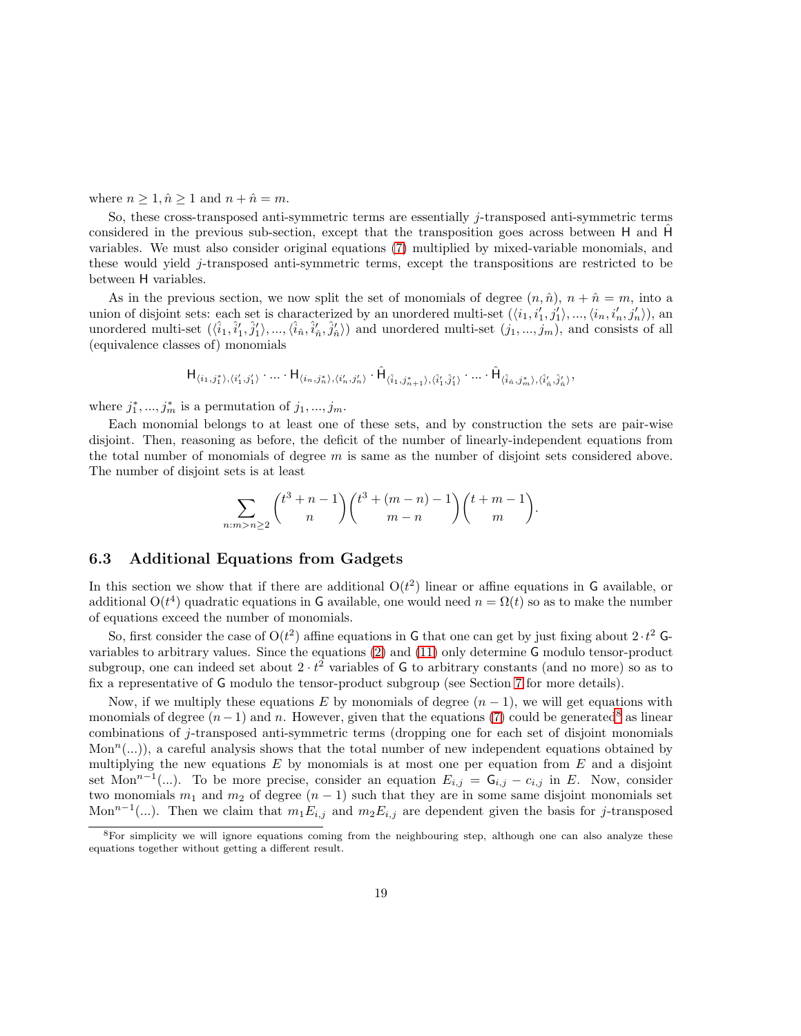where $n \geq 1, \hat{n} \geq 1$ and $n + \hat{n} = m$.

So, these cross-transposed anti-symmetric terms are essentially $j$-transposed anti-symmetric terms considered in the previous sub-section, except that the transposition goes across between $\mathsf{H}$ and $\hat{\mathsf{H}}$ variables. We must also consider original equations (7) multiplied by mixed-variable monomials, and these would yield $j$-transposed anti-symmetric terms, except the transpositions are restricted to be between $\mathsf{H}$ variables.

As in the previous section, we now split the set of monomials of degree $(n, \hat{n})$, $n + \hat{n} = m$, into a union of disjoint sets: each set is characterized by an unordered multi-set $(\langle i_1, i'_1, j'_1\rangle, ..., \langle i_n, i'_n, j'_n\rangle)$, an unordered multi-set $(\langle \hat{i}_1, \hat{i}'_1, \hat{j}'_1\rangle, ..., \langle \hat{i}_{\hat{n}}, \hat{i}'_{\hat{n}}, \hat{j}'_{\hat{n}}\rangle)$ and unordered multi-set $(j_1, ..., j_m)$, and consists of all (equivalence classes of) monomials

$$\mathsf{H}_{\langle i_1, j^*_1\rangle, \langle i'_1, j'_1\rangle} \cdot ... \cdot \mathsf{H}_{\langle i_n, j^*_n\rangle, \langle i'_n, j'_n\rangle} \cdot \hat{\mathsf{H}}_{\langle \hat{i}_1, j^*_{n+1}\rangle, \langle \hat{i}'_1, \hat{j}'_1\rangle} \cdot ... \cdot \hat{\mathsf{H}}_{\langle \hat{i}_{\hat{n}}, j^*_m\rangle, \langle \hat{i}'_{\hat{n}}, \hat{j}'_{\hat{n}}\rangle},$$

where $j^*_1, ..., j^*_m$ is a permutation of $j_1, ..., j_m$.

Each monomial belongs to at least one of these sets, and by construction the sets are pair-wise disjoint. Then, reasoning as before, the deficit of the number of linearly-independent equations from the total number of monomials of degree $m$ is same as the number of disjoint sets considered above. The number of disjoint sets is at least

$$\sum_{n: m > n \geq 2} \binom{t^3 + n - 1}{n} \binom{t^3 + (m-n) - 1}{m - n} \binom{t + m - 1}{m}.$$

### 6.3 Additional Equations from Gadgets

In this section we show that if there are additional $\mathrm{O}(t^2)$ linear or affine equations in $\mathsf{G}$ available, or additional $\mathrm{O}(t^4)$ quadratic equations in $\mathsf{G}$ available, one would need $n = \Omega(t)$ so as to make the number of equations exceed the number of monomials.

So, first consider the case of $\mathrm{O}(t^2)$ affine equations in $\mathsf{G}$ that one can get by just fixing about $2 \cdot t^2$ $\mathsf{G}$-variables to arbitrary values. Since the equations (2) and (11) only determine $\mathsf{G}$ modulo tensor-product subgroup, one can indeed set about $2 \cdot t^2$ variables of $\mathsf{G}$ to arbitrary constants (and no more) so as to fix a representative of $\mathsf{G}$ modulo the tensor-product subgroup (see Section 7 for more details).

Now, if we multiply these equations $E$ by monomials of degree $(n-1)$, we will get equations with monomials of degree $(n-1)$ and $n$. However, given that the equations (7) could be generated[8] as linear combinations of $j$-transposed anti-symmetric terms (dropping one for each set of disjoint monomials $\mathrm{Mon}^n(...)$), a careful analysis shows that the total number of new independent equations obtained by multiplying the new equations $E$ by monomials is at most one per equation from $E$ and a disjoint set $\mathrm{Mon}^{n-1}(...)$. To be more precise, consider an equation $E_{i,j} = \mathsf{G}_{i,j} - c_{i,j}$ in $E$. Now, consider two monomials $m_1$ and $m_2$ of degree $(n-1)$ such that they are in some same disjoint monomials set $\mathrm{Mon}^{n-1}(...)$. Then we claim that $m_1 E_{i,j}$ and $m_2 E_{i,j}$ are dependent given the basis for $j$-transposed

[8] For simplicity we will ignore equations coming from the neighbouring step, although one can also analyze these equations together without getting a different result.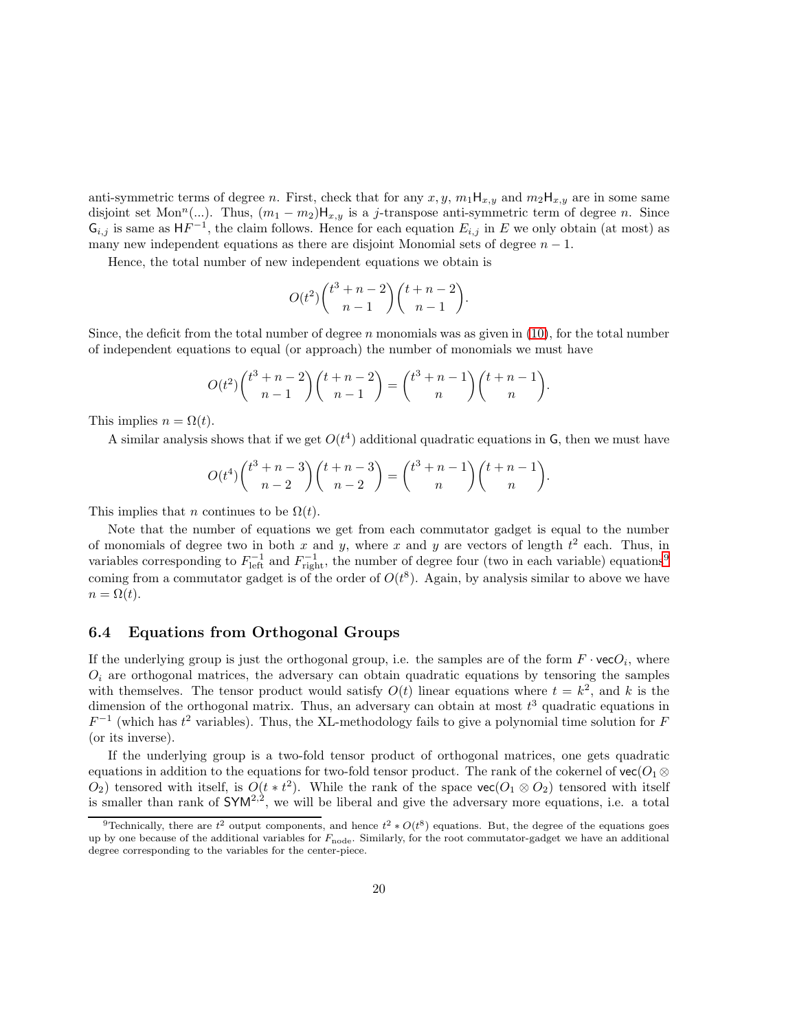anti-symmetric terms of degree $n$. First, check that for any $x, y$, $m_1 \mathsf{H}_{x,y}$ and $m_2 \mathsf{H}_{x,y}$ are in some same disjoint set $\mathrm{Mon}^n(...)$. Thus, $(m_1 - m_2)\mathsf{H}_{x,y}$ is a $j$-transpose anti-symmetric term of degree $n$. Since $\mathsf{G}_{i,j}$ is same as $\mathsf{H}F^{-1}$, the claim follows. Hence for each equation $E_{i,j}$ in $E$ we only obtain (at most) as many new independent equations as there are disjoint Monomial sets of degree $n-1$.

Hence, the total number of new independent equations we obtain is

$$O(t^2)\binom{t^3+n-2}{n-1}\binom{t+n-2}{n-1}.$$

Since, the deficit from the total number of degree $n$ monomials was as given in (10), for the total number of independent equations to equal (or approach) the number of monomials we must have

$$O(t^2)\binom{t^3+n-2}{n-1}\binom{t+n-2}{n-1} = \binom{t^3+n-1}{n}\binom{t+n-1}{n}.$$

This implies $n = \Omega(t)$.

A similar analysis shows that if we get $O(t^4)$ additional quadratic equations in $\mathsf{G}$, then we must have

$$O(t^4)\binom{t^3+n-3}{n-2}\binom{t+n-3}{n-2} = \binom{t^3+n-1}{n}\binom{t+n-1}{n}.$$

This implies that $n$ continues to be $\Omega(t)$.

Note that the number of equations we get from each commutator gadget is equal to the number of monomials of degree two in both $x$ and $y$, where $x$ and $y$ are vectors of length $t^2$ each. Thus, in variables corresponding to $F^{-1}_{\mathrm{left}}$ and $F^{-1}_{\mathrm{right}}$, the number of degree four (two in each variable) equations[9] coming from a commutator gadget is of the order of $O(t^8)$. Again, by analysis similar to above we have $n = \Omega(t)$.

### 6.4 Equations from Orthogonal Groups

If the underlying group is just the orthogonal group, i.e. the samples are of the form $F \cdot \mathsf{vec} O_i$, where $O_i$ are orthogonal matrices, the adversary can obtain quadratic equations by tensoring the samples with themselves. The tensor product would satisfy $O(t)$ linear equations where $t = k^2$, and $k$ is the dimension of the orthogonal matrix. Thus, an adversary can obtain at most $t^3$ quadratic equations in $F^{-1}$ (which has $t^2$ variables). Thus, the XL-methodology fails to give a polynomial time solution for $F$ (or its inverse).

If the underlying group is a two-fold tensor product of orthogonal matrices, one gets quadratic equations in addition to the equations for two-fold tensor product. The rank of the cokernel of $\mathsf{vec}(O_1 \otimes O_2)$ tensored with itself, is $O(t * t^2)$. While the rank of the space $\mathsf{vec}(O_1 \otimes O_2)$ tensored with itself is smaller than rank of $\mathsf{SYM}^{2,2}$, we will be liberal and give the adversary more equations, i.e. a total

[9] Technically, there are $t^2$ output components, and hence $t^2 * O(t^8)$ equations. But, the degree of the equations goes up by one because of the additional variables for $F_{\mathrm{node}}$. Similarly, for the root commutator-gadget we have an additional degree corresponding to the variables for the center-piece.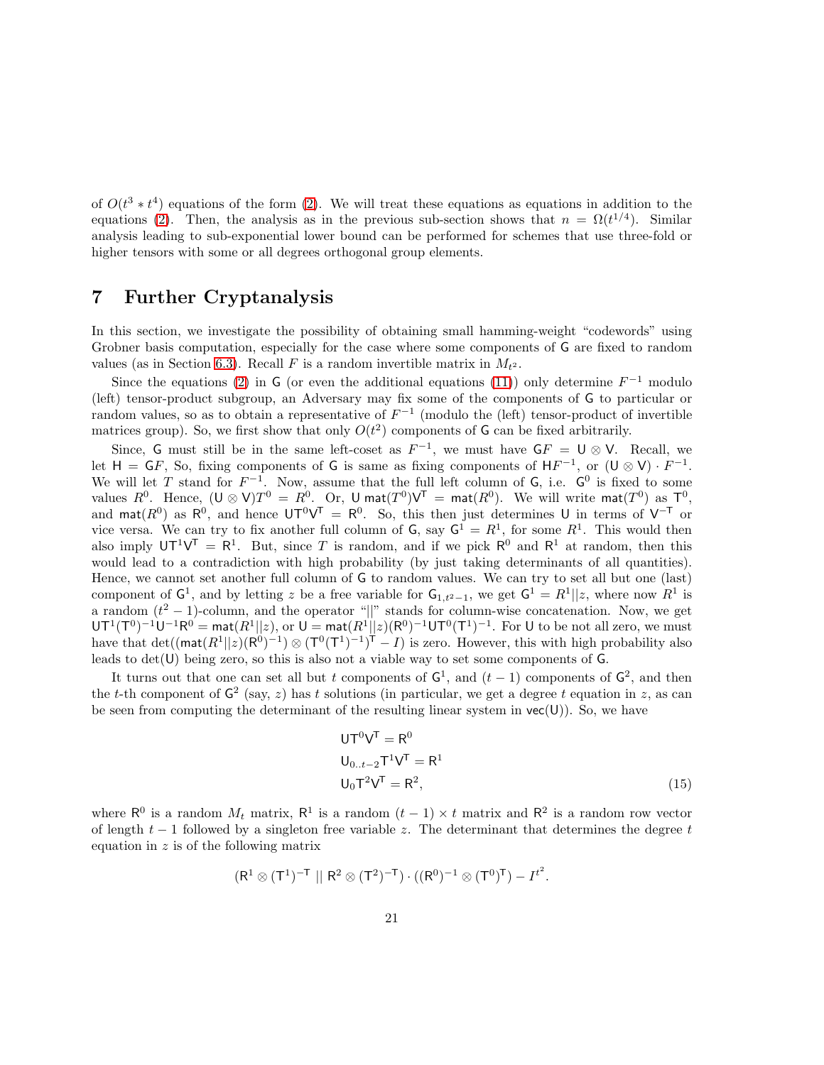of $O(t^3 * t^4)$ equations of the form (2). We will treat these equations as equations in addition to the equations (2). Then, the analysis as in the previous sub-section shows that $n = \Omega(t^{1/4})$. Similar analysis leading to sub-exponential lower bound can be performed for schemes that use three-fold or higher tensors with some or all degrees orthogonal group elements.

# 7 Further Cryptanalysis

In this section, we investigate the possibility of obtaining small hamming-weight "codewords" using Grobner basis computation, especially for the case where some components of $\mathsf{G}$ are fixed to random values (as in Section 6.3). Recall $F$ is a random invertible matrix in $M_{t^2}$.

Since the equations (2) in $\mathsf{G}$ (or even the additional equations (11)) only determine $F^{-1}$ modulo (left) tensor-product subgroup, an Adversary may fix some of the components of $\mathsf{G}$ to particular or random values, so as to obtain a representative of $F^{-1}$ (modulo the (left) tensor-product of invertible matrices group). So, we first show that only $O(t^2)$ components of $\mathsf{G}$ can be fixed arbitrarily.

Since, $\mathsf{G}$ must still be in the same left-coset as $F^{-1}$, we must have $\mathsf{G}F = \mathsf{U} \otimes \mathsf{V}$. Recall, we let $\mathsf{H} = \mathsf{G}F$, So, fixing components of $\mathsf{G}$ is same as fixing components of $\mathsf{H}F^{-1}$, or $(\mathsf{U} \otimes \mathsf{V}) \cdot F^{-1}$. We will let $T$ stand for $F^{-1}$. Now, assume that the full left column of $\mathsf{G}$, i.e. $\mathsf{G}^0$ is fixed to some values $R^0$. Hence, $(\mathsf{U} \otimes \mathsf{V})T^0 = R^0$. Or, $\mathsf{U}\,\mathsf{mat}(T^0)\mathsf{V}^\mathsf{T} = \mathsf{mat}(R^0)$. We will write $\mathsf{mat}(T^0)$ as $\mathsf{T}^0$, and $\mathsf{mat}(R^0)$ as $\mathsf{R}^0$, and hence $\mathsf{U}\mathsf{T}^0\mathsf{V}^\mathsf{T} = \mathsf{R}^0$. So, this then just determines $\mathsf{U}$ in terms of $\mathsf{V}^{-\mathsf{T}}$ or vice versa. We can try to fix another full column of $\mathsf{G}$, say $\mathsf{G}^1 = R^1$, for some $R^1$. This would then also imply $\mathsf{U}\mathsf{T}^1\mathsf{V}^\mathsf{T} = \mathsf{R}^1$. But, since $T$ is random, and if we pick $\mathsf{R}^0$ and $\mathsf{R}^1$ at random, then this would lead to a contradiction with high probability (by just taking determinants of all quantities). Hence, we cannot set another full column of $\mathsf{G}$ to random values. We can try to set all but one (last) component of $\mathsf{G}^1$, and by letting $z$ be a free variable for $\mathsf{G}_{1,t^2-1}$, we get $\mathsf{G}^1 = R^1||z$, where now $R^1$ is a random $(t^2-1)$-column, and the operator "$||$" stands for column-wise concatenation. Now, we get $\mathsf{U}\mathsf{T}^1(\mathsf{T}^0)^{-1}\mathsf{U}^{-1}\mathsf{R}^0 = \mathsf{mat}(R^1||z)$, or $\mathsf{U} = \mathsf{mat}(R^1||z)(\mathsf{R}^0)^{-1}\mathsf{U}\mathsf{T}^0(\mathsf{T}^1)^{-1}$. For $\mathsf{U}$ to be not all zero, we must have that $\det((\mathsf{mat}(R^1||z)(\mathsf{R}^0)^{-1}) \otimes (\mathsf{T}^0(\mathsf{T}^1)^{-1})^\mathsf{T} - I)$ is zero. However, this with high probability also leads to $\det(\mathsf{U})$ being zero, so this is also not a viable way to set some components of $\mathsf{G}$.

It turns out that one can set all but $t$ components of $\mathsf{G}^1$, and $(t-1)$ components of $\mathsf{G}^2$, and then the $t$-th component of $\mathsf{G}^2$ (say, $z$) has $t$ solutions (in particular, we get a degree $t$ equation in $z$, as can be seen from computing the determinant of the resulting linear system in $\mathsf{vec}(\mathsf{U})$). So, we have

$$
\begin{aligned}
&\mathsf{U}\mathsf{T}^0\mathsf{V}^\mathsf{T} = \mathsf{R}^0 \\
&\mathsf{U}_{0..t-2}\mathsf{T}^1\mathsf{V}^\mathsf{T} = \mathsf{R}^1 \\
&\mathsf{U}_0\mathsf{T}^2\mathsf{V}^\mathsf{T} = \mathsf{R}^2,
\end{aligned}
\tag{15}
$$

where $\mathsf{R}^0$ is a random $M_t$ matrix, $\mathsf{R}^1$ is a random $(t-1) \times t$ matrix and $\mathsf{R}^2$ is a random row vector of length $t-1$ followed by a singleton free variable $z$. The determinant that determines the degree $t$ equation in $z$ is of the following matrix

$$
(\mathsf{R}^1 \otimes (\mathsf{T}^1)^{-\mathsf{T}} \;||\; \mathsf{R}^2 \otimes (\mathsf{T}^2)^{-\mathsf{T}}) \cdot ((\mathsf{R}^0)^{-1} \otimes (\mathsf{T}^0)^\mathsf{T}) - I^{t^2}.
$$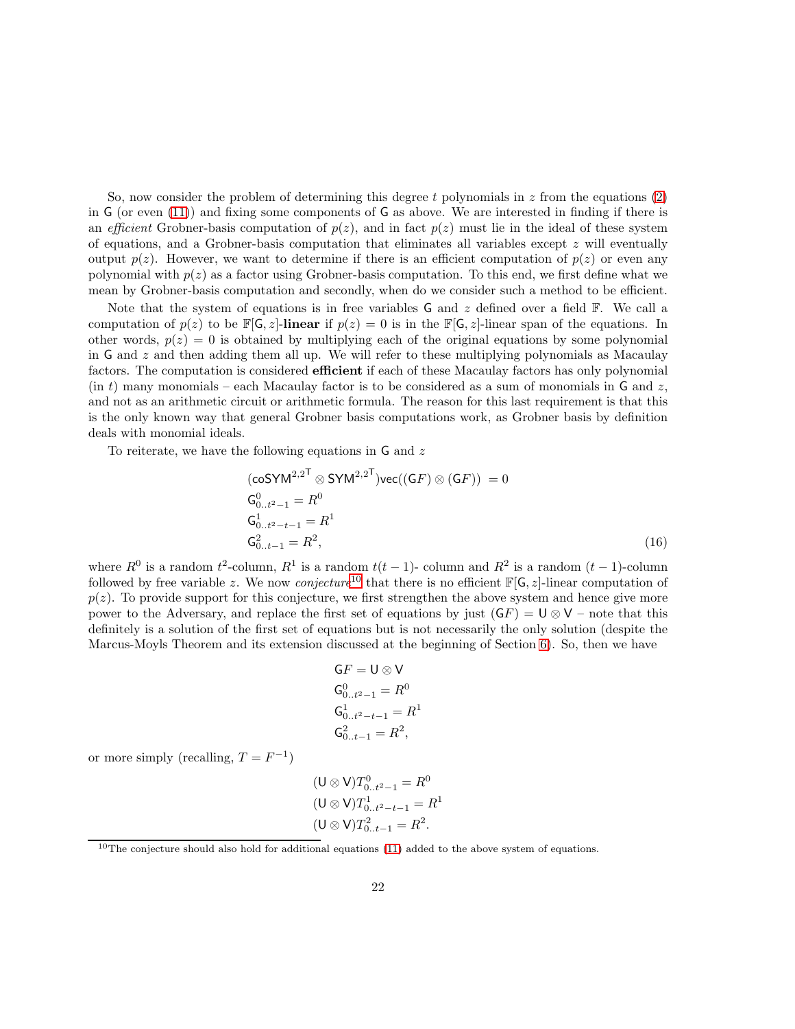So, now consider the problem of determining this degree $t$ polynomials in $z$ from the equations (2) in $\mathsf{G}$ (or even (11)) and fixing some components of $\mathsf{G}$ as above. We are interested in finding if there is an *efficient* Grobner-basis computation of $p(z)$, and in fact $p(z)$ must lie in the ideal of these system of equations, and a Grobner-basis computation that eliminates all variables except $z$ will eventually output $p(z)$. However, we want to determine if there is an efficient computation of $p(z)$ or even any polynomial with $p(z)$ as a factor using Grobner-basis computation. To this end, we first define what we mean by Grobner-basis computation and secondly, when do we consider such a method to be efficient.

Note that the system of equations is in free variables $\mathsf{G}$ and $z$ defined over a field $\mathbb{F}$. We call a computation of $p(z)$ to be $\mathbb{F}[\mathsf{G}, z]$-**linear** if $p(z) = 0$ is in the $\mathbb{F}[\mathsf{G}, z]$-linear span of the equations. In other words, $p(z) = 0$ is obtained by multiplying each of the original equations by some polynomial in $\mathsf{G}$ and $z$ and then adding them all up. We will refer to these multiplying polynomials as Macaulay factors. The computation is considered **efficient** if each of these Macaulay factors has only polynomial (in $t$) many monomials – each Macaulay factor is to be considered as a sum of monomials in $\mathsf{G}$ and $z$, and not as an arithmetic circuit or arithmetic formula. The reason for this last requirement is that this is the only known way that general Grobner basis computations work, as Grobner basis by definition deals with monomial ideals.

To reiterate, we have the following equations in $\mathsf{G}$ and $z$

$$
\begin{aligned}
(\mathsf{coSYM}^{2,2^\mathsf{T}} \otimes \mathsf{SYM}^{2,2^\mathsf{T}})\mathsf{vec}((\mathsf{G}F) \otimes (\mathsf{G}F)) &= 0 \\
\mathsf{G}^0_{0..t^2-1} &= R^0 \\
\mathsf{G}^1_{0..t^2-t-1} &= R^1 \\
\mathsf{G}^2_{0..t-1} &= R^2,
\end{aligned} \tag{16}
$$

where $R^0$ is a random $t^2$-column, $R^1$ is a random $t(t-1)$- column and $R^2$ is a random $(t-1)$-column followed by free variable $z$. We now *conjecture*[10] that there is no efficient $\mathbb{F}[\mathsf{G}, z]$-linear computation of $p(z)$. To provide support for this conjecture, we first strengthen the above system and hence give more power to the Adversary, and replace the first set of equations by just $(\mathsf{G}F) = \mathsf{U} \otimes \mathsf{V}$ – note that this definitely is a solution of the first set of equations but is not necessarily the only solution (despite the Marcus-Moyls Theorem and its extension discussed at the beginning of Section 6). So, then we have

$$
\begin{aligned}
\mathsf{G}F &= \mathsf{U} \otimes \mathsf{V} \\
\mathsf{G}^0_{0..t^2-1} &= R^0 \\
\mathsf{G}^1_{0..t^2-t-1} &= R^1 \\
\mathsf{G}^2_{0..t-1} &= R^2,
\end{aligned}
$$

or more simply (recalling, $T = F^{-1}$)

$$
\begin{aligned}
(\mathsf{U} \otimes \mathsf{V})T^0_{0..t^2-1} &= R^0 \\
(\mathsf{U} \otimes \mathsf{V})T^1_{0..t^2-t-1} &= R^1 \\
(\mathsf{U} \otimes \mathsf{V})T^2_{0..t-1} &= R^2.
\end{aligned}
$$

[10] The conjecture should also hold for additional equations (11) added to the above system of equations.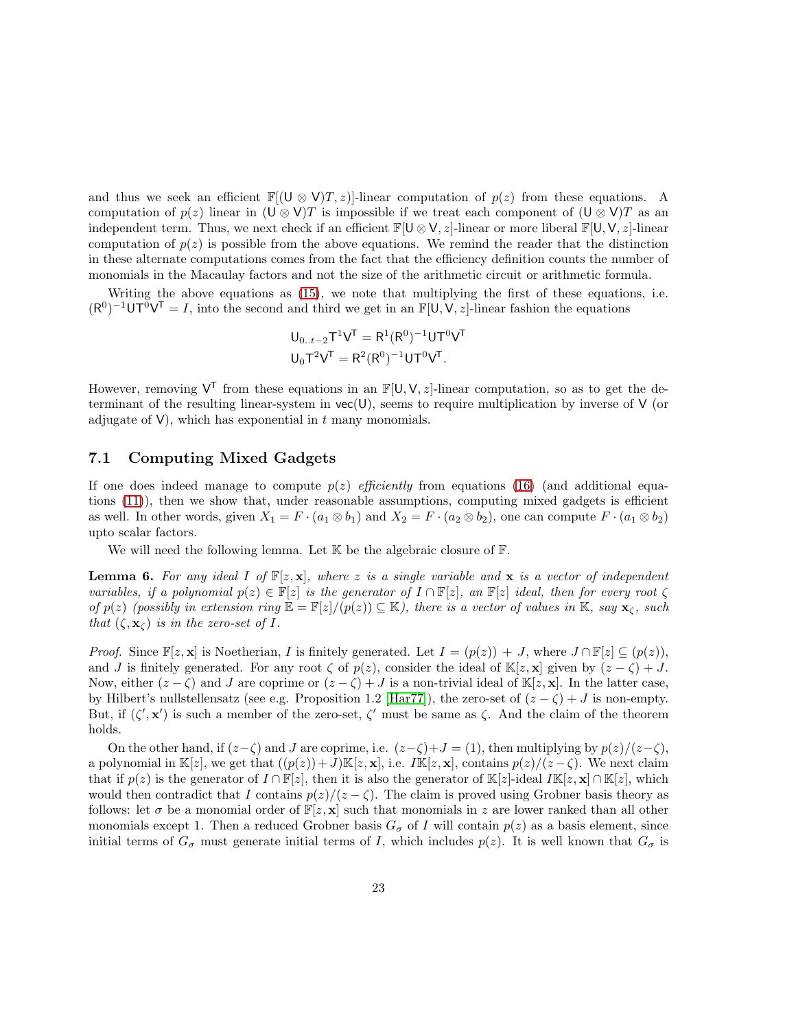and thus we seek an efficient $\mathbb{F}[(\mathsf{U} \otimes \mathsf{V})T, z]$-linear computation of $p(z)$ from these equations. A computation of $p(z)$ linear in $(\mathsf{U} \otimes \mathsf{V})T$ is impossible if we treat each component of $(\mathsf{U} \otimes \mathsf{V})T$ as an independent term. Thus, we next check if an efficient $\mathbb{F}[\mathsf{U} \otimes \mathsf{V}, z]$-linear or more liberal $\mathbb{F}[\mathsf{U}, \mathsf{V}, z]$-linear computation of $p(z)$ is possible from the above equations. We remind the reader that the distinction in these alternate computations comes from the fact that the efficiency definition counts the number of monomials in the Macaulay factors and not the size of the arithmetic circuit or arithmetic formula.

Writing the above equations as (15), we note that multiplying the first of these equations, i.e. $(\mathsf{R}^0)^{-1}\mathsf{U}\mathsf{T}^0\mathsf{V}^\mathsf{T} = I$, into the second and third we get in an $\mathbb{F}[\mathsf{U}, \mathsf{V}, z]$-linear fashion the equations

$$\mathsf{U}_{0..t-2}\mathsf{T}^1\mathsf{V}^\mathsf{T} = \mathsf{R}^1(\mathsf{R}^0)^{-1}\mathsf{U}\mathsf{T}^0\mathsf{V}^\mathsf{T}$$
$$\mathsf{U}_0\mathsf{T}^2\mathsf{V}^\mathsf{T} = \mathsf{R}^2(\mathsf{R}^0)^{-1}\mathsf{U}\mathsf{T}^0\mathsf{V}^\mathsf{T}.$$

However, removing $\mathsf{V}^\mathsf{T}$ from these equations in an $\mathbb{F}[\mathsf{U}, \mathsf{V}, z]$-linear computation, so as to get the determinant of the resulting linear-system in $\mathsf{vec}(\mathsf{U})$, seems to require multiplication by inverse of $\mathsf{V}$ (or adjugate of $\mathsf{V}$), which has exponential in $t$ many monomials.

## 7.1 Computing Mixed Gadgets

If one does indeed manage to compute $p(z)$ *efficiently* from equations (16) (and additional equations (11)), then we show that, under reasonable assumptions, computing mixed gadgets is efficient as well. In other words, given $X_1 = F \cdot (a_1 \otimes b_1)$ and $X_2 = F \cdot (a_2 \otimes b_2)$, one can compute $F \cdot (a_1 \otimes b_2)$ upto scalar factors.

We will need the following lemma. Let $\mathbb{K}$ be the algebraic closure of $\mathbb{F}$.

**Lemma 6.** *For any ideal $I$ of $\mathbb{F}[z, \mathbf{x}]$, where $z$ is a single variable and $\mathbf{x}$ is a vector of independent variables, if a polynomial $p(z) \in \mathbb{F}[z]$ is the generator of $I \cap \mathbb{F}[z]$, an $\mathbb{F}[z]$ ideal, then for every root $\zeta$ of $p(z)$ (possibly in extension ring $\mathbb{E} = \mathbb{F}[z]/(p(z)) \subseteq \mathbb{K}$), there is a vector of values in $\mathbb{K}$, say $\mathbf{x}_\zeta$, such that $(\zeta, \mathbf{x}_\zeta)$ is in the zero-set of $I$.*

*Proof.* Since $\mathbb{F}[z, \mathbf{x}]$ is Noetherian, $I$ is finitely generated. Let $I = (p(z)) + J$, where $J \cap \mathbb{F}[z] \subseteq (p(z))$, and $J$ is finitely generated. For any root $\zeta$ of $p(z)$, consider the ideal of $\mathbb{K}[z, \mathbf{x}]$ given by $(z - \zeta) + J$. Now, either $(z - \zeta)$ and $J$ are coprime or $(z - \zeta) + J$ is a non-trivial ideal of $\mathbb{K}[z, \mathbf{x}]$. In the latter case, by Hilbert's nullstellensatz (see e.g. Proposition 1.2 [Har77]), the zero-set of $(z - \zeta) + J$ is non-empty. But, if $(\zeta', \mathbf{x}')$ is such a member of the zero-set, $\zeta'$ must be same as $\zeta$. And the claim of the theorem holds.

On the other hand, if $(z-\zeta)$ and $J$ are coprime, i.e. $(z-\zeta)+J = (1)$, then multiplying by $p(z)/(z-\zeta)$, a polynomial in $\mathbb{K}[z]$, we get that $((p(z))+J)\mathbb{K}[z, \mathbf{x}]$, i.e. $I\mathbb{K}[z, \mathbf{x}]$, contains $p(z)/(z-\zeta)$. We next claim that if $p(z)$ is the generator of $I \cap \mathbb{F}[z]$, then it is also the generator of $\mathbb{K}[z]$-ideal $I\mathbb{K}[z, \mathbf{x}] \cap \mathbb{K}[z]$, which would then contradict that $I$ contains $p(z)/(z - \zeta)$. The claim is proved using Grobner basis theory as follows: let $\sigma$ be a monomial order of $\mathbb{F}[z, \mathbf{x}]$ such that monomials in $z$ are lower ranked than all other monomials except 1. Then a reduced Grobner basis $G_\sigma$ of $I$ will contain $p(z)$ as a basis element, since initial terms of $G_\sigma$ must generate initial terms of $I$, which includes $p(z)$. It is well known that $G_\sigma$ is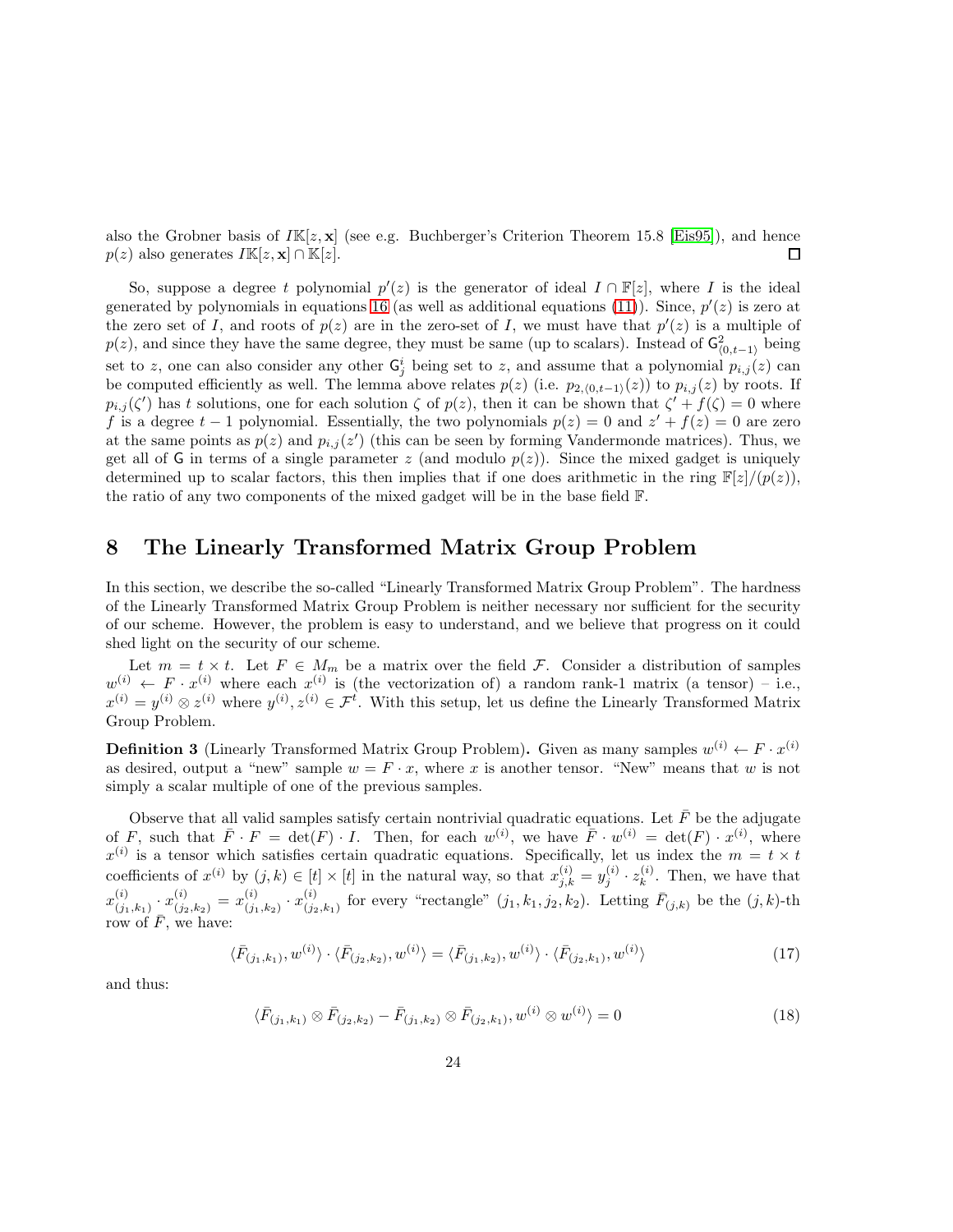also the Grobner basis of $I\mathbb{K}[z, \mathbf{x}]$ (see e.g. Buchberger's Criterion Theorem 15.8 [Eis95]), and hence $p(z)$ also generates $I\mathbb{K}[z, \mathbf{x}] \cap \mathbb{K}[z]$. $\square$

So, suppose a degree $t$ polynomial $p'(z)$ is the generator of ideal $I \cap \mathbb{F}[z]$, where $I$ is the ideal generated by polynomials in equations 16 (as well as additional equations (11)). Since, $p'(z)$ is zero at the zero set of $I$, and roots of $p(z)$ are in the zero-set of $I$, we must have that $p'(z)$ is a multiple of $p(z)$, and since they have the same degree, they must be same (up to scalars). Instead of $\mathsf{G}^2_{\langle 0,t-1\rangle}$ being set to $z$, one can also consider any other $\mathsf{G}^i_j$ being set to $z$, and assume that a polynomial $p_{i,j}(z)$ can be computed efficiently as well. The lemma above relates $p(z)$ (i.e. $p_{2,\langle 0,t-1\rangle}(z)$) to $p_{i,j}(z)$ by roots. If $p_{i,j}(\zeta')$ has $t$ solutions, one for each solution $\zeta$ of $p(z)$, then it can be shown that $\zeta' + f(\zeta) = 0$ where $f$ is a degree $t-1$ polynomial. Essentially, the two polynomials $p(z) = 0$ and $z' + f(z) = 0$ are zero at the same points as $p(z)$ and $p_{i,j}(z')$ (this can be seen by forming Vandermonde matrices). Thus, we get all of $\mathsf{G}$ in terms of a single parameter $z$ (and modulo $p(z)$). Since the mixed gadget is uniquely determined up to scalar factors, this then implies that if one does arithmetic in the ring $\mathbb{F}[z]/(p(z))$, the ratio of any two components of the mixed gadget will be in the base field $\mathbb{F}$.

# 8 The Linearly Transformed Matrix Group Problem

In this section, we describe the so-called "Linearly Transformed Matrix Group Problem". The hardness of the Linearly Transformed Matrix Group Problem is neither necessary nor sufficient for the security of our scheme. However, the problem is easy to understand, and we believe that progress on it could shed light on the security of our scheme.

Let $m = t \times t$. Let $F \in M_m$ be a matrix over the field $\mathcal{F}$. Consider a distribution of samples $w^{(i)} \leftarrow F \cdot x^{(i)}$ where each $x^{(i)}$ is (the vectorization of) a random rank-1 matrix (a tensor) – i.e., $x^{(i)} = y^{(i)} \otimes z^{(i)}$ where $y^{(i)}, z^{(i)} \in \mathcal{F}^t$. With this setup, let us define the Linearly Transformed Matrix Group Problem.

**Definition 3** (Linearly Transformed Matrix Group Problem)**.** Given as many samples $w^{(i)} \leftarrow F \cdot x^{(i)}$ as desired, output a "new" sample $w = F \cdot x$, where $x$ is another tensor. "New" means that $w$ is not simply a scalar multiple of one of the previous samples.

Observe that all valid samples satisfy certain nontrivial quadratic equations. Let $\bar{F}$ be the adjugate of $F$, such that $\bar{F} \cdot F = \det(F) \cdot I$. Then, for each $w^{(i)}$, we have $\bar{F} \cdot w^{(i)} = \det(F) \cdot x^{(i)}$, where $x^{(i)}$ is a tensor which satisfies certain quadratic equations. Specifically, let us index the $m = t \times t$ coefficients of $x^{(i)}$ by $(j,k) \in [t] \times [t]$ in the natural way, so that $x^{(i)}_{j,k} = y^{(i)}_j \cdot z^{(i)}_k$. Then, we have that $x^{(i)}_{(j_1,k_1)} \cdot x^{(i)}_{(j_2,k_2)} = x^{(i)}_{(j_1,k_2)} \cdot x^{(i)}_{(j_2,k_1)}$ for every "rectangle" $(j_1, k_1, j_2, k_2)$. Letting $\bar{F}_{(j,k)}$ be the $(j,k)$-th row of $\bar{F}$, we have:

$$\langle \bar{F}_{(j_1,k_1)}, w^{(i)} \rangle \cdot \langle \bar{F}_{(j_2,k_2)}, w^{(i)} \rangle = \langle \bar{F}_{(j_1,k_2)}, w^{(i)} \rangle \cdot \langle \bar{F}_{(j_2,k_1)}, w^{(i)} \rangle \tag{17}$$

and thus:

$$\langle \bar{F}_{(j_1,k_1)} \otimes \bar{F}_{(j_2,k_2)} - \bar{F}_{(j_1,k_2)} \otimes \bar{F}_{(j_2,k_1)}, w^{(i)} \otimes w^{(i)} \rangle = 0 \tag{18}$$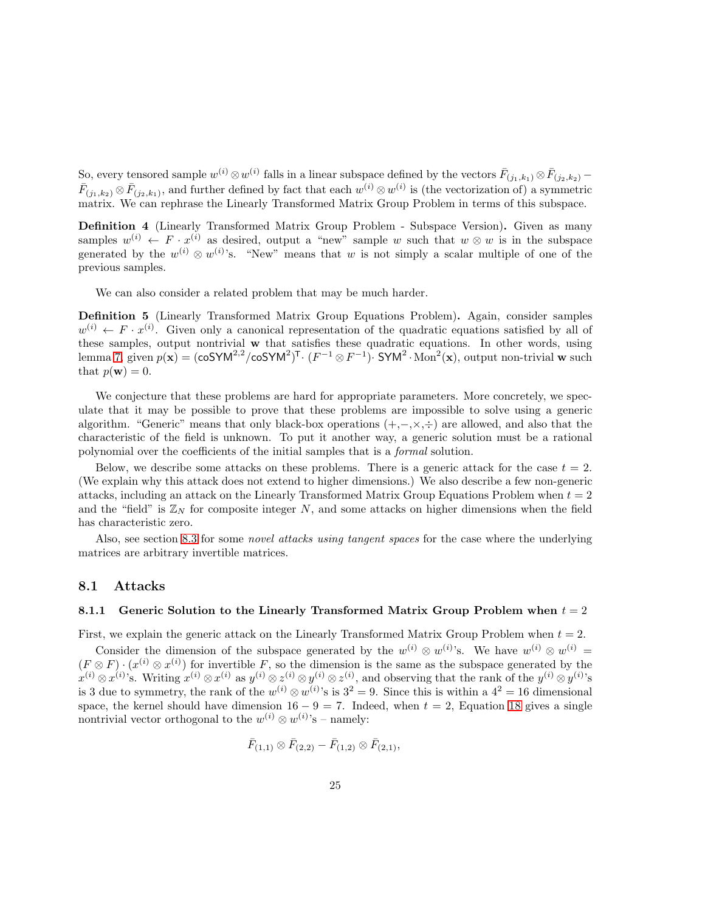So, every tensored sample $w^{(i)} \otimes w^{(i)}$ falls in a linear subspace defined by the vectors $\bar{F}_{(j_1,k_1)} \otimes \bar{F}_{(j_2,k_2)} - \bar{F}_{(j_1,k_2)} \otimes \bar{F}_{(j_2,k_1)}$, and further defined by fact that each $w^{(i)} \otimes w^{(i)}$ is (the vectorization of) a symmetric matrix. We can rephrase the Linearly Transformed Matrix Group Problem in terms of this subspace.

**Definition 4** (Linearly Transformed Matrix Group Problem - Subspace Version)**.** Given as many samples $w^{(i)} \leftarrow F \cdot x^{(i)}$ as desired, output a "new" sample $w$ such that $w \otimes w$ is in the subspace generated by the $w^{(i)} \otimes w^{(i)}$'s. "New" means that $w$ is not simply a scalar multiple of one of the previous samples.

We can also consider a related problem that may be much harder.

**Definition 5** (Linearly Transformed Matrix Group Equations Problem)**.** Again, consider samples $w^{(i)} \leftarrow F \cdot x^{(i)}$. Given only a canonical representation of the quadratic equations satisfied by all of these samples, output nontrivial $\mathbf{w}$ that satisfies these quadratic equations. In other words, using lemma 7, given $p(\mathbf{x}) = (\mathsf{coSYM}^{2,2}/\mathsf{coSYM}^2)^\mathsf{T} \cdot (F^{-1} \otimes F^{-1}) \cdot \mathsf{SYM}^2 \cdot \mathrm{Mon}^2(\mathbf{x})$, output non-trivial $\mathbf{w}$ such that $p(\mathbf{w}) = 0$.

We conjecture that these problems are hard for appropriate parameters. More concretely, we speculate that it may be possible to prove that these problems are impossible to solve using a generic algorithm. "Generic" means that only black-box operations $(+,-,\times,\div)$ are allowed, and also that the characteristic of the field is unknown. To put it another way, a generic solution must be a rational polynomial over the coefficients of the initial samples that is a *formal* solution.

Below, we describe some attacks on these problems. There is a generic attack for the case $t = 2$. (We explain why this attack does not extend to higher dimensions.) We also describe a few non-generic attacks, including an attack on the Linearly Transformed Matrix Group Equations Problem when $t = 2$ and the "field" is $\mathbb{Z}_N$ for composite integer $N$, and some attacks on higher dimensions when the field has characteristic zero.

Also, see section 8.3 for some *novel attacks using tangent spaces* for the case where the underlying matrices are arbitrary invertible matrices.

## 8.1 Attacks

### 8.1.1 Generic Solution to the Linearly Transformed Matrix Group Problem when $t = 2$

First, we explain the generic attack on the Linearly Transformed Matrix Group Problem when $t = 2$.

Consider the dimension of the subspace generated by the $w^{(i)} \otimes w^{(i)}$'s. We have $w^{(i)} \otimes w^{(i)} = (F \otimes F) \cdot (x^{(i)} \otimes x^{(i)})$ for invertible $F$, so the dimension is the same as the subspace generated by the $x^{(i)} \otimes x^{(i)}$'s. Writing $x^{(i)} \otimes x^{(i)}$ as $y^{(i)} \otimes z^{(i)} \otimes y^{(i)} \otimes z^{(i)}$, and observing that the rank of the $y^{(i)} \otimes y^{(i)}$'s is 3 due to symmetry, the rank of the $w^{(i)} \otimes w^{(i)}$'s is $3^2 = 9$. Since this is within a $4^2 = 16$ dimensional space, the kernel should have dimension $16 - 9 = 7$. Indeed, when $t = 2$, Equation 18 gives a single nontrivial vector orthogonal to the $w^{(i)} \otimes w^{(i)}$'s – namely:

$$\bar{F}_{(1,1)} \otimes \bar{F}_{(2,2)} - \bar{F}_{(1,2)} \otimes \bar{F}_{(2,1)},$$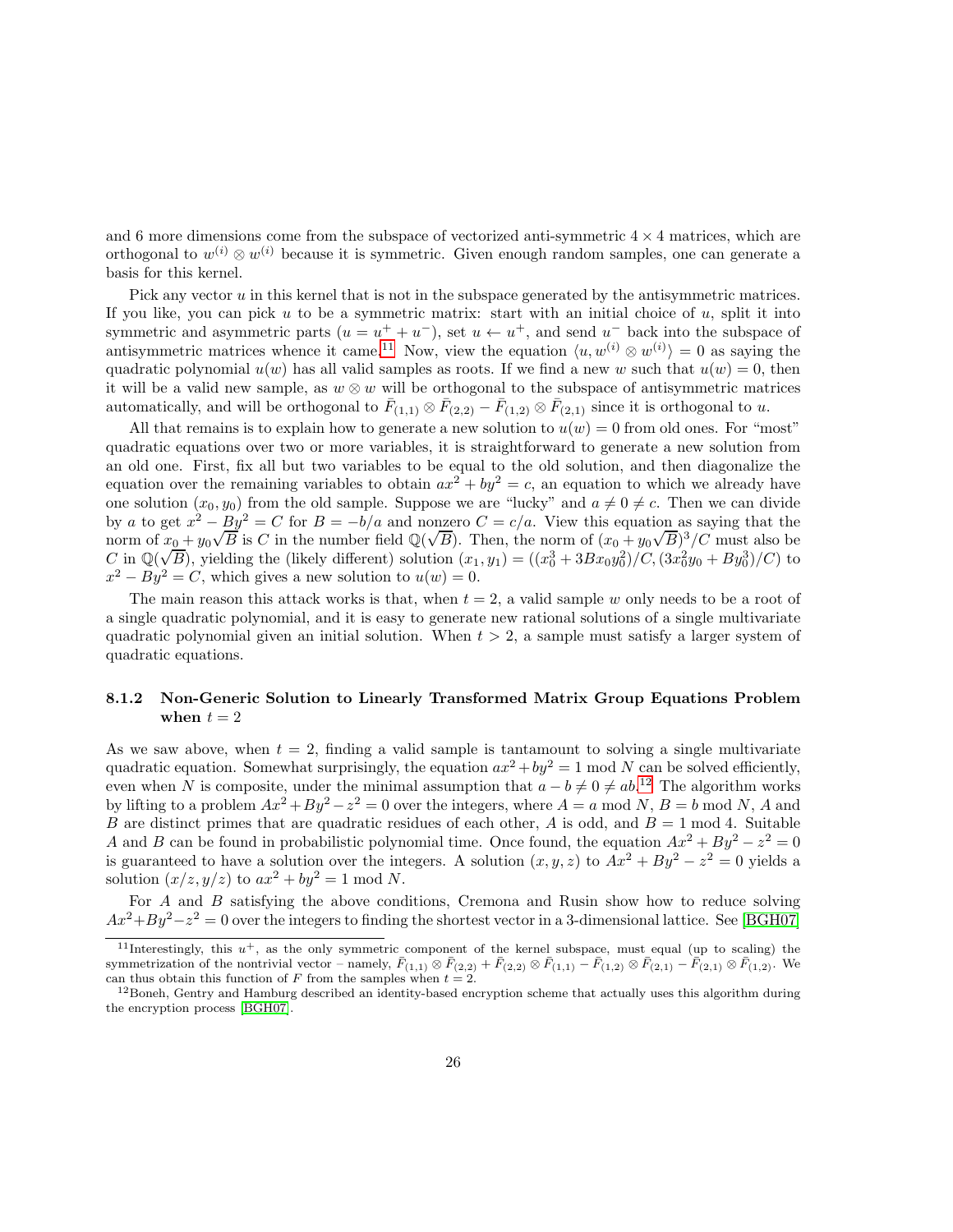and 6 more dimensions come from the subspace of vectorized anti-symmetric $4 \times 4$ matrices, which are orthogonal to $w^{(i)} \otimes w^{(i)}$ because it is symmetric. Given enough random samples, one can generate a basis for this kernel.

Pick any vector $u$ in this kernel that is not in the subspace generated by the antisymmetric matrices. If you like, you can pick $u$ to be a symmetric matrix: start with an initial choice of $u$, split it into symmetric and asymmetric parts ($u = u^+ + u^-$), set $u \leftarrow u^+$, and send $u^-$ back into the subspace of antisymmetric matrices whence it came.[11] Now, view the equation $\langle u, w^{(i)} \otimes w^{(i)} \rangle = 0$ as saying the quadratic polynomial $u(w)$ has all valid samples as roots. If we find a new $w$ such that $u(w) = 0$, then it will be a valid new sample, as $w \otimes w$ will be orthogonal to the subspace of antisymmetric matrices automatically, and will be orthogonal to $\bar{F}_{(1,1)} \otimes \bar{F}_{(2,2)} - \bar{F}_{(1,2)} \otimes \bar{F}_{(2,1)}$ since it is orthogonal to $u$.

All that remains is to explain how to generate a new solution to $u(w) = 0$ from old ones. For "most" quadratic equations over two or more variables, it is straightforward to generate a new solution from an old one. First, fix all but two variables to be equal to the old solution, and then diagonalize the equation over the remaining variables to obtain $ax^2 + by^2 = c$, an equation to which we already have one solution $(x_0, y_0)$ from the old sample. Suppose we are "lucky" and $a \neq 0 \neq c$. Then we can divide by $a$ to get $x^2 - By^2 = C$ for $B = -b/a$ and nonzero $C = c/a$. View this equation as saying that the norm of $x_0 + y_0\sqrt{B}$ is $C$ in the number field $\mathbb{Q}(\sqrt{B})$. Then, the norm of $(x_0 + y_0\sqrt{B})^3/C$ must also be $C$ in $\mathbb{Q}(\sqrt{B})$, yielding the (likely different) solution $(x_1, y_1) = ((x_0^3 + 3Bx_0y_0^2)/C, (3x_0^2y_0 + By_0^3)/C)$ to $x^2 - By^2 = C$, which gives a new solution to $u(w) = 0$.

The main reason this attack works is that, when $t = 2$, a valid sample $w$ only needs to be a root of a single quadratic polynomial, and it is easy to generate new rational solutions of a single multivariate quadratic polynomial given an initial solution. When $t > 2$, a sample must satisfy a larger system of quadratic equations.

#### 8.1.2 Non-Generic Solution to Linearly Transformed Matrix Group Equations Problem when $t = 2$

As we saw above, when $t = 2$, finding a valid sample is tantamount to solving a single multivariate quadratic equation. Somewhat surprisingly, the equation $ax^2 + by^2 = 1 \bmod N$ can be solved efficiently, even when $N$ is composite, under the minimal assumption that $a - b \neq 0 \neq ab$.[12] The algorithm works by lifting to a problem $Ax^2 + By^2 - z^2 = 0$ over the integers, where $A = a \bmod N$, $B = b \bmod N$, $A$ and $B$ are distinct primes that are quadratic residues of each other, $A$ is odd, and $B = 1 \bmod 4$. Suitable $A$ and $B$ can be found in probabilistic polynomial time. Once found, the equation $Ax^2 + By^2 - z^2 = 0$ is guaranteed to have a solution over the integers. A solution $(x, y, z)$ to $Ax^2 + By^2 - z^2 = 0$ yields a solution $(x/z, y/z)$ to $ax^2 + by^2 = 1 \bmod N$.

For $A$ and $B$ satisfying the above conditions, Cremona and Rusin show how to reduce solving $Ax^2 + By^2 - z^2 = 0$ over the integers to finding the shortest vector in a 3-dimensional lattice. See [BGH07]

[11] Interestingly, this $u^+$, as the only symmetric component of the kernel subspace, must equal (up to scaling) the symmetrization of the nontrivial vector – namely, $\bar{F}_{(1,1)} \otimes \bar{F}_{(2,2)} + \bar{F}_{(2,2)} \otimes \bar{F}_{(1,1)} - \bar{F}_{(1,2)} \otimes \bar{F}_{(2,1)} - \bar{F}_{(2,1)} \otimes \bar{F}_{(1,2)}$. We can thus obtain this function of $F$ from the samples when $t = 2$.

[12] Boneh, Gentry and Hamburg described an identity-based encryption scheme that actually uses this algorithm during the encryption process [BGH07].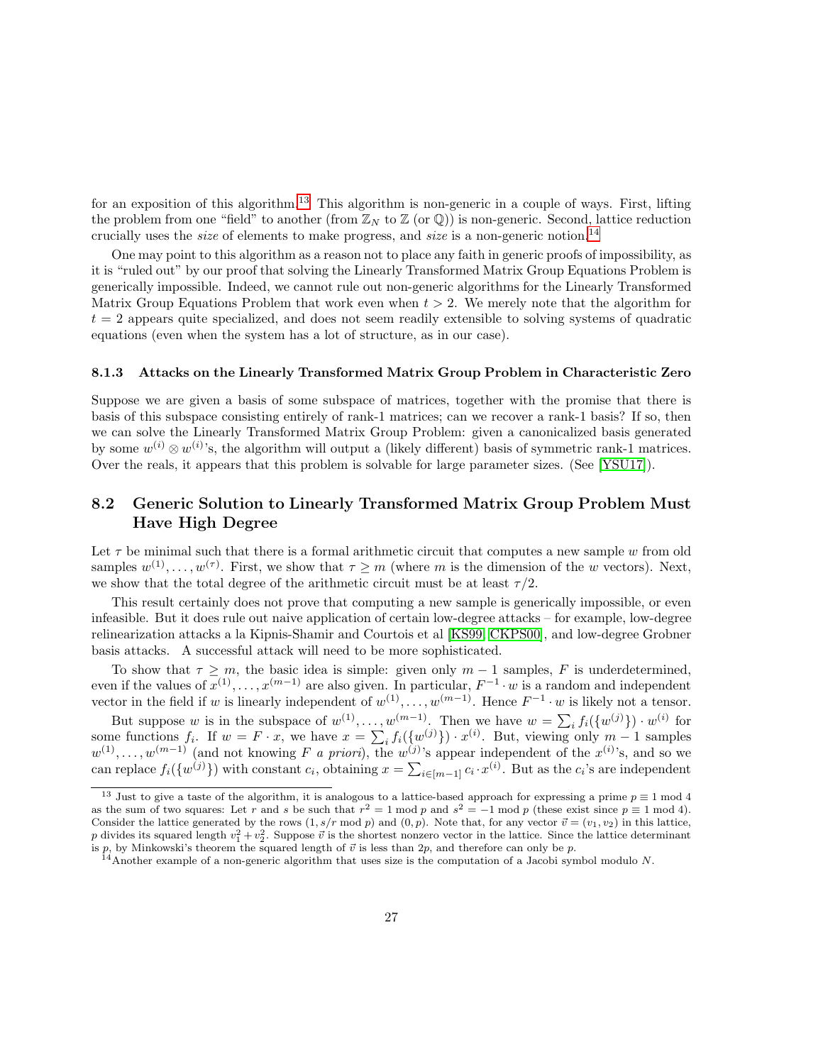for an exposition of this algorithm.[13] This algorithm is non-generic in a couple of ways. First, lifting the problem from one "field" to another (from $\mathbb{Z}_N$ to $\mathbb{Z}$ (or $\mathbb{Q}$)) is non-generic. Second, lattice reduction crucially uses the *size* of elements to make progress, and *size* is a non-generic notion.[14]

One may point to this algorithm as a reason not to place any faith in generic proofs of impossibility, as it is "ruled out" by our proof that solving the Linearly Transformed Matrix Group Equations Problem is generically impossible. Indeed, we cannot rule out non-generic algorithms for the Linearly Transformed Matrix Group Equations Problem that work even when $t > 2$. We merely note that the algorithm for $t = 2$ appears quite specialized, and does not seem readily extensible to solving systems of quadratic equations (even when the system has a lot of structure, as in our case).

#### 8.1.3 Attacks on the Linearly Transformed Matrix Group Problem in Characteristic Zero

Suppose we are given a basis of some subspace of matrices, together with the promise that there is basis of this subspace consisting entirely of rank-1 matrices; can we recover a rank-1 basis? If so, then we can solve the Linearly Transformed Matrix Group Problem: given a canonicalized basis generated by some $w^{(i)} \otimes w^{(i)}$'s, the algorithm will output a (likely different) basis of symmetric rank-1 matrices. Over the reals, it appears that this problem is solvable for large parameter sizes. (See [YSU17]).

### 8.2 Generic Solution to Linearly Transformed Matrix Group Problem Must Have High Degree

Let $\tau$ be minimal such that there is a formal arithmetic circuit that computes a new sample $w$ from old samples $w^{(1)}, \ldots, w^{(\tau)}$. First, we show that $\tau \geq m$ (where $m$ is the dimension of the $w$ vectors). Next, we show that the total degree of the arithmetic circuit must be at least $\tau/2$.

This result certainly does not prove that computing a new sample is generically impossible, or even infeasible. But it does rule out naive application of certain low-degree attacks – for example, low-degree relinearization attacks a la Kipnis-Shamir and Courtois et al [KS99, CKPS00], and low-degree Grobner basis attacks. A successful attack will need to be more sophisticated.

To show that $\tau \geq m$, the basic idea is simple: given only $m - 1$ samples, $F$ is underdetermined, even if the values of $x^{(1)}, \ldots, x^{(m-1)}$ are also given. In particular, $F^{-1} \cdot w$ is a random and independent vector in the field if $w$ is linearly independent of $w^{(1)}, \ldots, w^{(m-1)}$. Hence $F^{-1} \cdot w$ is likely not a tensor.

But suppose $w$ is in the subspace of $w^{(1)}, \ldots, w^{(m-1)}$. Then we have $w = \sum_i f_i(\{w^{(j)}\}) \cdot w^{(i)}$ for some functions $f_i$. If $w = F \cdot x$, we have $x = \sum_i f_i(\{w^{(j)}\}) \cdot x^{(i)}$. But, viewing only $m - 1$ samples $w^{(1)}, \ldots, w^{(m-1)}$ (and not knowing $F$ *a priori*), the $w^{(j)}$'s appear independent of the $x^{(i)}$'s, and so we can replace $f_i(\{w^{(j)}\})$ with constant $c_i$, obtaining $x = \sum_{i \in [m-1]} c_i \cdot x^{(i)}$. But as the $c_i$'s are independent

---

[13] Just to give a taste of the algorithm, it is analogous to a lattice-based approach for expressing a prime $p \equiv 1 \bmod 4$ as the sum of two squares: Let $r$ and $s$ be such that $r^2 = 1 \bmod p$ and $s^2 = -1 \bmod p$ (these exist since $p \equiv 1 \bmod 4$). Consider the lattice generated by the rows $(1, s/r \bmod p)$ and $(0, p)$. Note that, for any vector $\vec{v} = (v_1, v_2)$ in this lattice, $p$ divides its squared length $v_1^2 + v_2^2$. Suppose $\vec{v}$ is the shortest nonzero vector in the lattice. Since the lattice determinant is $p$, by Minkowski's theorem the squared length of $\vec{v}$ is less than $2p$, and therefore can only be $p$.

[14] Another example of a non-generic algorithm that uses size is the computation of a Jacobi symbol modulo $N$.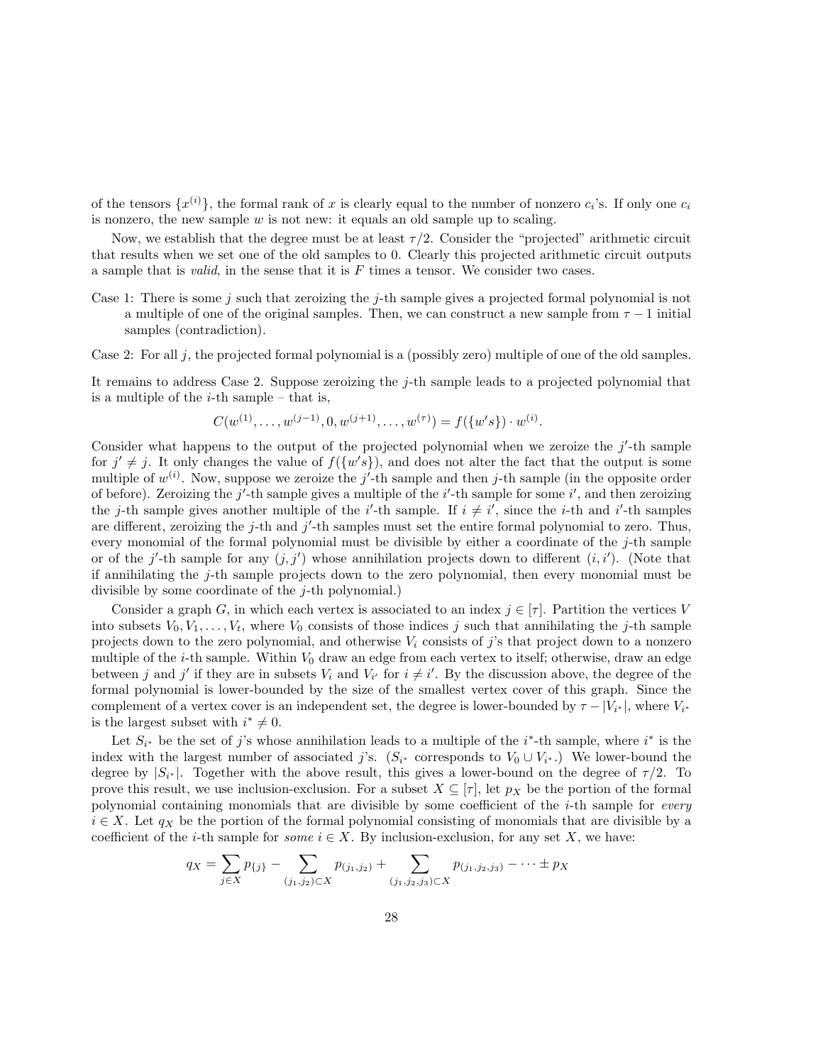of the tensors $\{x^{(i)}\}$, the formal rank of $x$ is clearly equal to the number of nonzero $c_i$'s. If only one $c_i$ is nonzero, the new sample $w$ is not new: it equals an old sample up to scaling.

Now, we establish that the degree must be at least $\tau/2$. Consider the "projected" arithmetic circuit that results when we set one of the old samples to 0. Clearly this projected arithmetic circuit outputs a sample that is *valid*, in the sense that it is $F$ times a tensor. We consider two cases.

Case 1: There is some $j$ such that zeroizing the $j$-th sample gives a projected formal polynomial is not a multiple of one of the original samples. Then, we can construct a new sample from $\tau - 1$ initial samples (contradiction).

Case 2: For all $j$, the projected formal polynomial is a (possibly zero) multiple of one of the old samples.

It remains to address Case 2. Suppose zeroizing the $j$-th sample leads to a projected polynomial that is a multiple of the $i$-th sample – that is,

$$C(w^{(1)}, \ldots, w^{(j-1)}, 0, w^{(j+1)}, \ldots, w^{(\tau)}) = f(\{w's\}) \cdot w^{(i)}.$$

Consider what happens to the output of the projected polynomial when we zeroize the $j'$-th sample for $j' \neq j$. It only changes the value of $f(\{w's\})$, and does not alter the fact that the output is some multiple of $w^{(i)}$. Now, suppose we zeroize the $j'$-th sample and then $j$-th sample (in the opposite order of before). Zeroizing the $j'$-th sample gives a multiple of the $i'$-th sample for some $i'$, and then zeroizing the $j$-th sample gives another multiple of the $i'$-th sample. If $i \neq i'$, since the $i$-th and $i'$-th samples are different, zeroizing the $j$-th and $j'$-th samples must set the entire formal polynomial to zero. Thus, every monomial of the formal polynomial must be divisible by either a coordinate of the $j$-th sample or of the $j'$-th sample for any $(j, j')$ whose annihilation projects down to different $(i, i')$. (Note that if annihilating the $j$-th sample projects down to the zero polynomial, then every monomial must be divisible by some coordinate of the $j$-th polynomial.)

Consider a graph $G$, in which each vertex is associated to an index $j \in [\tau]$. Partition the vertices $V$ into subsets $V_0, V_1, \ldots, V_t$, where $V_0$ consists of those indices $j$ such that annihilating the $j$-th sample projects down to the zero polynomial, and otherwise $V_i$ consists of $j$'s that project down to a nonzero multiple of the $i$-th sample. Within $V_0$ draw an edge from each vertex to itself; otherwise, draw an edge between $j$ and $j'$ if they are in subsets $V_i$ and $V_{i'}$ for $i \neq i'$. By the discussion above, the degree of the formal polynomial is lower-bounded by the size of the smallest vertex cover of this graph. Since the complement of a vertex cover is an independent set, the degree is lower-bounded by $\tau - |V_{i^*}|$, where $V_{i^*}$ is the largest subset with $i^* \neq 0$.

Let $S_{i^*}$ be the set of $j$'s whose annihilation leads to a multiple of the $i^*$-th sample, where $i^*$ is the index with the largest number of associated $j$'s. ($S_{i^*}$ corresponds to $V_0 \cup V_{i^*}$.) We lower-bound the degree by $|S_{i^*}|$. Together with the above result, this gives a lower-bound on the degree of $\tau/2$. To prove this result, we use inclusion-exclusion. For a subset $X \subseteq [\tau]$, let $p_X$ be the portion of the formal polynomial containing monomials that are divisible by some coefficient of the $i$-th sample for *every* $i \in X$. Let $q_X$ be the portion of the formal polynomial consisting of monomials that are divisible by a coefficient of the $i$-th sample for *some* $i \in X$. By inclusion-exclusion, for any set $X$, we have:

$$q_X = \sum_{j \in X} p_{\{j\}} - \sum_{(j_1, j_2) \subset X} p_{(j_1, j_2)} + \sum_{(j_1, j_2, j_3) \subset X} p_{(j_1, j_2, j_3)} - \cdots \pm p_X$$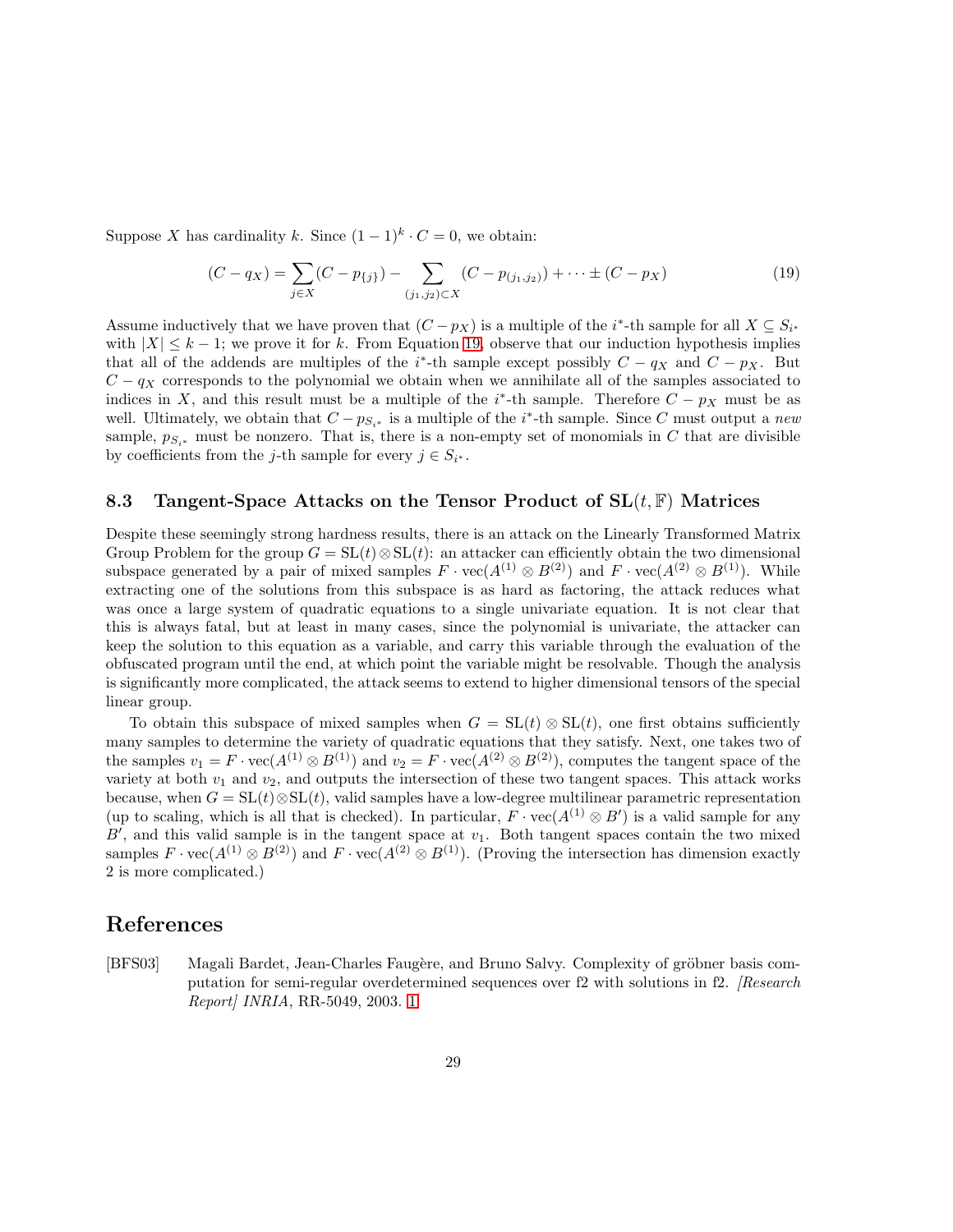Suppose $X$ has cardinality $k$. Since $(1-1)^k \cdot C = 0$, we obtain:

$$(C - q_X) = \sum_{j \in X} (C - p_{\{j\}}) - \sum_{(j_1, j_2) \subset X} (C - p_{(j_1, j_2)}) + \cdots \pm (C - p_X) \tag{19}$$

Assume inductively that we have proven that $(C - p_X)$ is a multiple of the $i^*$-th sample for all $X \subseteq S_{i^*}$ with $|X| \leq k - 1$; we prove it for $k$. From Equation 19, observe that our induction hypothesis implies that all of the addends are multiples of the $i^*$-th sample except possibly $C - q_X$ and $C - p_X$. But $C - q_X$ corresponds to the polynomial we obtain when we annihilate all of the samples associated to indices in $X$, and this result must be a multiple of the $i^*$-th sample. Therefore $C - p_X$ must be as well. Ultimately, we obtain that $C - p_{S_{i^*}}$ is a multiple of the $i^*$-th sample. Since $C$ must output a *new* sample, $p_{S_{i^*}}$ must be nonzero. That is, there is a non-empty set of monomials in $C$ that are divisible by coefficients from the $j$-th sample for every $j \in S_{i^*}$.

### 8.3 Tangent-Space Attacks on the Tensor Product of $\mathrm{SL}(t, \mathbb{F})$ Matrices

Despite these seemingly strong hardness results, there is an attack on the Linearly Transformed Matrix Group Problem for the group $G = \mathrm{SL}(t) \otimes \mathrm{SL}(t)$: an attacker can efficiently obtain the two dimensional subspace generated by a pair of mixed samples $F \cdot \mathrm{vec}(A^{(1)} \otimes B^{(2)})$ and $F \cdot \mathrm{vec}(A^{(2)} \otimes B^{(1)})$. While extracting one of the solutions from this subspace is as hard as factoring, the attack reduces what was once a large system of quadratic equations to a single univariate equation. It is not clear that this is always fatal, but at least in many cases, since the polynomial is univariate, the attacker can keep the solution to this equation as a variable, and carry this variable through the evaluation of the obfuscated program until the end, at which point the variable might be resolvable. Though the analysis is significantly more complicated, the attack seems to extend to higher dimensional tensors of the special linear group.

To obtain this subspace of mixed samples when $G = \mathrm{SL}(t) \otimes \mathrm{SL}(t)$, one first obtains sufficiently many samples to determine the variety of quadratic equations that they satisfy. Next, one takes two of the samples $v_1 = F \cdot \mathrm{vec}(A^{(1)} \otimes B^{(1)})$ and $v_2 = F \cdot \mathrm{vec}(A^{(2)} \otimes B^{(2)})$, computes the tangent space of the variety at both $v_1$ and $v_2$, and outputs the intersection of these two tangent spaces. This attack works because, when $G = \mathrm{SL}(t) \otimes \mathrm{SL}(t)$, valid samples have a low-degree multilinear parametric representation (up to scaling, which is all that is checked). In particular, $F \cdot \mathrm{vec}(A^{(1)} \otimes B')$ is a valid sample for any $B'$, and this valid sample is in the tangent space at $v_1$. Both tangent spaces contain the two mixed samples $F \cdot \mathrm{vec}(A^{(1)} \otimes B^{(2)})$ and $F \cdot \mathrm{vec}(A^{(2)} \otimes B^{(1)})$. (Proving the intersection has dimension exactly 2 is more complicated.)

## References

[BFS03] Magali Bardet, Jean-Charles Faugère, and Bruno Salvy. Complexity of gröbner basis computation for semi-regular overdetermined sequences over f2 with solutions in f2. *[Research Report] INRIA*, RR-5049, 2003. 1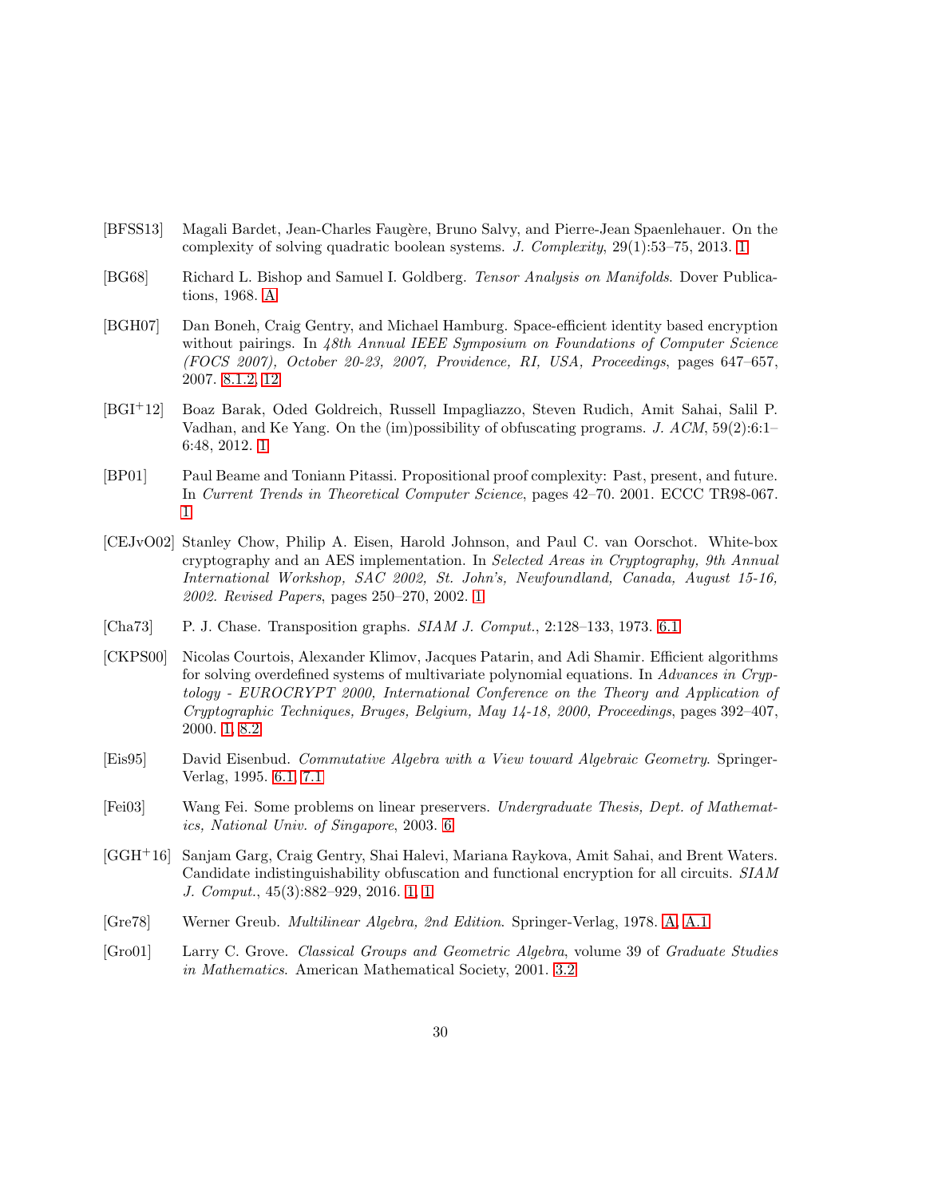[BFSS13] Magali Bardet, Jean-Charles Faugère, Bruno Salvy, and Pierre-Jean Spaenlehauer. On the complexity of solving quadratic boolean systems. *J. Complexity*, 29(1):53–75, 2013. 1

[BG68] Richard L. Bishop and Samuel I. Goldberg. *Tensor Analysis on Manifolds*. Dover Publications, 1968. A

[BGH07] Dan Boneh, Craig Gentry, and Michael Hamburg. Space-efficient identity based encryption without pairings. In *48th Annual IEEE Symposium on Foundations of Computer Science (FOCS 2007), October 20-23, 2007, Providence, RI, USA, Proceedings*, pages 647–657, 2007. 8.1.2, 12

[BGI+12] Boaz Barak, Oded Goldreich, Russell Impagliazzo, Steven Rudich, Amit Sahai, Salil P. Vadhan, and Ke Yang. On the (im)possibility of obfuscating programs. *J. ACM*, 59(2):6:1–6:48, 2012. 1

[BP01] Paul Beame and Toniann Pitassi. Propositional proof complexity: Past, present, and future. In *Current Trends in Theoretical Computer Science*, pages 42–70. 2001. ECCC TR98-067. 1

[CEJvO02] Stanley Chow, Philip A. Eisen, Harold Johnson, and Paul C. van Oorschot. White-box cryptography and an AES implementation. In *Selected Areas in Cryptography, 9th Annual International Workshop, SAC 2002, St. John's, Newfoundland, Canada, August 15-16, 2002. Revised Papers*, pages 250–270, 2002. 1

[Cha73] P. J. Chase. Transposition graphs. *SIAM J. Comput.*, 2:128–133, 1973. 6.1

[CKPS00] Nicolas Courtois, Alexander Klimov, Jacques Patarin, and Adi Shamir. Efficient algorithms for solving overdefined systems of multivariate polynomial equations. In *Advances in Cryptology - EUROCRYPT 2000, International Conference on the Theory and Application of Cryptographic Techniques, Bruges, Belgium, May 14-18, 2000, Proceedings*, pages 392–407, 2000. 1, 8.2

[Eis95] David Eisenbud. *Commutative Algebra with a View toward Algebraic Geometry*. Springer-Verlag, 1995. 6.1, 7.1

[Fei03] Wang Fei. Some problems on linear preservers. *Undergraduate Thesis, Dept. of Mathematics, National Univ. of Singapore*, 2003. 6

[GGH+16] Sanjam Garg, Craig Gentry, Shai Halevi, Mariana Raykova, Amit Sahai, and Brent Waters. Candidate indistinguishability obfuscation and functional encryption for all circuits. *SIAM J. Comput.*, 45(3):882–929, 2016. 1, 1

[Gre78] Werner Greub. *Multilinear Algebra, 2nd Edition*. Springer-Verlag, 1978. A, A.1

[Gro01] Larry C. Grove. *Classical Groups and Geometric Algebra*, volume 39 of *Graduate Studies in Mathematics*. American Mathematical Society, 2001. 3.2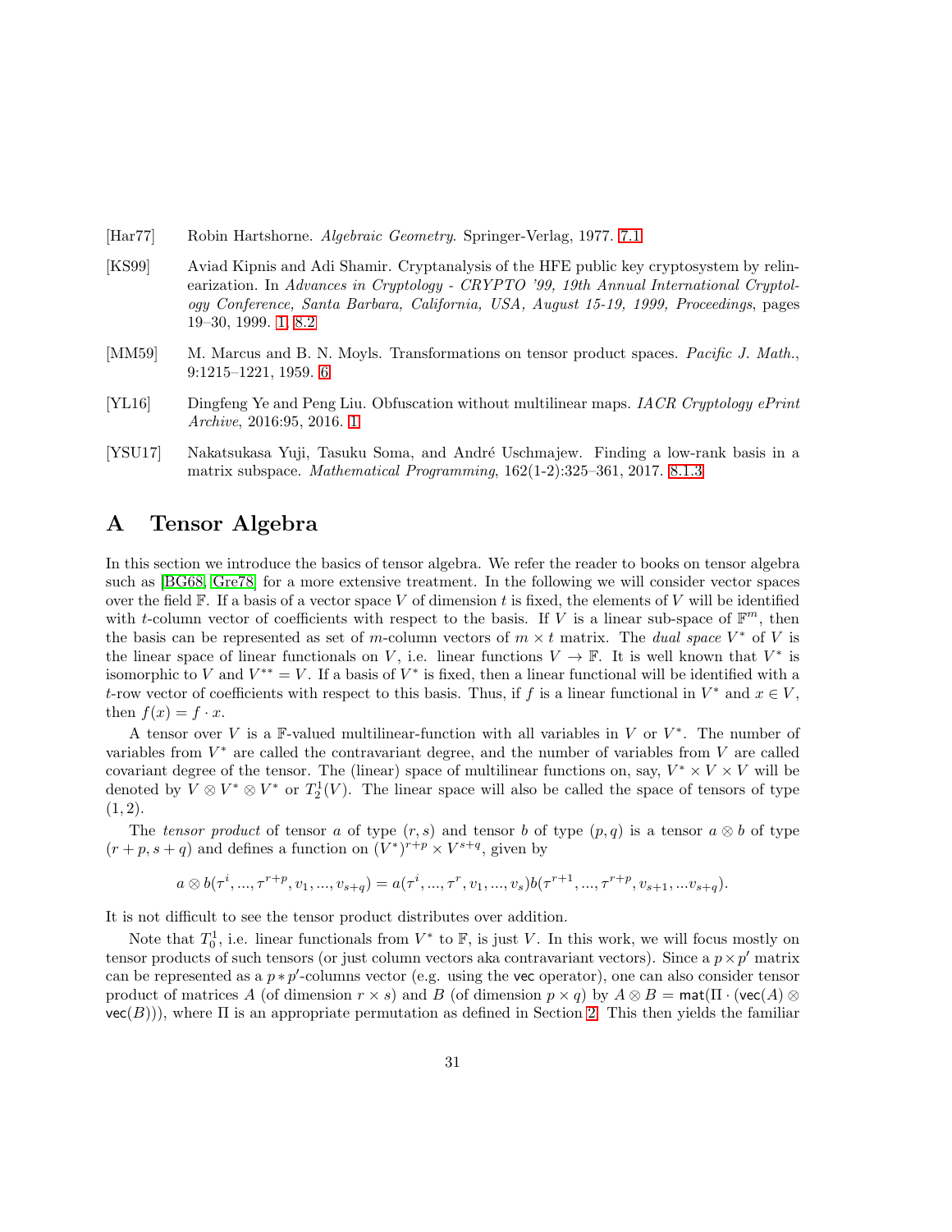[Har77] Robin Hartshorne. *Algebraic Geometry*. Springer-Verlag, 1977. 7.1

[KS99] Aviad Kipnis and Adi Shamir. Cryptanalysis of the HFE public key cryptosystem by relinearization. In *Advances in Cryptology - CRYPTO '99, 19th Annual International Cryptology Conference, Santa Barbara, California, USA, August 15-19, 1999, Proceedings*, pages 19–30, 1999. 1, 8.2

[MM59] M. Marcus and B. N. Moyls. Transformations on tensor product spaces. *Pacific J. Math.*, 9:1215–1221, 1959. 6

[YL16] Dingfeng Ye and Peng Liu. Obfuscation without multilinear maps. *IACR Cryptology ePrint Archive*, 2016:95, 2016. 1

[YSU17] Nakatsukasa Yuji, Tasuku Soma, and André Uschmajew. Finding a low-rank basis in a matrix subspace. *Mathematical Programming*, 162(1-2):325–361, 2017. 8.1.3

# A Tensor Algebra

In this section we introduce the basics of tensor algebra. We refer the reader to books on tensor algebra such as [BG68, Gre78] for a more extensive treatment. In the following we will consider vector spaces over the field $\mathbb{F}$. If a basis of a vector space $V$ of dimension $t$ is fixed, the elements of $V$ will be identified with $t$-column vector of coefficients with respect to the basis. If $V$ is a linear sub-space of $\mathbb{F}^m$, then the basis can be represented as set of $m$-column vectors of $m \times t$ matrix. The *dual space* $V^*$ of $V$ is the linear space of linear functionals on $V$, i.e. linear functions $V \to \mathbb{F}$. It is well known that $V^*$ is isomorphic to $V$ and $V^{**} = V$. If a basis of $V^*$ is fixed, then a linear functional will be identified with a $t$-row vector of coefficients with respect to this basis. Thus, if $f$ is a linear functional in $V^*$ and $x \in V$, then $f(x) = f \cdot x$.

A tensor over $V$ is a $\mathbb{F}$-valued multilinear-function with all variables in $V$ or $V^*$. The number of variables from $V^*$ are called the contravariant degree, and the number of variables from $V$ are called covariant degree of the tensor. The (linear) space of multilinear functions on, say, $V^* \times V \times V$ will be denoted by $V \otimes V^* \otimes V^*$ or $T^1_2(V)$. The linear space will also be called the space of tensors of type $(1, 2)$.

The *tensor product* of tensor $a$ of type $(r, s)$ and tensor $b$ of type $(p, q)$ is a tensor $a \otimes b$ of type $(r + p, s + q)$ and defines a function on $(V^*)^{r+p} \times V^{s+q}$, given by

$$a \otimes b(\tau^i, ..., \tau^{r+p}, v_1, ..., v_{s+q}) = a(\tau^i, ..., \tau^r, v_1, ..., v_s) b(\tau^{r+1}, ..., \tau^{r+p}, v_{s+1}, ...v_{s+q}).$$

It is not difficult to see the tensor product distributes over addition.

Note that $T^1_0$, i.e. linear functionals from $V^*$ to $\mathbb{F}$, is just $V$. In this work, we will focus mostly on tensor products of such tensors (or just column vectors aka contravariant vectors). Since a $p \times p'$ matrix can be represented as a $p * p'$-columns vector (e.g. using the $\mathsf{vec}$ operator), one can also consider tensor product of matrices $A$ (of dimension $r \times s$) and $B$ (of dimension $p \times q$) by $A \otimes B = \mathsf{mat}(\Pi \cdot (\mathsf{vec}(A) \otimes \mathsf{vec}(B)))$, where $\Pi$ is an appropriate permutation as defined in Section 2. This then yields the familiar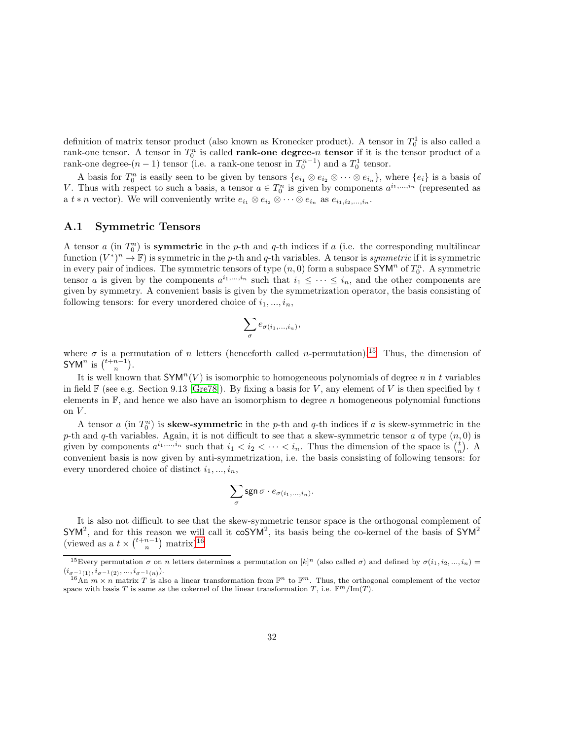definition of matrix tensor product (also known as Kronecker product). A tensor in $T_0^1$ is also called a rank-one tensor. A tensor in $T_0^n$ is called **rank-one degree-$n$ tensor** if it is the tensor product of a rank-one degree-$(n-1)$ tensor (i.e. a rank-one tenosr in $T_0^{n-1}$) and a $T_0^1$ tensor.

A basis for $T_0^n$ is easily seen to be given by tensors $\{e_{i_1} \otimes e_{i_2} \otimes \cdots \otimes e_{i_n}\}$, where $\{e_i\}$ is a basis of $V$. Thus with respect to such a basis, a tensor $a \in T_0^n$ is given by components $a^{i_1,\ldots,i_n}$ (represented as a $t * n$ vector). We will conveniently write $e_{i_1} \otimes e_{i_2} \otimes \cdots \otimes e_{i_n}$ as $e_{i_1,i_2,\ldots,i_n}$.

## A.1 Symmetric Tensors

A tensor $a$ (in $T_0^n$) is **symmetric** in the $p$-th and $q$-th indices if $a$ (i.e. the corresponding multilinear function $(V^*)^n \to \mathbb{F}$) is symmetric in the $p$-th and $q$-th variables. A tensor is *symmetric* if it is symmetric in every pair of indices. The symmetric tensors of type $(n, 0)$ form a subspace $\mathsf{SYM}^n$ of $T_0^n$. A symmetric tensor $a$ is given by the components $a^{i_1,\ldots,i_n}$ such that $i_1 \leq \cdots \leq i_n$, and the other components are given by symmetry. A convenient basis is given by the symmetrization operator, the basis consisting of following tensors: for every unordered choice of $i_1, ..., i_n$,

$$\sum_\sigma e_{\sigma(i_1,\ldots,i_n)},$$

where $\sigma$ is a permutation of $n$ letters (henceforth called $n$-permutation).[15] Thus, the dimension of $\mathsf{SYM}^n$ is $\binom{t+n-1}{n}$.

It is well known that $\mathsf{SYM}^n(V)$ is isomorphic to homogeneous polynomials of degree $n$ in $t$ variables in field $\mathbb{F}$ (see e.g. Section 9.13 [Gre78]). By fixing a basis for $V$, any element of $V$ is then specified by $t$ elements in $\mathbb{F}$, and hence we also have an isomorphism to degree $n$ homogeneous polynomial functions on $V$.

A tensor $a$ (in $T_0^n$) is **skew-symmetric** in the $p$-th and $q$-th indices if $a$ is skew-symmetric in the $p$-th and $q$-th variables. Again, it is not difficult to see that a skew-symmetric tensor $a$ of type $(n, 0)$ is given by components $a^{i_1,\ldots,i_n}$ such that $i_1 < i_2 < \cdots < i_n$. Thus the dimension of the space is $\binom{t}{n}$. A convenient basis is now given by anti-symmetrization, i.e. the basis consisting of following tensors: for every unordered choice of distinct $i_1, ..., i_n$,

$$\sum_\sigma \mathsf{sgn}\,\sigma \cdot e_{\sigma(i_1,\ldots,i_n)}.$$

It is also not difficult to see that the skew-symmetric tensor space is the orthogonal complement of $\mathsf{SYM}^2$, and for this reason we will call it $\mathsf{coSYM}^2$, its basis being the co-kernel of the basis of $\mathsf{SYM}^2$ (viewed as a $t \times \binom{t+n-1}{n}$ matrix).[16]

---

[15] Every permutation $\sigma$ on $n$ letters determines a permutation on $[k]^n$ (also called $\sigma$) and defined by $\sigma(i_1, i_2, ..., i_n) = (i_{\sigma^{-1}(1)}, i_{\sigma^{-1}(2)}, ..., i_{\sigma^{-1}(n)})$.

[16] An $m \times n$ matrix $T$ is also a linear transformation from $\mathbb{F}^n$ to $\mathbb{F}^m$. Thus, the orthogonal complement of the vector space with basis $T$ is same as the cokernel of the linear transformation $T$, i.e. $\mathbb{F}^m/\mathrm{Im}(T)$.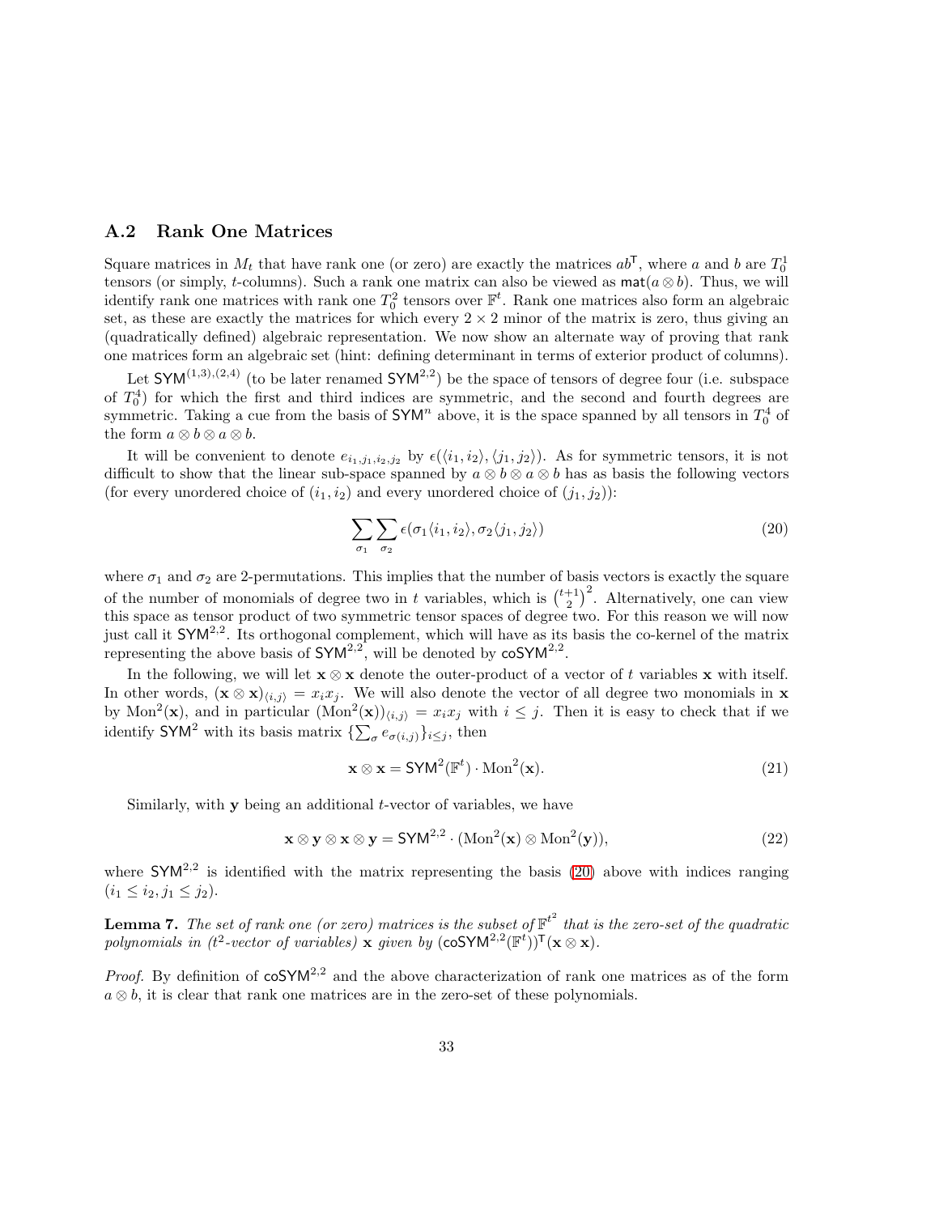## A.2 Rank One Matrices

Square matrices in $M_t$ that have rank one (or zero) are exactly the matrices $ab^\mathsf{T}$, where $a$ and $b$ are $T_0^1$ tensors (or simply, $t$-columns). Such a rank one matrix can also be viewed as $\mathsf{mat}(a \otimes b)$. Thus, we will identify rank one matrices with rank one $T_0^2$ tensors over $\mathbb{F}^t$. Rank one matrices also form an algebraic set, as these are exactly the matrices for which every $2 \times 2$ minor of the matrix is zero, thus giving an (quadratically defined) algebraic representation. We now show an alternate way of proving that rank one matrices form an algebraic set (hint: defining determinant in terms of exterior product of columns).

Let $\mathsf{SYM}^{(1,3),(2,4)}$ (to be later renamed $\mathsf{SYM}^{2,2}$) be the space of tensors of degree four (i.e. subspace of $T_0^4$) for which the first and third indices are symmetric, and the second and fourth degrees are symmetric. Taking a cue from the basis of $\mathsf{SYM}^n$ above, it is the space spanned by all tensors in $T_0^4$ of the form $a \otimes b \otimes a \otimes b$.

It will be convenient to denote $e_{i_1,j_1,i_2,j_2}$ by $\epsilon(\langle i_1, i_2\rangle, \langle j_1, j_2\rangle)$. As for symmetric tensors, it is not difficult to show that the linear sub-space spanned by $a \otimes b \otimes a \otimes b$ has as basis the following vectors (for every unordered choice of $(i_1, i_2)$ and every unordered choice of $(j_1, j_2)$):

$$\sum_{\sigma_1} \sum_{\sigma_2} \epsilon(\sigma_1\langle i_1, i_2\rangle, \sigma_2\langle j_1, j_2\rangle) \tag{20}$$

where $\sigma_1$ and $\sigma_2$ are 2-permutations. This implies that the number of basis vectors is exactly the square of the number of monomials of degree two in $t$ variables, which is $\binom{t+1}{2}^2$. Alternatively, one can view this space as tensor product of two symmetric tensor spaces of degree two. For this reason we will now just call it $\mathsf{SYM}^{2,2}$. Its orthogonal complement, which will have as its basis the co-kernel of the matrix representing the above basis of $\mathsf{SYM}^{2,2}$, will be denoted by $\mathsf{coSYM}^{2,2}$.

In the following, we will let $\mathbf{x} \otimes \mathbf{x}$ denote the outer-product of a vector of $t$ variables $\mathbf{x}$ with itself. In other words, $(\mathbf{x} \otimes \mathbf{x})_{\langle i,j\rangle} = x_i x_j$. We will also denote the vector of all degree two monomials in $\mathbf{x}$ by $\mathrm{Mon}^2(\mathbf{x})$, and in particular $(\mathrm{Mon}^2(\mathbf{x}))_{\langle i,j\rangle} = x_i x_j$ with $i \le j$. Then it is easy to check that if we identify $\mathsf{SYM}^2$ with its basis matrix $\{\sum_\sigma e_{\sigma(i,j)}\}_{i\le j}$, then

$$\mathbf{x} \otimes \mathbf{x} = \mathsf{SYM}^2(\mathbb{F}^t) \cdot \mathrm{Mon}^2(\mathbf{x}). \tag{21}$$

Similarly, with $\mathbf{y}$ being an additional $t$-vector of variables, we have

$$\mathbf{x} \otimes \mathbf{y} \otimes \mathbf{x} \otimes \mathbf{y} = \mathsf{SYM}^{2,2} \cdot (\mathrm{Mon}^2(\mathbf{x}) \otimes \mathrm{Mon}^2(\mathbf{y})), \tag{22}$$

where $\mathsf{SYM}^{2,2}$ is identified with the matrix representing the basis (20) above with indices ranging $(i_1 \le i_2, j_1 \le j_2)$.

**Lemma 7.** *The set of rank one (or zero) matrices is the subset of $\mathbb{F}^{t^2}$ that is the zero-set of the quadratic polynomials in ($t^2$-vector of variables) $\mathbf{x}$ given by $(\mathsf{coSYM}^{2,2}(\mathbb{F}^t))^\mathsf{T}(\mathbf{x} \otimes \mathbf{x})$.*

*Proof.* By definition of $\mathsf{coSYM}^{2,2}$ and the above characterization of rank one matrices as of the form $a \otimes b$, it is clear that rank one matrices are in the zero-set of these polynomials.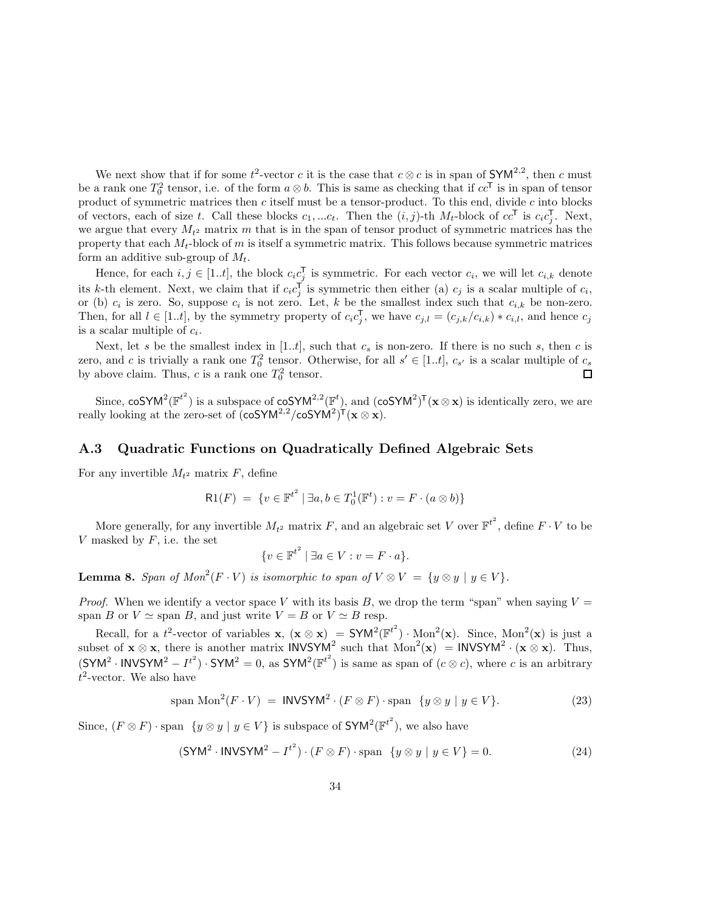We next show that if for some $t^2$-vector $c$ it is the case that $c \otimes c$ is in span of $\mathsf{SYM}^{2,2}$, then $c$ must be a rank one $T_0^2$ tensor, i.e. of the form $a \otimes b$. This is same as checking that if $cc^\mathsf{T}$ is in span of tensor product of symmetric matrices then $c$ itself must be a tensor-product. To this end, divide $c$ into blocks of vectors, each of size $t$. Call these blocks $c_1, ...c_t$. Then the $(i,j)$-th $M_t$-block of $cc^\mathsf{T}$ is $c_i c_j^\mathsf{T}$. Next, we argue that every $M_{t^2}$ matrix $m$ that is in the span of tensor product of symmetric matrices has the property that each $M_t$-block of $m$ is itself a symmetric matrix. This follows because symmetric matrices form an additive sub-group of $M_t$.

Hence, for each $i, j \in [1..t]$, the block $c_i c_j^\mathsf{T}$ is symmetric. For each vector $c_i$, we will let $c_{i,k}$ denote its $k$-th element. Next, we claim that if $c_i c_j^\mathsf{T}$ is symmetric then either (a) $c_j$ is a scalar multiple of $c_i$, or (b) $c_i$ is zero. So, suppose $c_i$ is not zero. Let, $k$ be the smallest index such that $c_{i,k}$ be non-zero. Then, for all $l \in [1..t]$, by the symmetry property of $c_i c_j^\mathsf{T}$, we have $c_{j,l} = (c_{j,k}/c_{i,k}) * c_{i,l}$, and hence $c_j$ is a scalar multiple of $c_i$.

Next, let $s$ be the smallest index in $[1..t]$, such that $c_s$ is non-zero. If there is no such $s$, then $c$ is zero, and $c$ is trivially a rank one $T_0^2$ tensor. Otherwise, for all $s' \in [1..t]$, $c_{s'}$ is a scalar multiple of $c_s$ by above claim. Thus, $c$ is a rank one $T_0^2$ tensor. □

Since, $\mathsf{coSYM}^2(\mathbb{F}^{t^2})$ is a subspace of $\mathsf{coSYM}^{2,2}(\mathbb{F}^t)$, and $(\mathsf{coSYM}^2)^\mathsf{T}(\mathbf{x} \otimes \mathbf{x})$ is identically zero, we are really looking at the zero-set of $(\mathsf{coSYM}^{2,2}/\mathsf{coSYM}^2)^\mathsf{T}(\mathbf{x} \otimes \mathbf{x})$.

## A.3 Quadratic Functions on Quadratically Defined Algebraic Sets

For any invertible $M_{t^2}$ matrix $F$, define

$$\mathsf{R1}(F) \;=\; \{v \in \mathbb{F}^{t^2} \mid \exists a, b \in T_0^1(\mathbb{F}^t) : v = F \cdot (a \otimes b)\}$$

More generally, for any invertible $M_{t^2}$ matrix $F$, and an algebraic set $V$ over $\mathbb{F}^{t^2}$, define $F \cdot V$ to be $V$ masked by $F$, i.e. the set

$$\{v \in \mathbb{F}^{t^2} \mid \exists a \in V : v = F \cdot a\}.$$

**Lemma 8.** *Span of $Mon^2(F \cdot V)$ is isomorphic to span of $V \otimes V \;=\; \{y \otimes y \mid y \in V\}$.*

*Proof.* When we identify a vector space $V$ with its basis $B$, we drop the term "span" when saying $V =$ span $B$ or $V \simeq$ span $B$, and just write $V = B$ or $V \simeq B$ resp.

Recall, for a $t^2$-vector of variables $\mathbf{x}$, $(\mathbf{x} \otimes \mathbf{x}) \;=\; \mathsf{SYM}^2(\mathbb{F}^{t^2}) \cdot \mathrm{Mon}^2(\mathbf{x})$. Since, $\mathrm{Mon}^2(\mathbf{x})$ is just a subset of $\mathbf{x} \otimes \mathbf{x}$, there is another matrix $\mathsf{INVSYM}^2$ such that $\mathrm{Mon}^2(\mathbf{x}) \;=\; \mathsf{INVSYM}^2 \cdot (\mathbf{x} \otimes \mathbf{x})$. Thus, $(\mathsf{SYM}^2 \cdot \mathsf{INVSYM}^2 - I^{t^2}) \cdot \mathsf{SYM}^2 = 0$, as $\mathsf{SYM}^2(\mathbb{F}^{t^2})$ is same as span of $(c \otimes c)$, where $c$ is an arbitrary $t^2$-vector. We also have

$$\text{span } \mathrm{Mon}^2(F \cdot V) \;=\; \mathsf{INVSYM}^2 \cdot (F \otimes F) \cdot \text{span } \;\{y \otimes y \mid y \in V\}. \tag{23}$$

Since, $(F \otimes F) \cdot \text{span } \;\{y \otimes y \mid y \in V\}$ is subspace of $\mathsf{SYM}^2(\mathbb{F}^{t^2})$, we also have

$$(\mathsf{SYM}^2 \cdot \mathsf{INVSYM}^2 - I^{t^2}) \cdot (F \otimes F) \cdot \text{span } \;\{y \otimes y \mid y \in V\} = 0. \tag{24}$$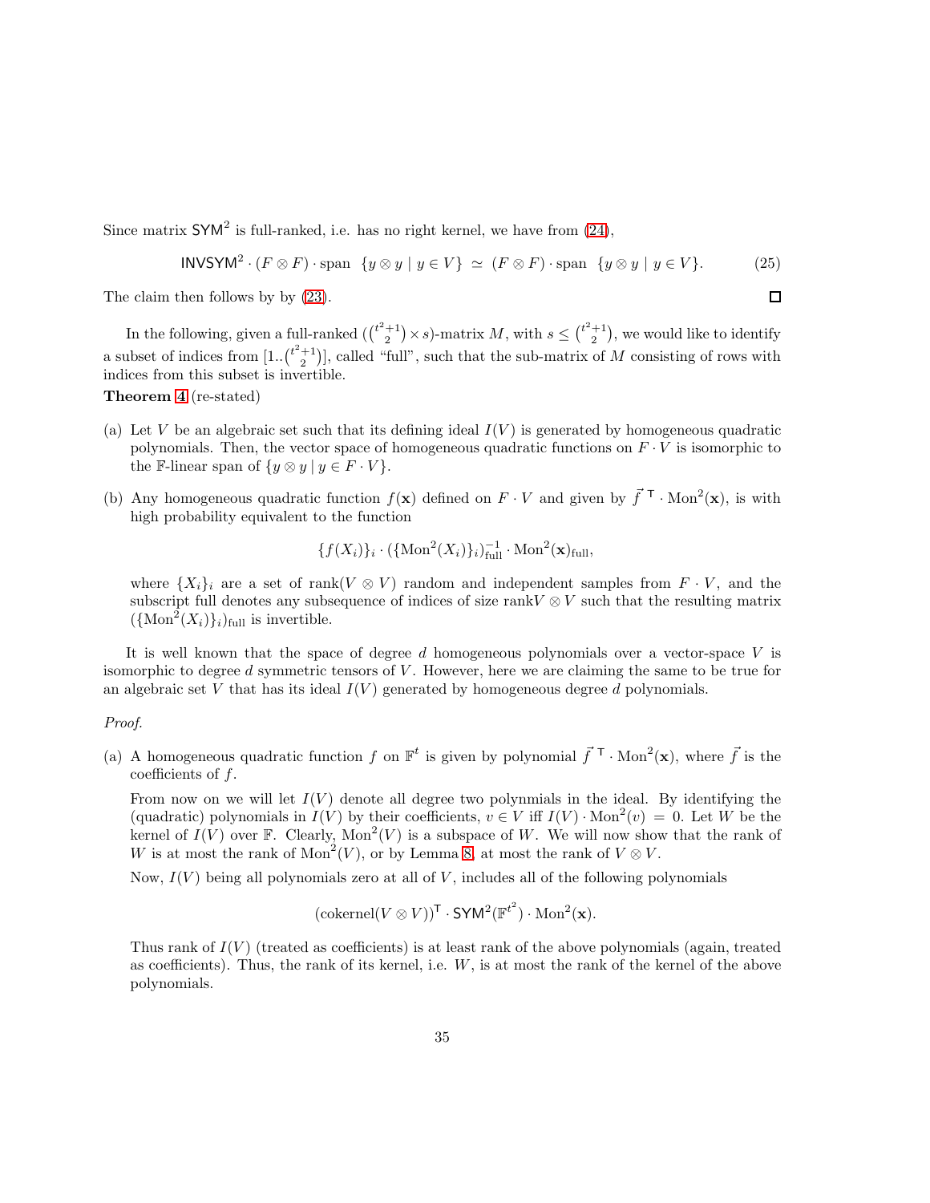Since matrix $\mathsf{SYM}^2$ is full-ranked, i.e. has no right kernel, we have from (24),

$$\mathsf{INVSYM}^2 \cdot (F \otimes F) \cdot \text{span } \{y \otimes y \mid y \in V\} \simeq (F \otimes F) \cdot \text{span } \{y \otimes y \mid y \in V\}. \tag{25}$$

The claim then follows by by (23). ◻

In the following, given a full-ranked $(\binom{t^2+1}{2} \times s)$-matrix $M$, with $s \leq \binom{t^2+1}{2}$, we would like to identify a subset of indices from $[1..\binom{t^2+1}{2}]$, called "full", such that the sub-matrix of $M$ consisting of rows with indices from this subset is invertible.

**Theorem 4** (re-stated)

(a) Let $V$ be an algebraic set such that its defining ideal $I(V)$ is generated by homogeneous quadratic polynomials. Then, the vector space of homogeneous quadratic functions on $F \cdot V$ is isomorphic to the $\mathbb{F}$-linear span of $\{y \otimes y \mid y \in F \cdot V\}$.

(b) Any homogeneous quadratic function $f(\mathbf{x})$ defined on $F \cdot V$ and given by $\vec{f}^{\mathsf{T}} \cdot \text{Mon}^2(\mathbf{x})$, is with high probability equivalent to the function

$$\{f(X_i)\}_i \cdot (\{\text{Mon}^2(X_i)\}_i)^{-1}_{\text{full}} \cdot \text{Mon}^2(\mathbf{x})_{\text{full}},$$

where $\{X_i\}_i$ are a set of $\text{rank}(V \otimes V)$ random and independent samples from $F \cdot V$, and the subscript full denotes any subsequence of indices of size $\text{rank}V \otimes V$ such that the resulting matrix $(\{\text{Mon}^2(X_i)\}_i)_{\text{full}}$ is invertible.

It is well known that the space of degree $d$ homogeneous polynomials over a vector-space $V$ is isomorphic to degree $d$ symmetric tensors of $V$. However, here we are claiming the same to be true for an algebraic set $V$ that has its ideal $I(V)$ generated by homogeneous degree $d$ polynomials.

*Proof.*

(a) A homogeneous quadratic function $f$ on $\mathbb{F}^t$ is given by polynomial $\vec{f}^{\mathsf{T}} \cdot \text{Mon}^2(\mathbf{x})$, where $\vec{f}$ is the coefficients of $f$.

From now on we will let $I(V)$ denote all degree two polynmials in the ideal. By identifying the (quadratic) polynomials in $I(V)$ by their coefficients, $v \in V$ iff $I(V) \cdot \text{Mon}^2(v) = 0$. Let $W$ be the kernel of $I(V)$ over $\mathbb{F}$. Clearly, $\text{Mon}^2(V)$ is a subspace of $W$. We will now show that the rank of $W$ is at most the rank of $\text{Mon}^2(V)$, or by Lemma 8, at most the rank of $V \otimes V$.

Now, $I(V)$ being all polynomials zero at all of $V$, includes all of the following polynomials

$$(\text{cokernel}(V \otimes V))^{\mathsf{T}} \cdot \mathsf{SYM}^2(\mathbb{F}^{t^2}) \cdot \text{Mon}^2(\mathbf{x}).$$

Thus rank of $I(V)$ (treated as coefficients) is at least rank of the above polynomials (again, treated as coefficients). Thus, the rank of its kernel, i.e. $W$, is at most the rank of the kernel of the above polynomials.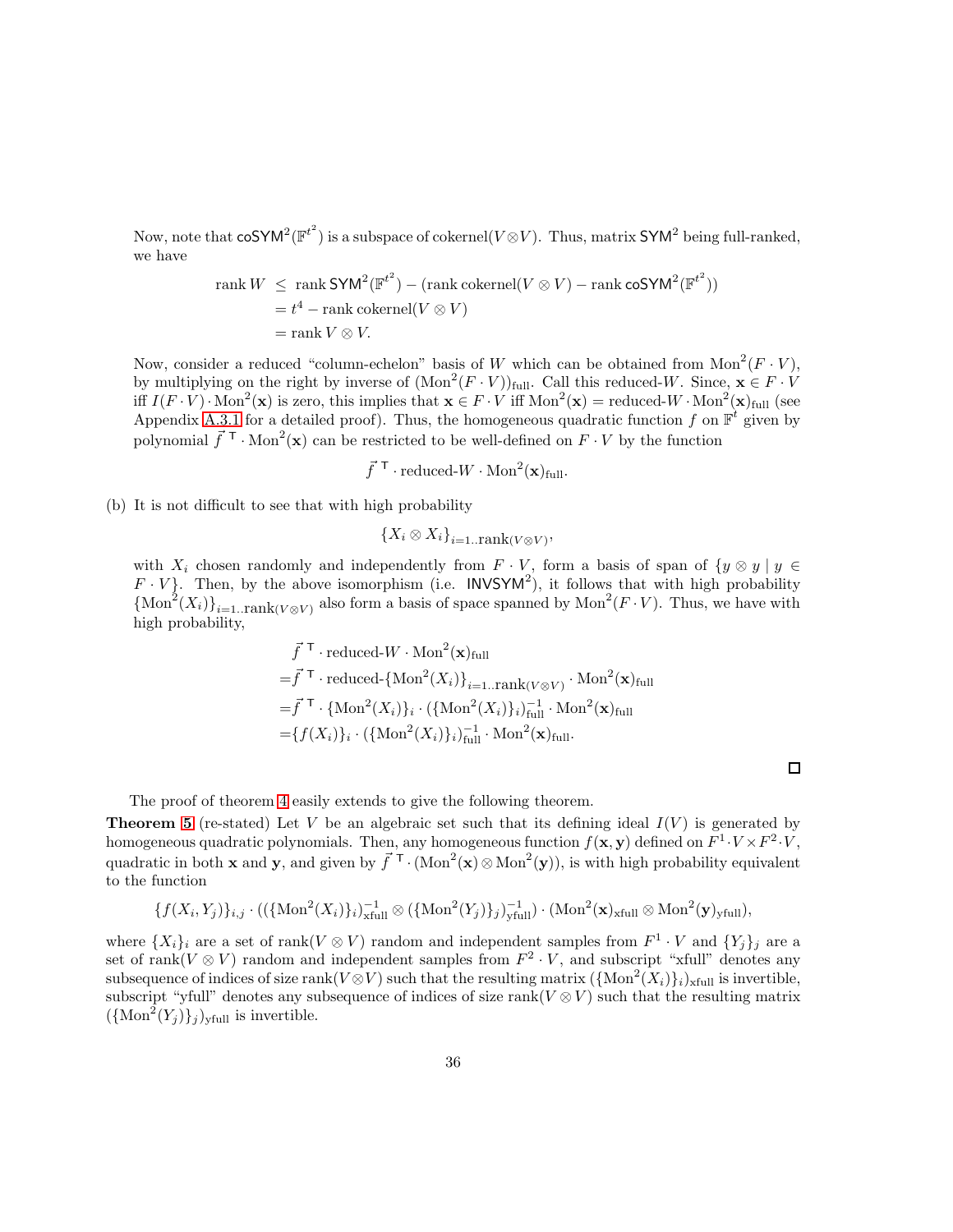Now, note that $\mathsf{coSYM}^2(\mathbb{F}^{t^2})$ is a subspace of cokernel$(V \otimes V)$. Thus, matrix $\mathsf{SYM}^2$ being full-ranked, we have

$$\begin{aligned}
\text{rank}\, W \;&\leq\; \text{rank}\, \mathsf{SYM}^2(\mathbb{F}^{t^2}) - (\text{rank}\,\text{cokernel}(V \otimes V) - \text{rank}\, \mathsf{coSYM}^2(\mathbb{F}^{t^2})) \\
&= t^4 - \text{rank}\,\text{cokernel}(V \otimes V) \\
&= \text{rank}\, V \otimes V.
\end{aligned}$$

Now, consider a reduced "column-echelon" basis of $W$ which can be obtained from $\text{Mon}^2(F \cdot V)$, by multiplying on the right by inverse of $(\text{Mon}^2(F \cdot V))_{\text{full}}$. Call this reduced-$W$. Since, $\mathbf{x} \in F \cdot V$ iff $I(F \cdot V) \cdot \text{Mon}^2(\mathbf{x})$ is zero, this implies that $\mathbf{x} \in F \cdot V$ iff $\text{Mon}^2(\mathbf{x}) = \text{reduced-}W \cdot \text{Mon}^2(\mathbf{x})_{\text{full}}$ (see Appendix A.3.1 for a detailed proof). Thus, the homogeneous quadratic function $f$ on $\mathbb{F}^t$ given by polynomial $\vec{f}^{\,\mathsf{T}} \cdot \text{Mon}^2(\mathbf{x})$ can be restricted to be well-defined on $F \cdot V$ by the function

$$\vec{f}^{\,\mathsf{T}} \cdot \text{reduced-}W \cdot \text{Mon}^2(\mathbf{x})_{\text{full}}.$$

(b) It is not difficult to see that with high probability

$$\{X_i \otimes X_i\}_{i=1..\text{rank}(V \otimes V)},$$

with $X_i$ chosen randomly and independently from $F \cdot V$, form a basis of span of $\{y \otimes y \mid y \in F \cdot V\}$. Then, by the above isomorphism (i.e. $\mathsf{INVSYM}^2$), it follows that with high probability $\{\text{Mon}^2(X_i)\}_{i=1..\text{rank}(V \otimes V)}$ also form a basis of space spanned by $\text{Mon}^2(F \cdot V)$. Thus, we have with high probability,

$$\begin{aligned}
&\vec{f}^{\,\mathsf{T}} \cdot \text{reduced-}W \cdot \text{Mon}^2(\mathbf{x})_{\text{full}} \\
=&\vec{f}^{\,\mathsf{T}} \cdot \text{reduced-}\{\text{Mon}^2(X_i)\}_{i=1..\text{rank}(V \otimes V)} \cdot \text{Mon}^2(\mathbf{x})_{\text{full}} \\
=&\vec{f}^{\,\mathsf{T}} \cdot \{\text{Mon}^2(X_i)\}_i \cdot (\{\text{Mon}^2(X_i)\}_i)^{-1}_{\text{full}} \cdot \text{Mon}^2(\mathbf{x})_{\text{full}} \\
=&\{f(X_i)\}_i \cdot (\{\text{Mon}^2(X_i)\}_i)^{-1}_{\text{full}} \cdot \text{Mon}^2(\mathbf{x})_{\text{full}}.
\end{aligned}$$

□

The proof of theorem 4 easily extends to give the following theorem.

**Theorem 5** (re-stated) Let $V$ be an algebraic set such that its defining ideal $I(V)$ is generated by homogeneous quadratic polynomials. Then, any homogeneous function $f(\mathbf{x}, \mathbf{y})$ defined on $F^1 \cdot V \times F^2 \cdot V$, quadratic in both $\mathbf{x}$ and $\mathbf{y}$, and given by $\vec{f}^{\,\mathsf{T}} \cdot (\text{Mon}^2(\mathbf{x}) \otimes \text{Mon}^2(\mathbf{y}))$, is with high probability equivalent to the function

$$\{f(X_i, Y_j)\}_{i,j} \cdot ((\{\text{Mon}^2(X_i)\}_i)^{-1}_{\text{xfull}} \otimes (\{\text{Mon}^2(Y_j)\}_j)^{-1}_{\text{yfull}}) \cdot (\text{Mon}^2(\mathbf{x})_{\text{xfull}} \otimes \text{Mon}^2(\mathbf{y})_{\text{yfull}}),$$

where $\{X_i\}_i$ are a set of rank$(V \otimes V)$ random and independent samples from $F^1 \cdot V$ and $\{Y_j\}_j$ are a set of rank$(V \otimes V)$ random and independent samples from $F^2 \cdot V$, and subscript "xfull" denotes any subsequence of indices of size rank$(V \otimes V)$ such that the resulting matrix $(\{\text{Mon}^2(X_i)\}_i)_{\text{xfull}}$ is invertible, subscript "yfull" denotes any subsequence of indices of size rank$(V \otimes V)$ such that the resulting matrix $(\{\text{Mon}^2(Y_j)\}_j)_{\text{yfull}}$ is invertible.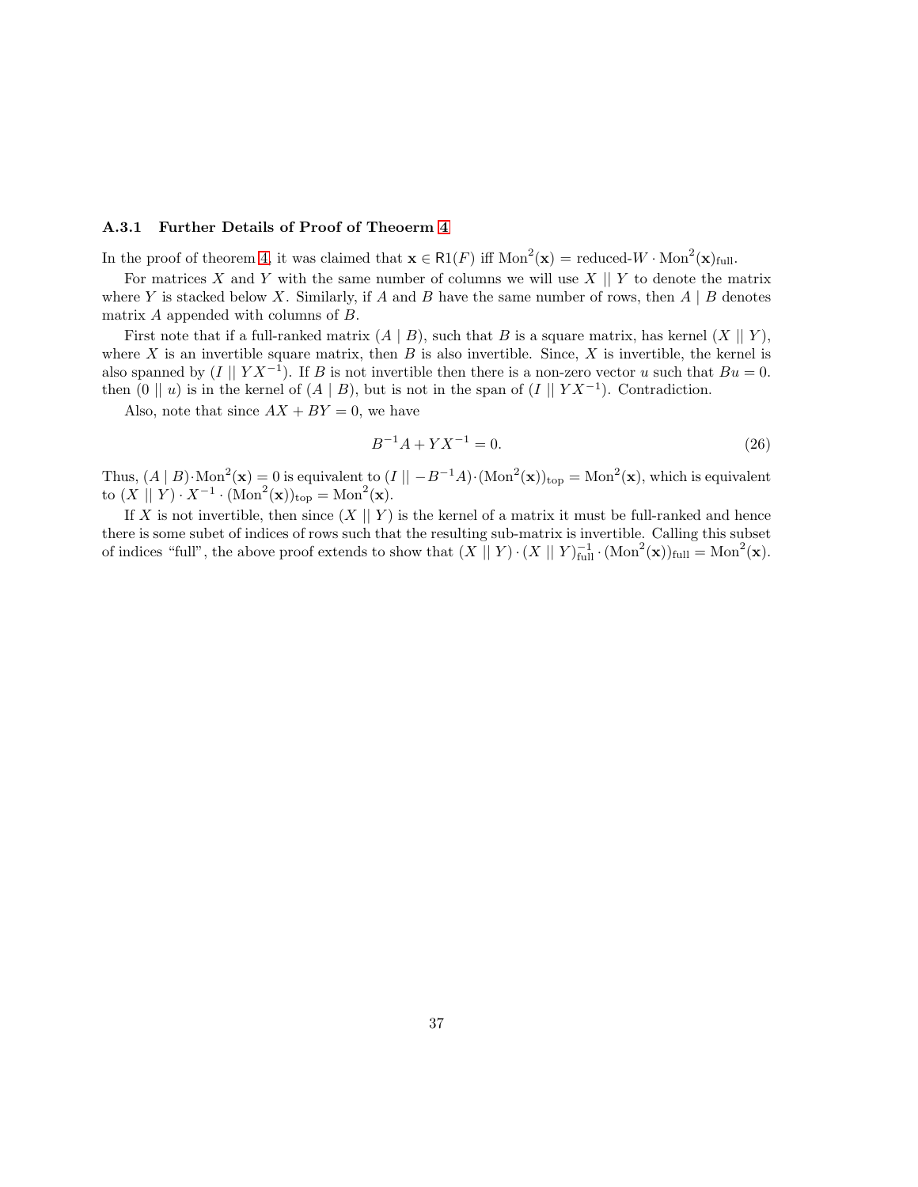### A.3.1 Further Details of Proof of Theoerm 4

In the proof of theorem 4, it was claimed that $\mathbf{x} \in \mathsf{R1}(F)$ iff $\text{Mon}^2(\mathbf{x}) = \text{reduced-}W \cdot \text{Mon}^2(\mathbf{x})_{\text{full}}$.

For matrices $X$ and $Y$ with the same number of columns we will use $X \mid\mid Y$ to denote the matrix where $Y$ is stacked below $X$. Similarly, if $A$ and $B$ have the same number of rows, then $A \mid B$ denotes matrix $A$ appended with columns of $B$.

First note that if a full-ranked matrix $(A \mid B)$, such that $B$ is a square matrix, has kernel $(X \mid\mid Y)$, where $X$ is an invertible square matrix, then $B$ is also invertible. Since, $X$ is invertible, the kernel is also spanned by $(I \mid\mid YX^{-1})$. If $B$ is not invertible then there is a non-zero vector $u$ such that $Bu = 0$. then $(0 \mid\mid u)$ is in the kernel of $(A \mid B)$, but is not in the span of $(I \mid\mid YX^{-1})$. Contradiction.

Also, note that since $AX + BY = 0$, we have

$$B^{-1}A + YX^{-1} = 0. \tag{26}$$

Thus, $(A \mid B) \cdot \text{Mon}^2(\mathbf{x}) = 0$ is equivalent to $(I \mid\mid -B^{-1}A) \cdot (\text{Mon}^2(\mathbf{x}))_{\text{top}} = \text{Mon}^2(\mathbf{x})$, which is equivalent to $(X \mid\mid Y) \cdot X^{-1} \cdot (\text{Mon}^2(\mathbf{x}))_{\text{top}} = \text{Mon}^2(\mathbf{x})$.

If $X$ is not invertible, then since $(X \mid\mid Y)$ is the kernel of a matrix it must be full-ranked and hence there is some subet of indices of rows such that the resulting sub-matrix is invertible. Calling this subset of indices "full", the above proof extends to show that $(X \mid\mid Y) \cdot (X \mid\mid Y)^{-1}_{\text{full}} \cdot (\text{Mon}^2(\mathbf{x}))_{\text{full}} = \text{Mon}^2(\mathbf{x})$.